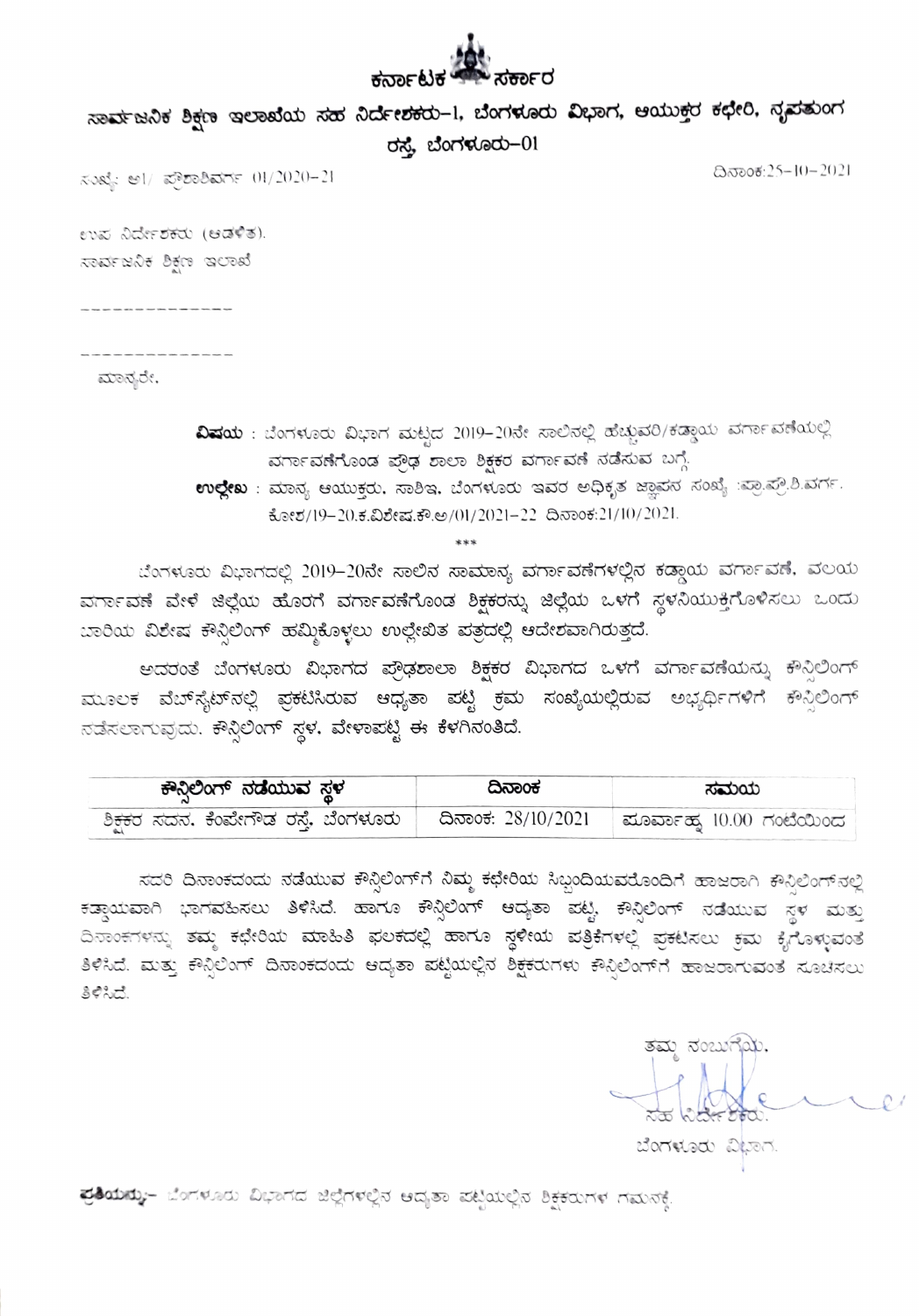# ಕರ್ನಾಟಕ ಸರ್ಕಾರ

## ಸಾರ್ವಜನಿಕ ಶಿಕ್ಷಣ ಇಲಾಖೆಯ ಸಹ ನಿರ್ದೇಶಕರು-1, ಬೆಂಗಳೂರು ವಿಭಾಗ, ಆಯುಕ್ತರ ಕಛೇರಿ, ನೃಪತುಂಗ ರಸ್ತೆ, ಬೆಂಗಳೂರು-01

ಸಂಖ್ಯೆ: ಅ1/ ಪ್ರೌಶಾಶಿವರ್ಗ 01/2020-21

ದಿನಾಂಕ:25-10-2021

ಉಪ ನಿರ್ದೇಶಕರು (ಆಡಳಿತ).
ಸಾರ್ವಜನಿಕ ಶಿಕ್ಷಣ ಇಲಾಖೆ

--------------

--------------

ಮಾನ್ಯರೇ,

**ವಿಷಯ** : ಬೆಂಗಳೂರು ವಿಭಾಗ ಮಟ್ಟದ 2019-20ನೇ ಸಾಲಿನಲ್ಲಿ ಹೆಚ್ಚುವರಿ/ಕಡ್ಡಾಯ ವರ್ಗಾವಣೆಯಲ್ಲಿ ವರ್ಗಾವಣೆಗೊಂಡ ಪ್ರೌಢ ಶಾಲಾ ಶಿಕ್ಷಕರ ವರ್ಗಾವಣೆ ನಡೆಸುವ ಬಗ್ಗೆ.

**ಉಲ್ಲೇಖ** : ಮಾನ್ಯ ಆಯುಕ್ತರು, ಸಾಶಿಇ, ಬೆಂಗಳೂರು ಇವರ ಅಧಿಕೃತ ಜ್ಞಾಪನ ಸಂಖ್ಯೆ :ಪ್ರಾ.ಪ್ರೌ.ಶಿ.ವರ್ಗ. ಕೋಶ/19-20.ಕ.ವಿಶೇಷ.ಕೌ.ಅ/01/2021-22 ದಿನಾಂಕ:21/10/2021.

\*\*\*

ಬೆಂಗಳೂರು ವಿಭಾಗದಲ್ಲಿ 2019-20ನೇ ಸಾಲಿನ ಸಾಮಾನ್ಯ ವರ್ಗಾವಣೆಗಳಲ್ಲಿನ ಕಡ್ಡಾಯ ವರ್ಗಾವಣೆ, ವಲಯ ವರ್ಗಾವಣೆ ವೇಳೆ ಜಿಲ್ಲೆಯ ಹೊರಗೆ ವರ್ಗಾವಣೆಗೊಂಡ ಶಿಕ್ಷಕರನ್ನು ಜಿಲ್ಲೆಯ ಒಳಗೆ ಸ್ಥಳನಿಯುಕ್ತಿಗೊಳಿಸಲು ಒಂದು ಬಾರಿಯ ವಿಶೇಷ ಕೌನ್ಸಿಲಿಂಗ್ ಹಮ್ಮಿಕೊಳ್ಳಲು ಉಲ್ಲೇಖಿತ ಪತ್ರದಲ್ಲಿ ಆದೇಶವಾಗಿರುತ್ತದೆ.

ಅದರಂತೆ ಬೆಂಗಳೂರು ವಿಭಾಗದ ಪ್ರೌಢಶಾಲಾ ಶಿಕ್ಷಕರ ವಿಭಾಗದ ಒಳಗೆ ವರ್ಗಾವಣೆಯನ್ನು ಕೌನ್ಸಿಲಿಂಗ್ ಮೂಲಕ ವೆಬ್‌ಸೈಟ್‌ನಲ್ಲಿ ಪ್ರಕಟಿಸಿರುವ ಆದ್ಯತಾ ಪಟ್ಟಿ ಕ್ರಮ ಸಂಖ್ಯೆಯಲ್ಲಿರುವ ಅಭ್ಯರ್ಥಿಗಳಿಗೆ ಕೌನ್ಸಿಲಿಂಗ್ ನಡೆಸಲಾಗುವುದು. ಕೌನ್ಸಿಲಿಂಗ್ ಸ್ಥಳ, ವೇಳಾಪಟ್ಟಿ ಈ ಕೆಳಗಿನಂತಿದೆ.

| ಕೌನ್ಸಿಲಿಂಗ್ ನಡೆಯುವ ಸ್ಥಳ | ದಿನಾಂಕ | ಸಮಯ |
|---|---|---|
| ಶಿಕ್ಷಕರ ಸದನ, ಕೆಂಪೇಗೌಡ ರಸ್ತೆ, ಬೆಂಗಳೂರು | ದಿನಾಂಕ: 28/10/2021 | ಪೂರ್ವಾಹ್ನ 10.00 ಗಂಟೆಯಿಂದ |

ಸದರಿ ದಿನಾಂಕದಂದು ನಡೆಯುವ ಕೌನ್ಸಿಲಿಂಗ್‌ಗೆ ನಿಮ್ಮ ಕಛೇರಿಯ ಸಿಬ್ಬಂದಿಯವರೊಂದಿಗೆ ಹಾಜರಾಗಿ ಕೌನ್ಸಿಲಿಂಗ್‌ನಲ್ಲಿ ಕಡ್ಡಾಯವಾಗಿ ಭಾಗವಹಿಸಲು ತಿಳಿಸಿದೆ. ಹಾಗೂ ಕೌನ್ಸಿಲಿಂಗ್ ಆದ್ಯತಾ ಪಟ್ಟಿ, ಕೌನ್ಸಿಲಿಂಗ್ ನಡೆಯುವ ಸ್ಥಳ ಮತ್ತು ದಿನಾಂಕಗಳನ್ನು ತಮ್ಮ ಕಛೇರಿಯ ಮಾಹಿತಿ ಫಲಕದಲ್ಲಿ ಹಾಗೂ ಸ್ಥಳೀಯ ಪತ್ರಿಕೆಗಳಲ್ಲಿ ಪ್ರಕಟಿಸಲು ಕ್ರಮ ಕೈಗೊಳ್ಳುವಂತೆ ತಿಳಿಸಿದೆ. ಮತ್ತು ಕೌನ್ಸಿಲಿಂಗ್ ದಿನಾಂಕದಂದು ಆದ್ಯತಾ ಪಟ್ಟಿಯಲ್ಲಿನ ಶಿಕ್ಷಕರುಗಳು ಕೌನ್ಸಿಲಿಂಗ್‌ಗೆ ಹಾಜರಾಗುವಂತೆ ಸೂಚಿಸಲು ತಿಳಿಸಿದೆ.

ತಮ್ಮ ನಂಬುಗೆಯ,

ಸಹ ನಿರ್ದೇಶಕರು.
ಬೆಂಗಳೂರು ವಿಭಾಗ.

**ಪ್ರತಿಯನ್ನು:-** ಬೆಂಗಳೂರು ವಿಭಾಗದ ಜಿಲ್ಲೆಗಳಲ್ಲಿನ ಆದ್ಯತಾ ಪಟ್ಟಿಯಲ್ಲಿನ ಶಿಕ್ಷಕರುಗಳ ಗಮನಕ್ಕೆ.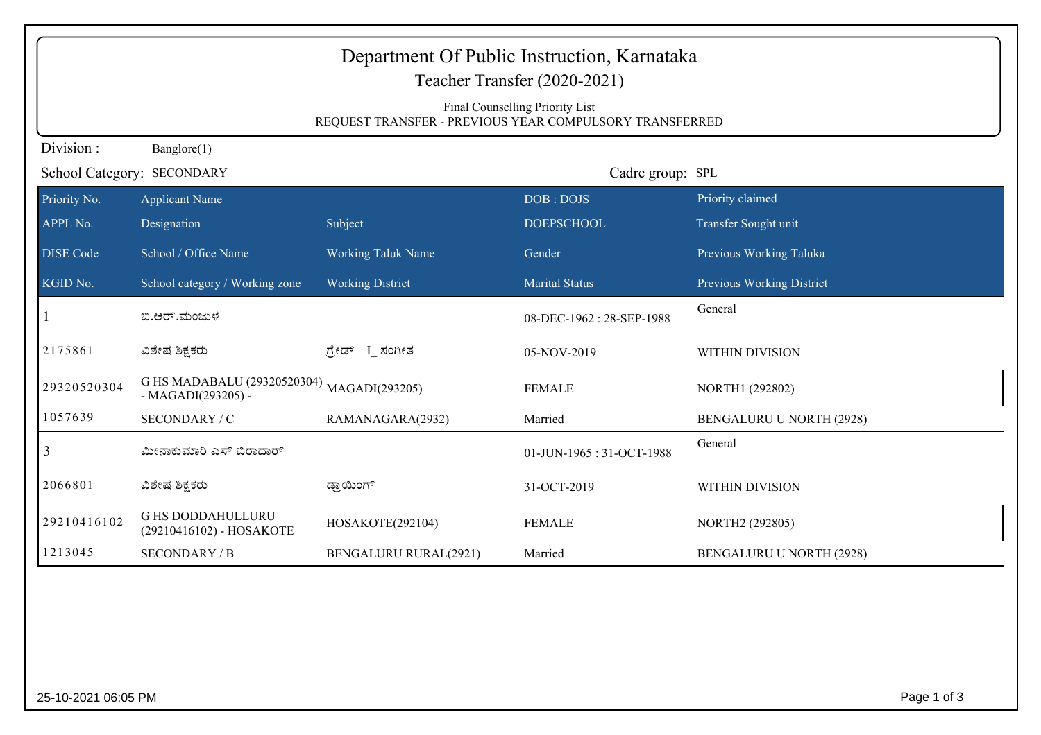# Department Of Public Instruction, Karnataka

Teacher Transfer (2020-2021)

Final Counselling Priority List

REQUEST TRANSFER - PREVIOUS YEAR COMPULSORY TRANSFERRED

Division : Banglore(1)

School Category: SECONDARY

Cadre group: SPL

| Priority No. / APPL No. / DISE Code / KGID No. | Applicant Name / Designation / School / Office Name / School category / Working zone | Subject / Working Taluk Name / Working District | DOB : DOJS / DOEPSCHOOL / Gender / Marital Status | Priority claimed / Transfer Sought unit / Previous Working Taluka / Previous Working District |
|---|---|---|---|---|
| 1 | ಬಿ.ಆರ್.ಮಂಜುಳ | | 08-DEC-1962 : 28-SEP-1988 | General |
| 2175861 | ವಿಶೇಷ ಶಿಕ್ಷಕರು | ಗ್ರೇಡ್ I_ ಸಂಗೀತ | 05-NOV-2019 | WITHIN DIVISION |
| 29320520304 | G HS MADABALU (29320520304) - MAGADI(293205) - | MAGADI(293205) | FEMALE | NORTH1 (292802) |
| 1057639 | SECONDARY / C | RAMANAGARA(2932) | Married | BENGALURU U NORTH (2928) |
| 3 | ಮೀನಾಕುಮಾರಿ ಎಸ್ ಬಿರಾದಾರ್ | | 01-JUN-1965 : 31-OCT-1988 | General |
| 2066801 | ವಿಶೇಷ ಶಿಕ್ಷಕರು | ಡ್ರಾಯಿಂಗ್ | 31-OCT-2019 | WITHIN DIVISION |
| 29210416102 | G HS DODDAHULLURU (29210416102) - HOSAKOTE | HOSAKOTE(292104) | FEMALE | NORTH2 (292805) |
| 1213045 | SECONDARY / B | BENGALURU RURAL(2921) | Married | BENGALURU U NORTH (2928) |

25-10-2021 06:05 PM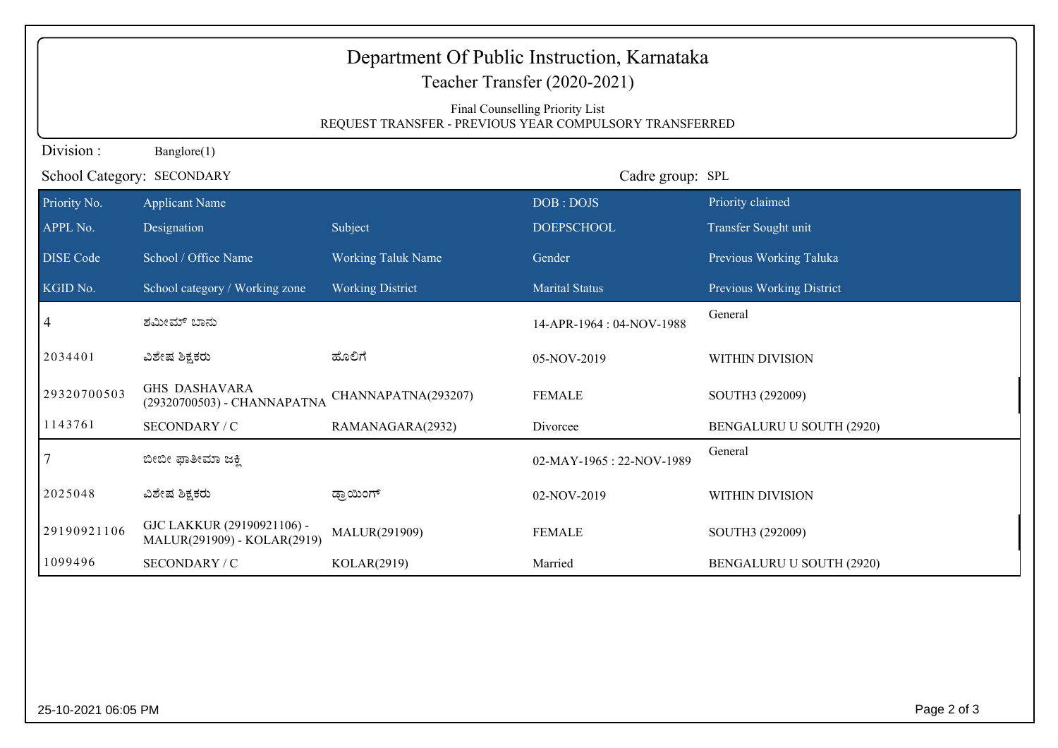# Department Of Public Instruction, Karnataka

## Teacher Transfer (2020-2021)

Final Counselling Priority List

REQUEST TRANSFER - PREVIOUS YEAR COMPULSORY TRANSFERRED

Division : Banglore(1)

School Category: SECONDARY

Cadre group: SPL

| Priority No. / APPL No. / DISE Code / KGID No. | Applicant Name / Designation / School / Office Name / School category / Working zone | Subject / Working Taluk Name / Working District | DOB : DOJS / DOEPSCHOOL / Gender / Marital Status | Priority claimed / Transfer Sought unit / Previous Working Taluka / Previous Working District |
|---|---|---|---|---|
| 4 | ಶಮೀಮ್ ಬಾನು | | 14-APR-1964 : 04-NOV-1988 | General |
| 2034401 | ವಿಶೇಷ ಶಿಕ್ಷಕರು | ಹೊಲಿಗೆ | 05-NOV-2019 | WITHIN DIVISION |
| 29320700503 | GHS DASHAVARA (29320700503) - CHANNAPATNA | CHANNAPATNA(293207) | FEMALE | SOUTH3 (292009) |
| 1143761 | SECONDARY / C | RAMANAGARA(2932) | Divorcee | BENGALURU U SOUTH (2920) |
| 7 | ಬೀಬೀ ಫಾತೀಮಾ ಜಕ್ಕಿ | | 02-MAY-1965 : 22-NOV-1989 | General |
| 2025048 | ವಿಶೇಷ ಶಿಕ್ಷಕರು | ಡ್ರಾಯಿಂಗ್ | 02-NOV-2019 | WITHIN DIVISION |
| 29190921106 | GJC LAKKUR (29190921106) - MALUR(291909) - KOLAR(2919) | MALUR(291909) | FEMALE | SOUTH3 (292009) |
| 1099496 | SECONDARY / C | KOLAR(2919) | Married | BENGALURU U SOUTH (2920) |

25-10-2021 06:05 PM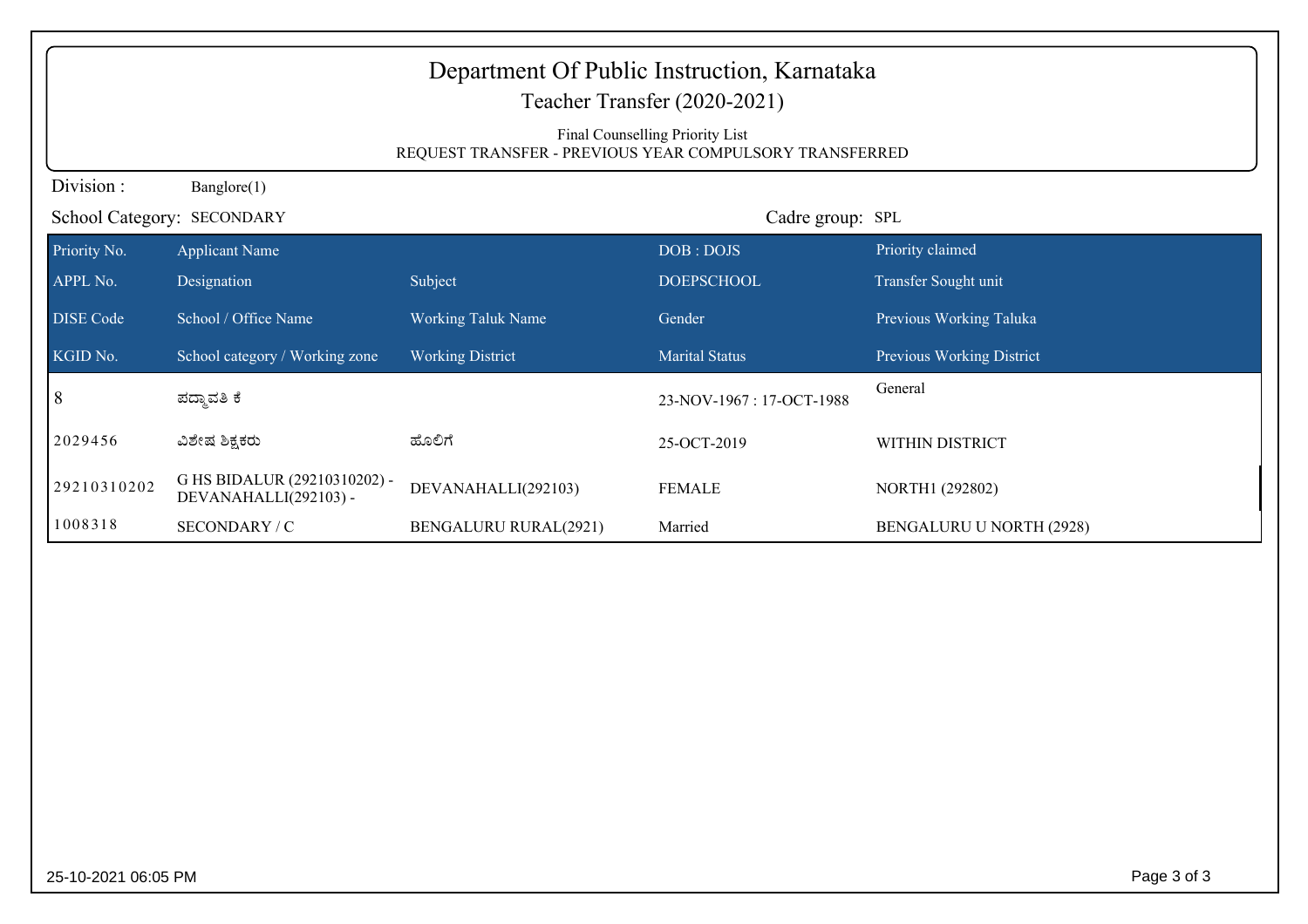# Department Of Public Instruction, Karnataka

## Teacher Transfer (2020-2021)

Final Counselling Priority List
REQUEST TRANSFER - PREVIOUS YEAR COMPULSORY TRANSFERRED

Division : Banglore(1)

School Category: SECONDARY

Cadre group: SPL

| Priority No. / APPL No. / DISE Code / KGID No. | Applicant Name / Designation / School / Office Name / School category / Working zone | Subject / Working Taluk Name / Working District | DOB : DOJS / DOEPSCHOOL / Gender / Marital Status | Priority claimed / Transfer Sought unit / Previous Working Taluka / Previous Working District |
|---|---|---|---|---|
| 8 | ಪದ್ಮಾವತಿ ಕೆ | | 23-NOV-1967 : 17-OCT-1988 | General |
| 2029456 | ವಿಶೇಷ ಶಿಕ್ಷಕರು | ಹೊಲಿಗೆ | 25-OCT-2019 | WITHIN DISTRICT |
| 29210310202 | G HS BIDALUR (29210310202) - DEVANAHALLI(292103) - | DEVANAHALLI(292103) | FEMALE | NORTH1 (292802) |
| 1008318 | SECONDARY / C | BENGALURU RURAL(2921) | Married | BENGALURU U NORTH (2928) |

25-10-2021 06:05 PM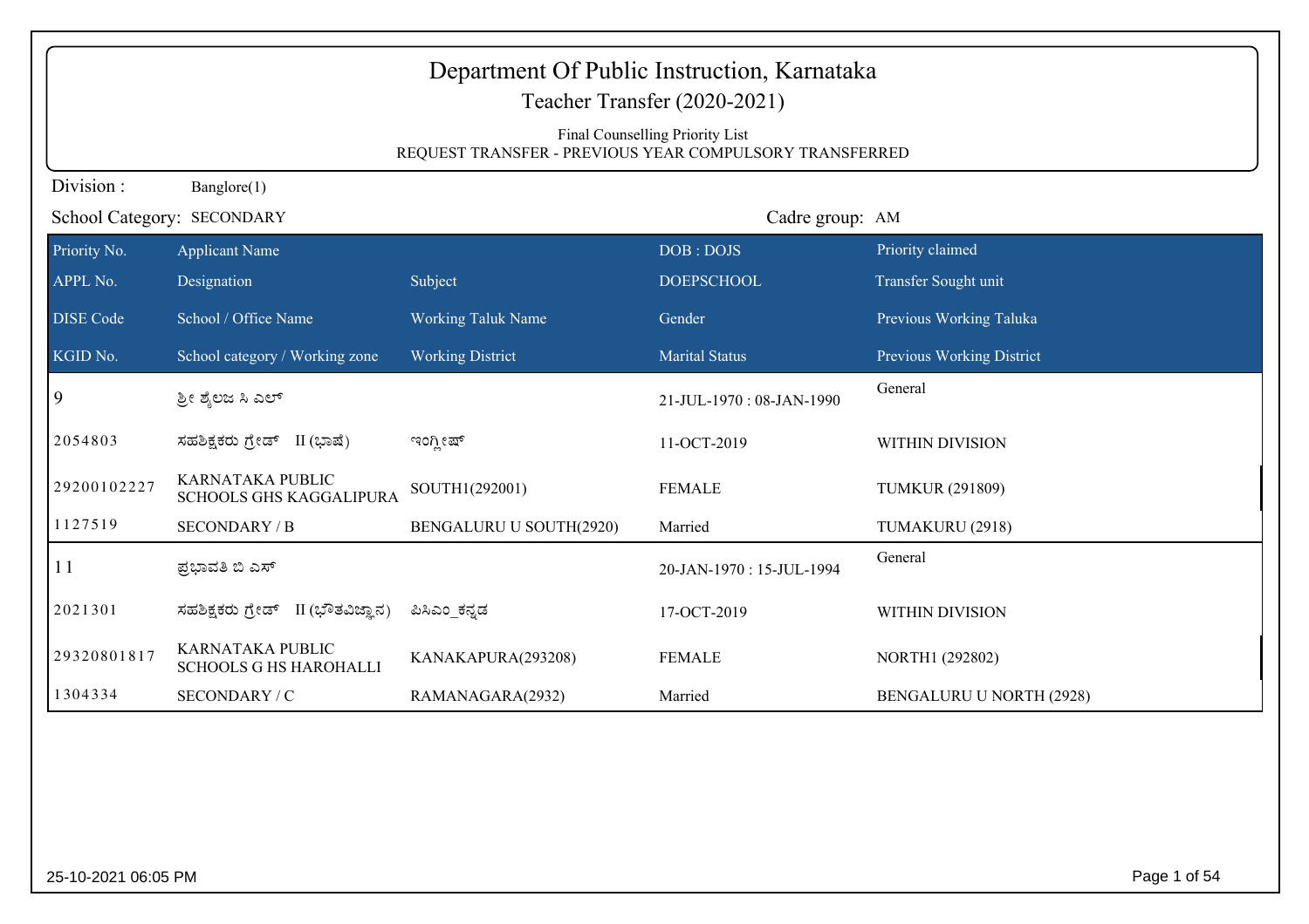# Department Of Public Instruction, Karnataka

## Teacher Transfer (2020-2021)

Final Counselling Priority List

REQUEST TRANSFER - PREVIOUS YEAR COMPULSORY TRANSFERRED

Division : Banglore(1)

School Category: SECONDARY

Cadre group: AM

| Priority No. / APPL No. / DISE Code / KGID No. | Applicant Name / Designation / School / Office Name / School category / Working zone | Subject / Working Taluk Name / Working District | DOB : DOJS / DOEPSCHOOL / Gender / Marital Status | Priority claimed / Transfer Sought unit / Previous Working Taluka / Previous Working District |
|---|---|---|---|---|
| 9 | ಶ್ರೀ ಶೈಲಜ ಸಿ ಎಲ್ | | 21-JUL-1970 : 08-JAN-1990 | General |
| 2054803 | ಸಹಶಿಕ್ಷಕರು ಗ್ರೇಡ್ II (ಭಾಷೆ) | ಇಂಗ್ಲೀಷ್ | 11-OCT-2019 | WITHIN DIVISION |
| 29200102227 | KARNATAKA PUBLIC SCHOOLS GHS KAGGALIPURA | SOUTH1(292001) | FEMALE | TUMKUR (291809) |
| 1127519 | SECONDARY / B | BENGALURU U SOUTH(2920) | Married | TUMAKURU (2918) |
| 11 | ಪ್ರಭಾವತಿ ಬಿ ಎಸ್ | | 20-JAN-1970 : 15-JUL-1994 | General |
| 2021301 | ಸಹಶಿಕ್ಷಕರು ಗ್ರೇಡ್ II (ಭೌತವಿಜ್ಞಾನ) | ಪಿಸಿಎಂ_ಕನ್ನಡ | 17-OCT-2019 | WITHIN DIVISION |
| 29320801817 | KARNATAKA PUBLIC SCHOOLS G HS HAROHALLI | KANAKAPURA(293208) | FEMALE | NORTH1 (292802) |
| 1304334 | SECONDARY / C | RAMANAGARA(2932) | Married | BENGALURU U NORTH (2928) |

25-10-2021 06:05 PM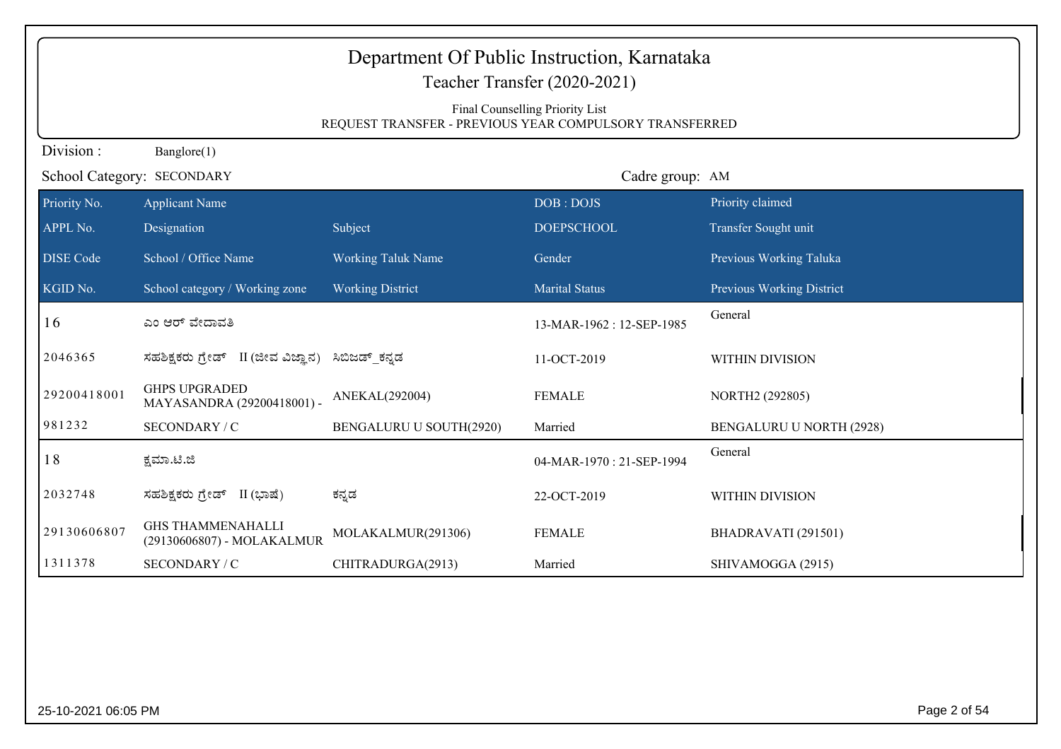# Department Of Public Instruction, Karnataka

## Teacher Transfer (2020-2021)

Final Counselling Priority List

REQUEST TRANSFER - PREVIOUS YEAR COMPULSORY TRANSFERRED

Division : Banglore(1)

School Category: SECONDARY

Cadre group: AM

| Priority No. / APPL No. / DISE Code / KGID No. | Applicant Name / Designation / School / Office Name / School category / Working zone | Subject / Working Taluk Name / Working District | DOB : DOJS / DOEPSCHOOL / Gender / Marital Status | Priority claimed / Transfer Sought unit / Previous Working Taluka / Previous Working District |
|---|---|---|---|---|
| 16 | ಎಂ ಆರ್ ವೇದಾವತಿ | | 13-MAR-1962 : 12-SEP-1985 | General |
| 2046365 | ಸಹಶಿಕ್ಷಕರು ಗ್ರೇಡ್ II (ಜೀವ ವಿಜ್ಞಾನ) | ಸಿಬಿಜಡ್_ಕನ್ನಡ | 11-OCT-2019 | WITHIN DIVISION |
| 29200418001 | GHPS UPGRADED MAYASANDRA (29200418001) - | ANEKAL(292004) | FEMALE | NORTH2 (292805) |
| 981232 | SECONDARY / C | BENGALURU U SOUTH(2920) | Married | BENGALURU U NORTH (2928) |
| 18 | ಕ್ಷಮಾ.ಟಿ.ಜಿ | | 04-MAR-1970 : 21-SEP-1994 | General |
| 2032748 | ಸಹಶಿಕ್ಷಕರು ಗ್ರೇಡ್ II (ಭಾಷೆ) | ಕನ್ನಡ | 22-OCT-2019 | WITHIN DIVISION |
| 29130606807 | GHS THAMMENAHALLI (29130606807) - MOLAKALMUR | MOLAKALMUR(291306) | FEMALE | BHADRAVATI (291501) |
| 1311378 | SECONDARY / C | CHITRADURGA(2913) | Married | SHIVAMOGGA (2915) |

25-10-2021 06:05 PM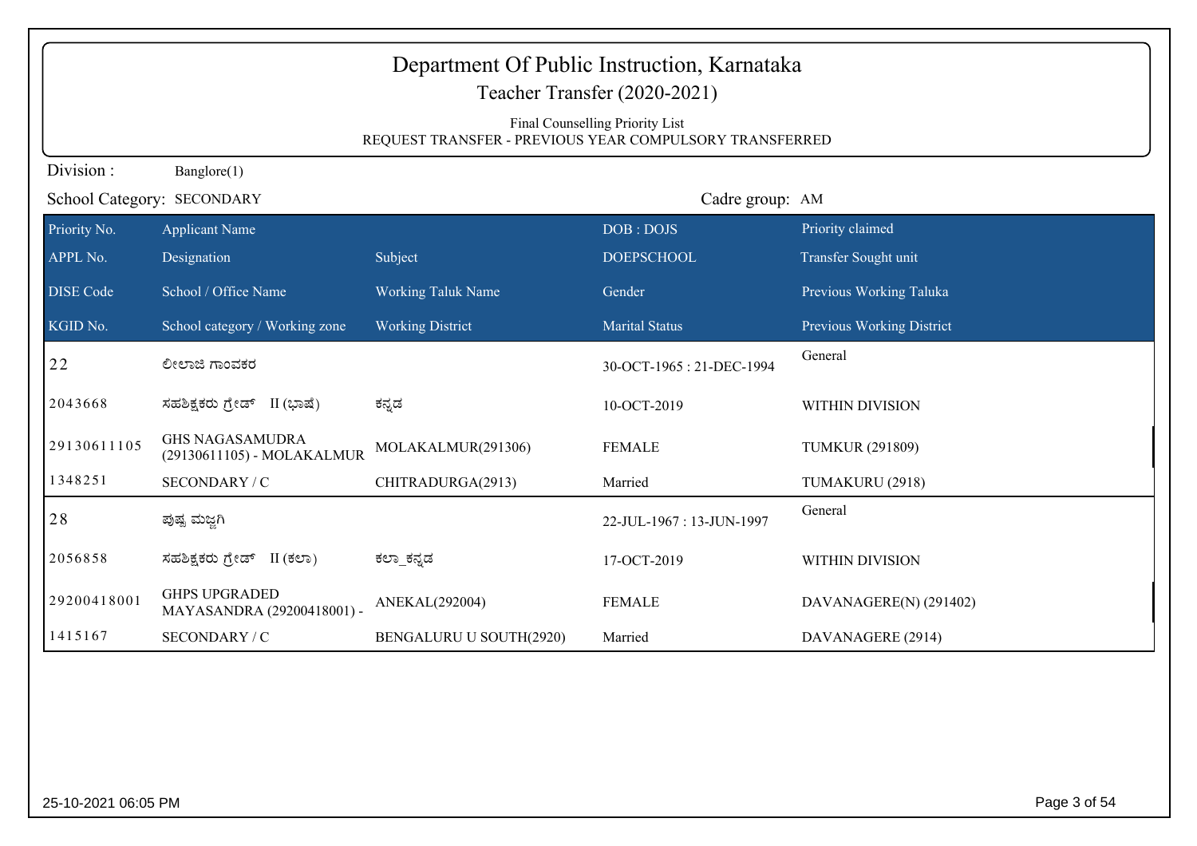# Department Of Public Instruction, Karnataka

## Teacher Transfer (2020-2021)

Final Counselling Priority List

REQUEST TRANSFER - PREVIOUS YEAR COMPULSORY TRANSFERRED

Division : Banglore(1)

School Category: SECONDARY

Cadre group: AM

| Priority No. | Applicant Name | | DOB : DOJS | Priority claimed |
|---|---|---|---|---|
| APPL No. | Designation | Subject | DOEPSCHOOL | Transfer Sought unit |
| DISE Code | School / Office Name | Working Taluk Name | Gender | Previous Working Taluka |
| KGID No. | School category / Working zone | Working District | Marital Status | Previous Working District |
| 22 | ಲೀಲಾಜಿ ಗಾಂವಕರ | | 30-OCT-1965 : 21-DEC-1994 | General |
| 2043668 | ಸಹಶಿಕ್ಷಕರು ಗ್ರೇಡ್ II (ಭಾಷೆ) | ಕನ್ನಡ | 10-OCT-2019 | WITHIN DIVISION |
| 29130611105 | GHS NAGASAMUDRA (29130611105) - MOLAKALMUR | MOLAKALMUR(291306) | FEMALE | TUMKUR (291809) |
| 1348251 | SECONDARY / C | CHITRADURGA(2913) | Married | TUMAKURU (2918) |
| 28 | ಪುಷ್ಪ ಮಜ್ಜಗಿ | | 22-JUL-1967 : 13-JUN-1997 | General |
| 2056858 | ಸಹಶಿಕ್ಷಕರು ಗ್ರೇಡ್ II (ಕಲಾ) | ಕಲಾ_ಕನ್ನಡ | 17-OCT-2019 | WITHIN DIVISION |
| 29200418001 | GHPS UPGRADED MAYASANDRA (29200418001) - | ANEKAL(292004) | FEMALE | DAVANAGERE(N) (291402) |
| 1415167 | SECONDARY / C | BENGALURU U SOUTH(2920) | Married | DAVANAGERE (2914) |

25-10-2021 06:05 PM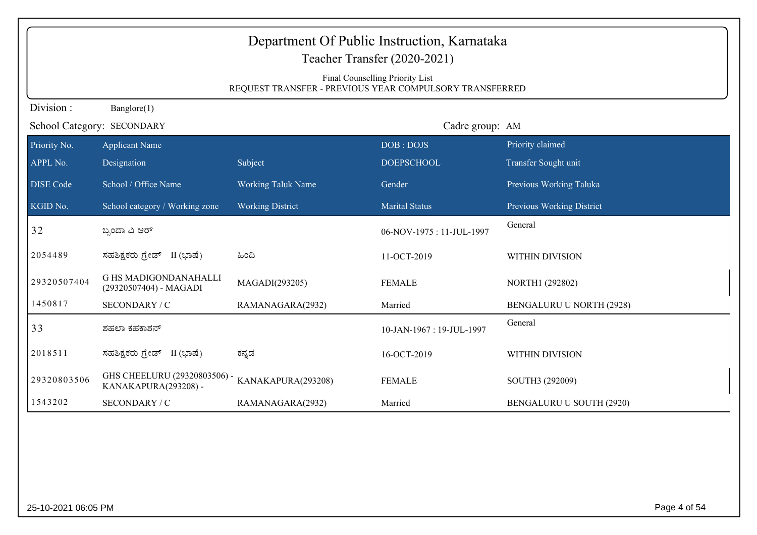# Department Of Public Instruction, Karnataka

Teacher Transfer (2020-2021)

Final Counselling Priority List

REQUEST TRANSFER - PREVIOUS YEAR COMPULSORY TRANSFERRED

Division : Banglore(1)

School Category: SECONDARY

Cadre group: AM

| Priority No. | Applicant Name | | DOB : DOJS | Priority claimed |
|---|---|---|---|---|
| APPL No. | Designation | Subject | DOEPSCHOOL | Transfer Sought unit |
| DISE Code | School / Office Name | Working Taluk Name | Gender | Previous Working Taluka |
| KGID No. | School category / Working zone | Working District | Marital Status | Previous Working District |
| 32 | ಬೃಂದಾ ವಿ ಆರ್ | | 06-NOV-1975 : 11-JUL-1997 | General |
| 2054489 | ಸಹಶಿಕ್ಷಕರು ಗ್ರೇಡ್ II (ಭಾಷೆ) | ಹಿಂದಿ | 11-OCT-2019 | WITHIN DIVISION |
| 29320507404 | G HS MADIGONDANAHALLI (29320507404) - MAGADI | MAGADI(293205) | FEMALE | NORTH1 (292802) |
| 1450817 | SECONDARY / C | RAMANAGARA(2932) | Married | BENGALURU U NORTH (2928) |
| 33 | ಶಹಲಾ ಕಹಕಾಶನ್ | | 10-JAN-1967 : 19-JUL-1997 | General |
| 2018511 | ಸಹಶಿಕ್ಷಕರು ಗ್ರೇಡ್ II (ಭಾಷೆ) | ಕನ್ನಡ | 16-OCT-2019 | WITHIN DIVISION |
| 29320803506 | GHS CHEELURU (29320803506) - KANAKAPURA(293208) - | KANAKAPURA(293208) | FEMALE | SOUTH3 (292009) |
| 1543202 | SECONDARY / C | RAMANAGARA(2932) | Married | BENGALURU U SOUTH (2920) |

25-10-2021 06:05 PM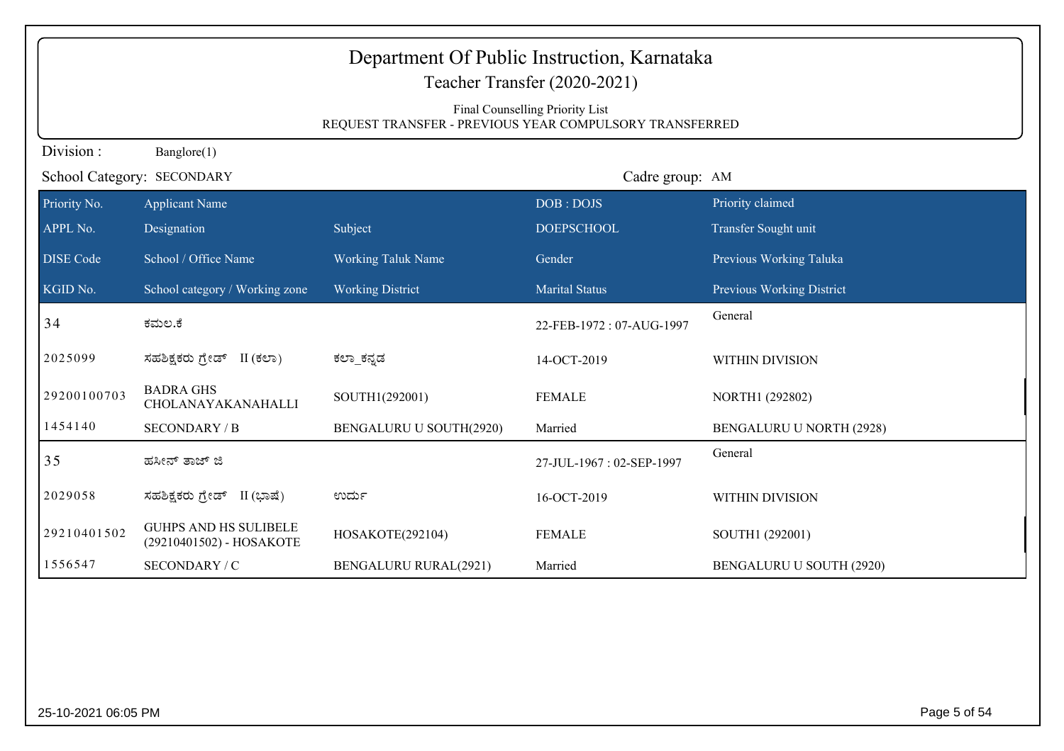# Department Of Public Instruction, Karnataka

## Teacher Transfer (2020-2021)

Final Counselling Priority List
REQUEST TRANSFER - PREVIOUS YEAR COMPULSORY TRANSFERRED

Division : Banglore(1)

School Category: SECONDARY

Cadre group: AM

| Priority No. / APPL No. / DISE Code / KGID No. | Applicant Name / Designation / School / Office Name / School category / Working zone | Subject / Working Taluk Name / Working District | DOB : DOJS / DOEPSCHOOL / Gender / Marital Status | Priority claimed / Transfer Sought unit / Previous Working Taluka / Previous Working District |
|---|---|---|---|---|
| 34 | ಕಮಲ.ಕೆ | | 22-FEB-1972 : 07-AUG-1997 | General |
| 2025099 | ಸಹಶಿಕ್ಷಕರು ಗ್ರೇಡ್ II (ಕಲಾ) | ಕಲಾ_ಕನ್ನಡ | 14-OCT-2019 | WITHIN DIVISION |
| 29200100703 | BADRA GHS CHOLANAYAKANAHALLI | SOUTH1(292001) | FEMALE | NORTH1 (292802) |
| 1454140 | SECONDARY / B | BENGALURU U SOUTH(2920) | Married | BENGALURU U NORTH (2928) |
| 35 | ಹಸೀನ್ ತಾಜ್ ಜಿ | | 27-JUL-1967 : 02-SEP-1997 | General |
| 2029058 | ಸಹಶಿಕ್ಷಕರು ಗ್ರೇಡ್ II (ಭಾಷೆ) | ಉರ್ದು | 16-OCT-2019 | WITHIN DIVISION |
| 29210401502 | GUHPS AND HS SULIBELE (29210401502) - HOSAKOTE | HOSAKOTE(292104) | FEMALE | SOUTH1 (292001) |
| 1556547 | SECONDARY / C | BENGALURU RURAL(2921) | Married | BENGALURU U SOUTH (2920) |

25-10-2021 06:05 PM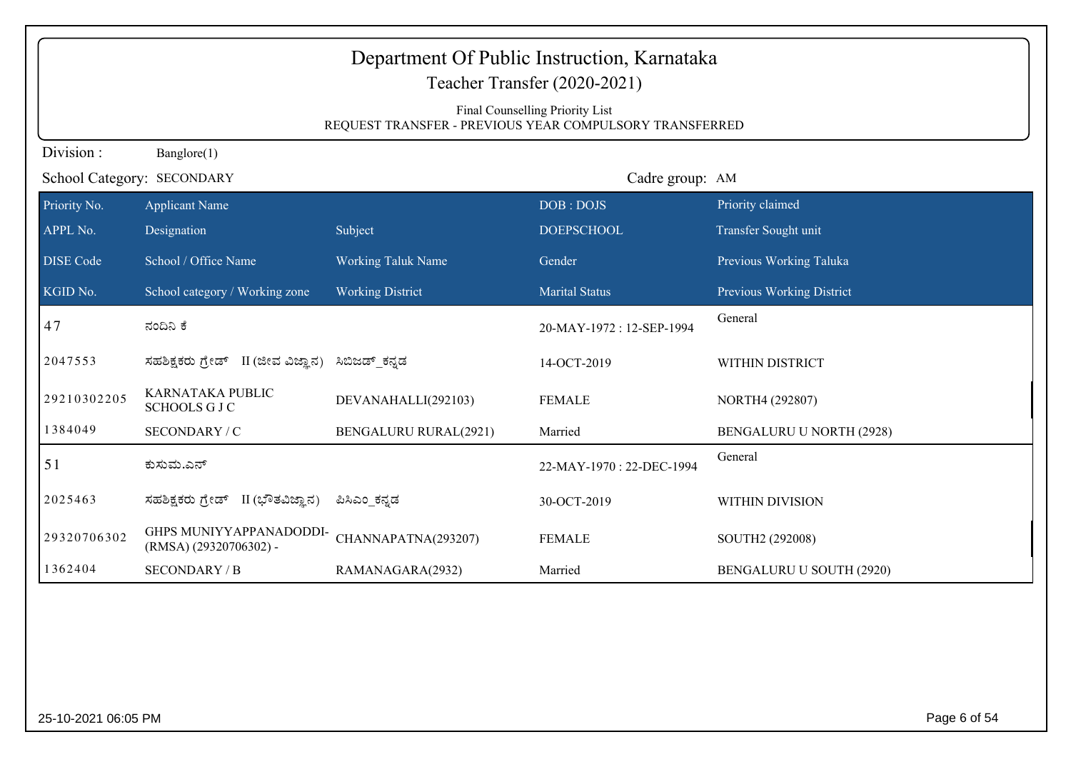# Department Of Public Instruction, Karnataka

Teacher Transfer (2020-2021)

Final Counselling Priority List
REQUEST TRANSFER - PREVIOUS YEAR COMPULSORY TRANSFERRED

Division : Banglore(1)

School Category: SECONDARY

Cadre group: AM

| Priority No. / APPL No. / DISE Code / KGID No. | Applicant Name / Designation / School / Office Name / School category / Working zone | Subject / Working Taluk Name / Working District | DOB : DOJS / DOEPSCHOOL / Gender / Marital Status | Priority claimed / Transfer Sought unit / Previous Working Taluka / Previous Working District |
|---|---|---|---|---|
| 47 | ನಂದಿನಿ ಕೆ | | 20-MAY-1972 : 12-SEP-1994 | General |
| 2047553 | ಸಹಶಿಕ್ಷಕರು ಗ್ರೇಡ್ II (ಜೀವ ವಿಜ್ಞಾನ) | ಸಿಬಿಜಡ್_ಕನ್ನಡ | 14-OCT-2019 | WITHIN DISTRICT |
| 29210302205 | KARNATAKA PUBLIC SCHOOLS G J C | DEVANAHALLI(292103) | FEMALE | NORTH4 (292807) |
| 1384049 | SECONDARY / C | BENGALURU RURAL(2921) | Married | BENGALURU U NORTH (2928) |
| 51 | ಕುಸುಮ.ಎನ್ | | 22-MAY-1970 : 22-DEC-1994 | General |
| 2025463 | ಸಹಶಿಕ್ಷಕರು ಗ್ರೇಡ್ II (ಭೌತವಿಜ್ಞಾನ) | ಪಿಸಿಎಂ_ಕನ್ನಡ | 30-OCT-2019 | WITHIN DIVISION |
| 29320706302 | GHPS MUNIYYAPPANADODDI-(RMSA) (29320706302) - | CHANNAPATNA(293207) | FEMALE | SOUTH2 (292008) |
| 1362404 | SECONDARY / B | RAMANAGARA(2932) | Married | BENGALURU U SOUTH (2920) |

25-10-2021 06:05 PM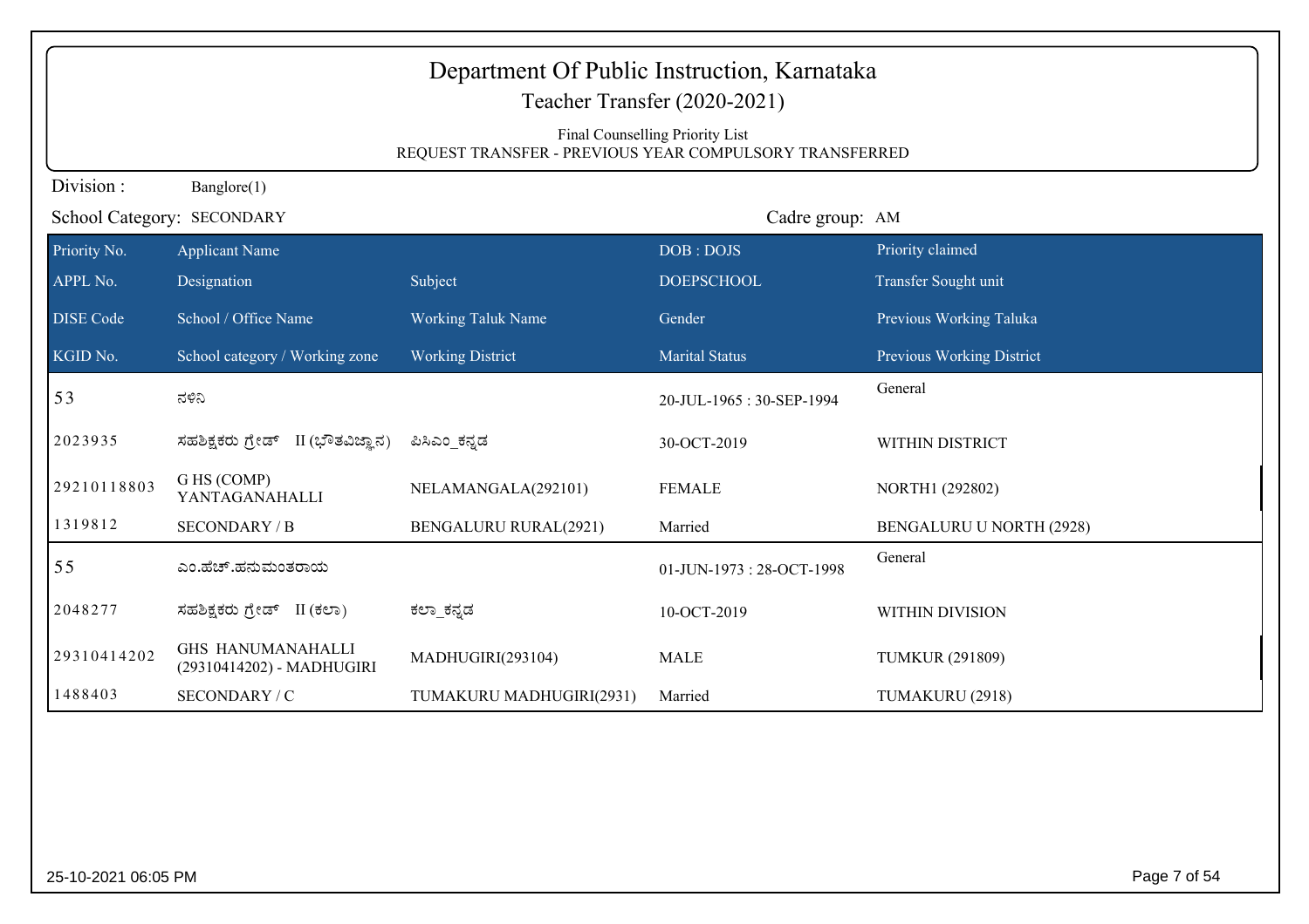# Department Of Public Instruction, Karnataka

Teacher Transfer (2020-2021)

Final Counselling Priority List

REQUEST TRANSFER - PREVIOUS YEAR COMPULSORY TRANSFERRED

Division : Banglore(1)

School Category: SECONDARY

Cadre group: AM

| Priority No. / APPL No. / DISE Code / KGID No. | Applicant Name / Designation / School / Office Name / School category / Working zone | Subject / Working Taluk Name / Working District | DOB : DOJS / DOEPSCHOOL / Gender / Marital Status | Priority claimed / Transfer Sought unit / Previous Working Taluka / Previous Working District |
|---|---|---|---|---|
| 53 | ನಳಿನಿ | | 20-JUL-1965 : 30-SEP-1994 | General |
| 2023935 | ಸಹಶಿಕ್ಷಕರು ಗ್ರೇಡ್ II (ಭೌತವಿಜ್ಞಾನ) | ಪಿಸಿಎಂ_ಕನ್ನಡ | 30-OCT-2019 | WITHIN DISTRICT |
| 29210118803 | G HS (COMP) YANTAGANAHALLI | NELAMANGALA(292101) | FEMALE | NORTH1 (292802) |
| 1319812 | SECONDARY / B | BENGALURU RURAL(2921) | Married | BENGALURU U NORTH (2928) |
| 55 | ಎಂ.ಹೆಚ್.ಹನುಮಂತರಾಯ | | 01-JUN-1973 : 28-OCT-1998 | General |
| 2048277 | ಸಹಶಿಕ್ಷಕರು ಗ್ರೇಡ್ II (ಕಲಾ) | ಕಲಾ_ಕನ್ನಡ | 10-OCT-2019 | WITHIN DIVISION |
| 29310414202 | GHS HANUMANAHALLI (29310414202) - MADHUGIRI | MADHUGIRI(293104) | MALE | TUMKUR (291809) |
| 1488403 | SECONDARY / C | TUMAKURU MADHUGIRI(2931) | Married | TUMAKURU (2918) |

25-10-2021 06:05 PM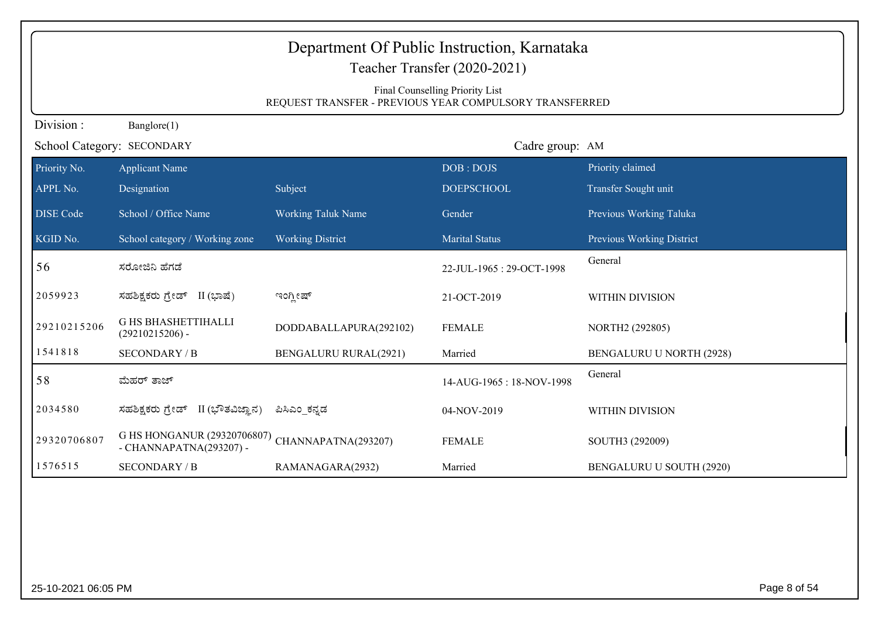# Department Of Public Instruction, Karnataka

## Teacher Transfer (2020-2021)

Final Counselling Priority List
REQUEST TRANSFER - PREVIOUS YEAR COMPULSORY TRANSFERRED

Division : Banglore(1)

School Category: SECONDARY

Cadre group: AM

| Priority No. | Applicant Name | | DOB : DOJS | Priority claimed |
|---|---|---|---|---|
| **APPL No.** | **Designation** | **Subject** | **DOEPSCHOOL** | **Transfer Sought unit** |
| **DISE Code** | **School / Office Name** | **Working Taluk Name** | **Gender** | **Previous Working Taluka** |
| **KGID No.** | **School category / Working zone** | **Working District** | **Marital Status** | **Previous Working District** |
| 56 | ಸರೋಜಿನಿ ಹೆಗಡೆ | | 22-JUL-1965 : 29-OCT-1998 | General |
| 2059923 | ಸಹಶಿಕ್ಷಕರು ಗ್ರೇಡ್ II (ಭಾಷೆ) | ಇಂಗ್ಲೀಷ್ | 21-OCT-2019 | WITHIN DIVISION |
| 29210215206 | G HS BHASHETTIHALLI (29210215206) - | DODDABALLAPURA(292102) | FEMALE | NORTH2 (292805) |
| 1541818 | SECONDARY / B | BENGALURU RURAL(2921) | Married | BENGALURU U NORTH (2928) |
| 58 | ಮೆಹರ್ ತಾಜ್ | | 14-AUG-1965 : 18-NOV-1998 | General |
| 2034580 | ಸಹಶಿಕ್ಷಕರು ಗ್ರೇಡ್ II (ಭೌತವಿಜ್ಞಾನ) | ಪಿಸಿಎಂ_ಕನ್ನಡ | 04-NOV-2019 | WITHIN DIVISION |
| 29320706807 | G HS HONGANUR (29320706807) - CHANNAPATNA(293207) - | CHANNAPATNA(293207) | FEMALE | SOUTH3 (292009) |
| 1576515 | SECONDARY / B | RAMANAGARA(2932) | Married | BENGALURU U SOUTH (2920) |

25-10-2021 06:05 PM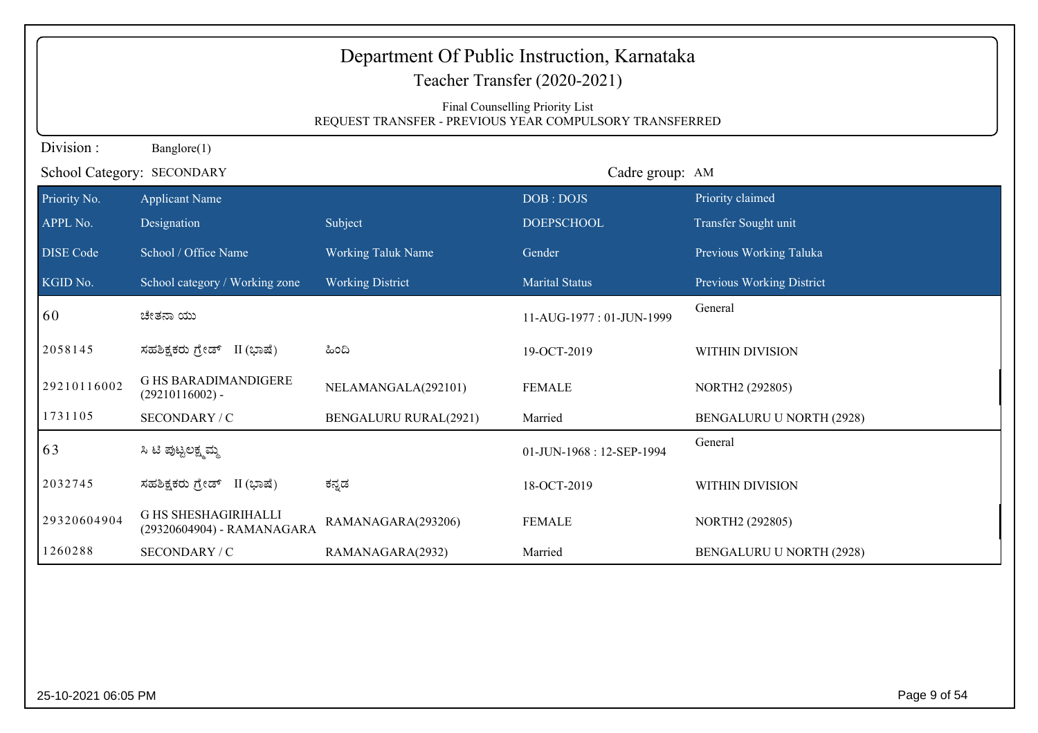# Department Of Public Instruction, Karnataka

## Teacher Transfer (2020-2021)

Final Counselling Priority List

REQUEST TRANSFER - PREVIOUS YEAR COMPULSORY TRANSFERRED

Division : Banglore(1)

School Category: SECONDARY

Cadre group: AM

| Priority No. | Applicant Name | | DOB : DOJS | Priority claimed |
|---|---|---|---|---|
| APPL No. | Designation | Subject | DOEPSCHOOL | Transfer Sought unit |
| DISE Code | School / Office Name | Working Taluk Name | Gender | Previous Working Taluka |
| KGID No. | School category / Working zone | Working District | Marital Status | Previous Working District |
| 60 | ಚೇತನಾ ಯು | | 11-AUG-1977 : 01-JUN-1999 | General |
| 2058145 | ಸಹಶಿಕ್ಷಕರು ಗ್ರೇಡ್ II (ಭಾಷೆ) | ಹಿಂದಿ | 19-OCT-2019 | WITHIN DIVISION |
| 29210116002 | G HS BARADIMANDIGERE (29210116002) - | NELAMANGALA(292101) | FEMALE | NORTH2 (292805) |
| 1731105 | SECONDARY / C | BENGALURU RURAL(2921) | Married | BENGALURU U NORTH (2928) |
| 63 | ಸಿ ಟಿ ಪುಟ್ಟಲಕ್ಷ್ಮಮ್ಮ | | 01-JUN-1968 : 12-SEP-1994 | General |
| 2032745 | ಸಹಶಿಕ್ಷಕರು ಗ್ರೇಡ್ II (ಭಾಷೆ) | ಕನ್ನಡ | 18-OCT-2019 | WITHIN DIVISION |
| 29320604904 | G HS SHESHAGIRIHALLI (29320604904) - RAMANAGARA | RAMANAGARA(293206) | FEMALE | NORTH2 (292805) |
| 1260288 | SECONDARY / C | RAMANAGARA(2932) | Married | BENGALURU U NORTH (2928) |

25-10-2021 06:05 PM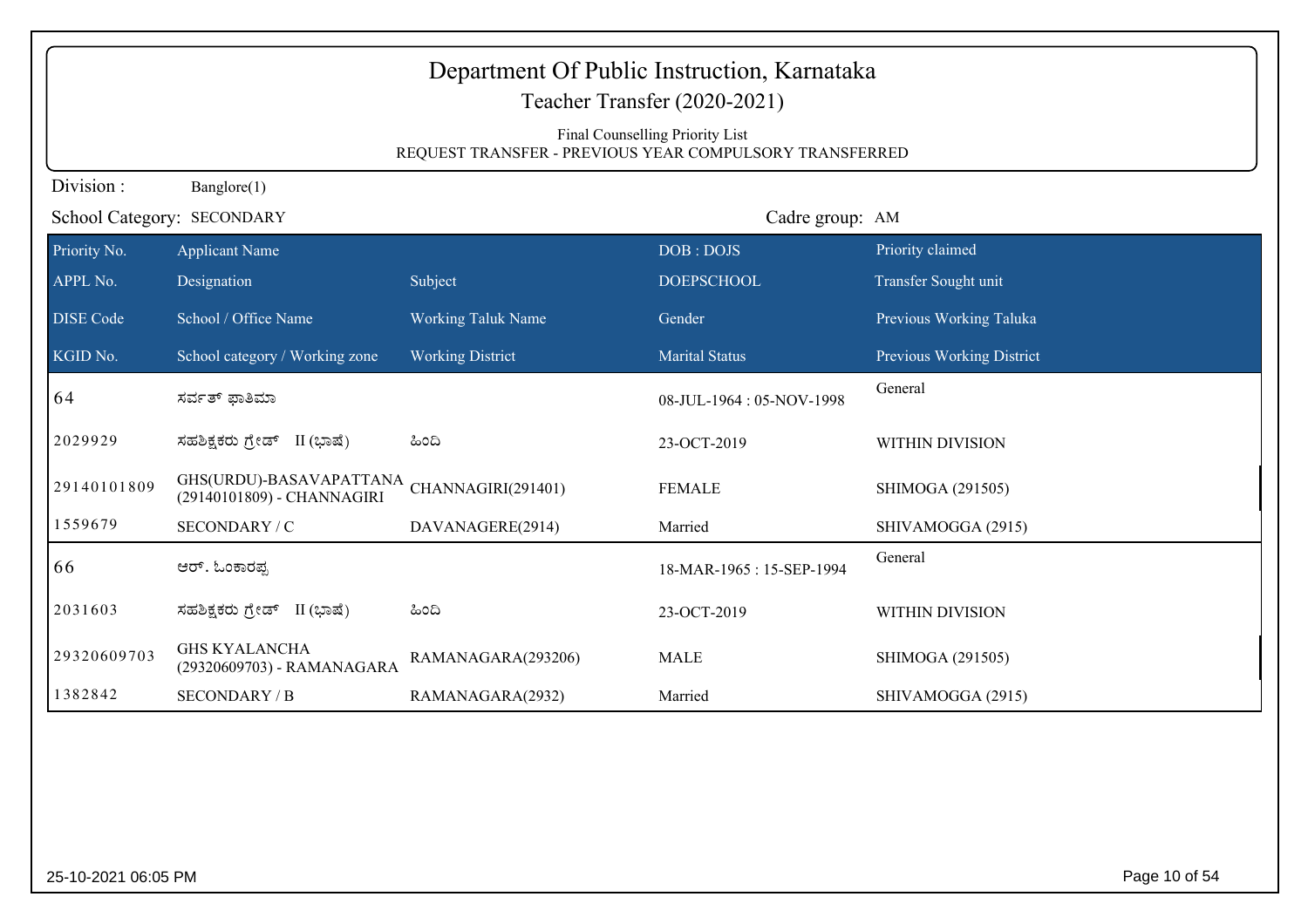# Department Of Public Instruction, Karnataka

Teacher Transfer (2020-2021)

Final Counselling Priority List

REQUEST TRANSFER - PREVIOUS YEAR COMPULSORY TRANSFERRED

Division : Banglore(1)

School Category: SECONDARY

Cadre group: AM

| Priority No. / APPL No. / DISE Code / KGID No. | Applicant Name / Designation / School / Office Name / School category / Working zone | Subject / Working Taluk Name / Working District | DOB : DOJS / DOEPSCHOOL / Gender / Marital Status | Priority claimed / Transfer Sought unit / Previous Working Taluka / Previous Working District |
|---|---|---|---|---|
| 64 | ಸರ್ವತ್ ಫಾತಿಮಾ | | 08-JUL-1964 : 05-NOV-1998 | General |
| 2029929 | ಸಹಶಿಕ್ಷಕರು ಗ್ರೇಡ್ II (ಭಾಷೆ) | ಹಿಂದಿ | 23-OCT-2019 | WITHIN DIVISION |
| 29140101809 | GHS(URDU)-BASAVAPATTANA (29140101809) - CHANNAGIRI | CHANNAGIRI(291401) | FEMALE | SHIMOGA (291505) |
| 1559679 | SECONDARY / C | DAVANAGERE(2914) | Married | SHIVAMOGGA (2915) |
| 66 | ಆರ್. ಓಂಕಾರಪ್ಪ | | 18-MAR-1965 : 15-SEP-1994 | General |
| 2031603 | ಸಹಶಿಕ್ಷಕರು ಗ್ರೇಡ್ II (ಭಾಷೆ) | ಹಿಂದಿ | 23-OCT-2019 | WITHIN DIVISION |
| 29320609703 | GHS KYALANCHA (29320609703) - RAMANAGARA | RAMANAGARA(293206) | MALE | SHIMOGA (291505) |
| 1382842 | SECONDARY / B | RAMANAGARA(2932) | Married | SHIVAMOGGA (2915) |

25-10-2021 06:05 PM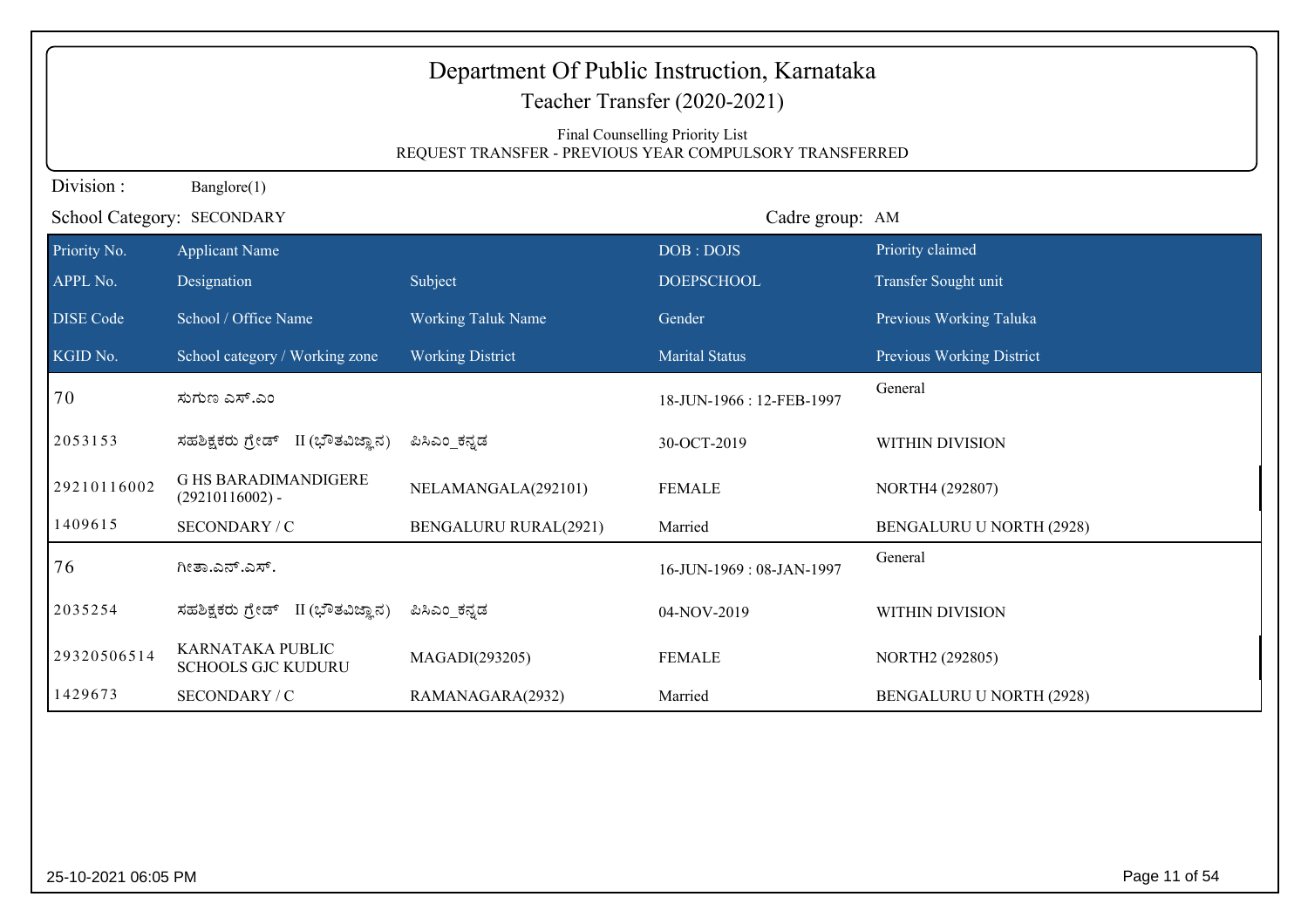# Department Of Public Instruction, Karnataka

## Teacher Transfer (2020-2021)

Final Counselling Priority List

REQUEST TRANSFER - PREVIOUS YEAR COMPULSORY TRANSFERRED

Division : Banglore(1)

School Category: SECONDARY

Cadre group: AM

| Priority No. / APPL No. / DISE Code / KGID No. | Applicant Name / Designation / School / Office Name / School category / Working zone | Subject / Working Taluk Name / Working District | DOB : DOJS / DOEPSCHOOL / Gender / Marital Status | Priority claimed / Transfer Sought unit / Previous Working Taluka / Previous Working District |
|---|---|---|---|---|
| 70 | ಸುಗುಣ ಎಸ್.ಎಂ | | 18-JUN-1966 : 12-FEB-1997 | General |
| 2053153 | ಸಹಶಿಕ್ಷಕರು ಗ್ರೇಡ್ II (ಭೌತವಿಜ್ಞಾನ) | ಪಿಸಿಎಂ_ಕನ್ನಡ | 30-OCT-2019 | WITHIN DIVISION |
| 29210116002 | G HS BARADIMANDIGERE (29210116002) - | NELAMANGALA(292101) | FEMALE | NORTH4 (292807) |
| 1409615 | SECONDARY / C | BENGALURU RURAL(2921) | Married | BENGALURU U NORTH (2928) |
| 76 | ಗೀತಾ.ಎನ್.ಎಸ್. | | 16-JUN-1969 : 08-JAN-1997 | General |
| 2035254 | ಸಹಶಿಕ್ಷಕರು ಗ್ರೇಡ್ II (ಭೌತವಿಜ್ಞಾನ) | ಪಿಸಿಎಂ_ಕನ್ನಡ | 04-NOV-2019 | WITHIN DIVISION |
| 29320506514 | KARNATAKA PUBLIC SCHOOLS GJC KUDURU | MAGADI(293205) | FEMALE | NORTH2 (292805) |
| 1429673 | SECONDARY / C | RAMANAGARA(2932) | Married | BENGALURU U NORTH (2928) |

25-10-2021 06:05 PM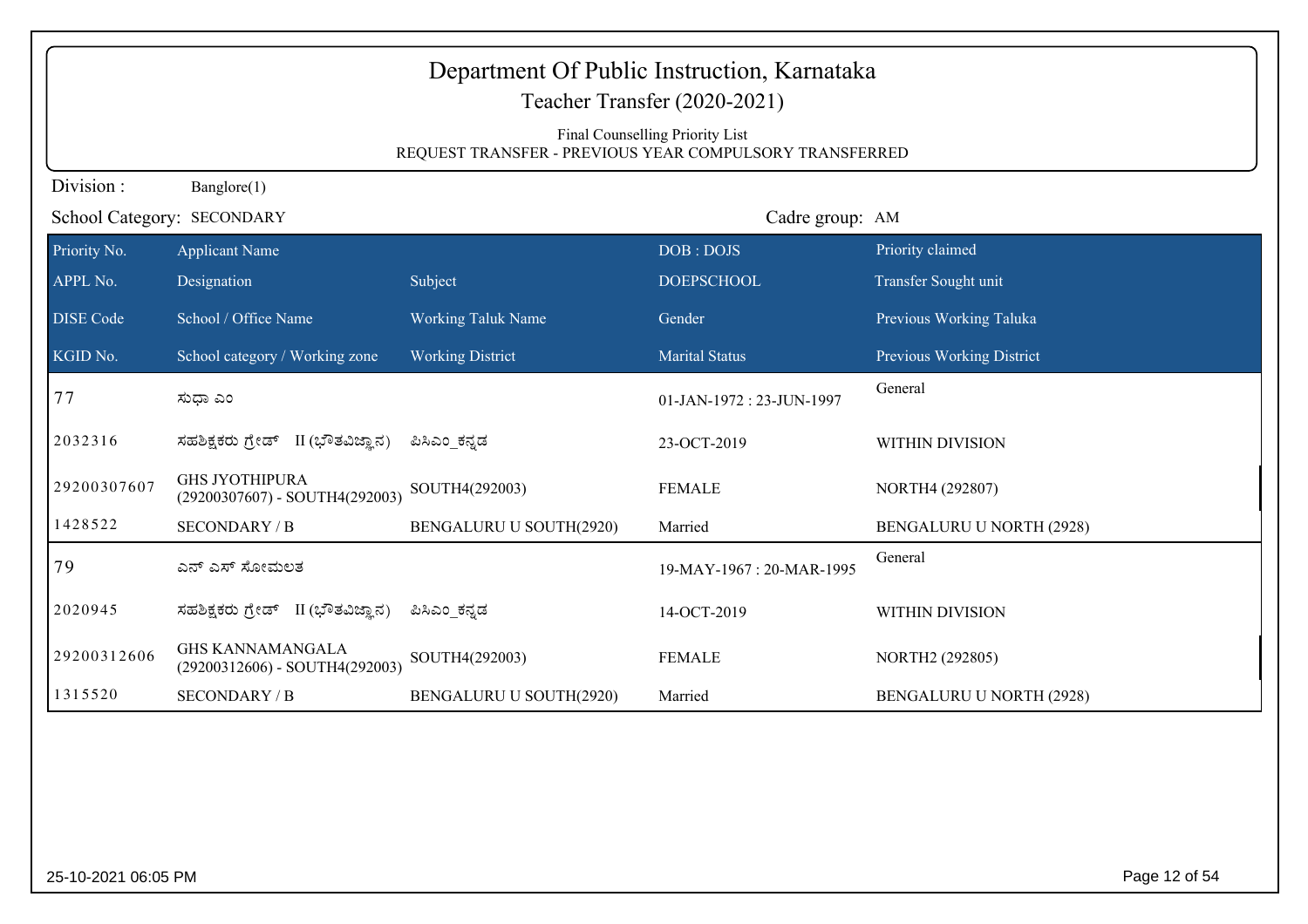# Department Of Public Instruction, Karnataka

## Teacher Transfer (2020-2021)

Final Counselling Priority List

REQUEST TRANSFER - PREVIOUS YEAR COMPULSORY TRANSFERRED

Division : Banglore(1)

School Category: SECONDARY

Cadre group: AM

| Priority No. / APPL No. / DISE Code / KGID No. | Applicant Name / Designation / School / Office Name / School category / Working zone | Subject / Working Taluk Name / Working District | DOB : DOJS / DOEPSCHOOL / Gender / Marital Status | Priority claimed / Transfer Sought unit / Previous Working Taluka / Previous Working District |
|---|---|---|---|---|
| 77 | ಸುಧಾ ಎಂ | | 01-JAN-1972 : 23-JUN-1997 | General |
| 2032316 | ಸಹಶಿಕ್ಷಕರು ಗ್ರೇಡ್ II (ಭೌತವಿಜ್ಞಾನ) | ಪಿಸಿಎಂ_ಕನ್ನಡ | 23-OCT-2019 | WITHIN DIVISION |
| 29200307607 | GHS JYOTHIPURA (29200307607) - SOUTH4(292003) | SOUTH4(292003) | FEMALE | NORTH4 (292807) |
| 1428522 | SECONDARY / B | BENGALURU U SOUTH(2920) | Married | BENGALURU U NORTH (2928) |
| 79 | ಎನ್ ಎಸ್ ಸೋಮಲತ | | 19-MAY-1967 : 20-MAR-1995 | General |
| 2020945 | ಸಹಶಿಕ್ಷಕರು ಗ್ರೇಡ್ II (ಭೌತವಿಜ್ಞಾನ) | ಪಿಸಿಎಂ_ಕನ್ನಡ | 14-OCT-2019 | WITHIN DIVISION |
| 29200312606 | GHS KANNAMANGALA (29200312606) - SOUTH4(292003) | SOUTH4(292003) | FEMALE | NORTH2 (292805) |
| 1315520 | SECONDARY / B | BENGALURU U SOUTH(2920) | Married | BENGALURU U NORTH (2928) |

25-10-2021 06:05 PM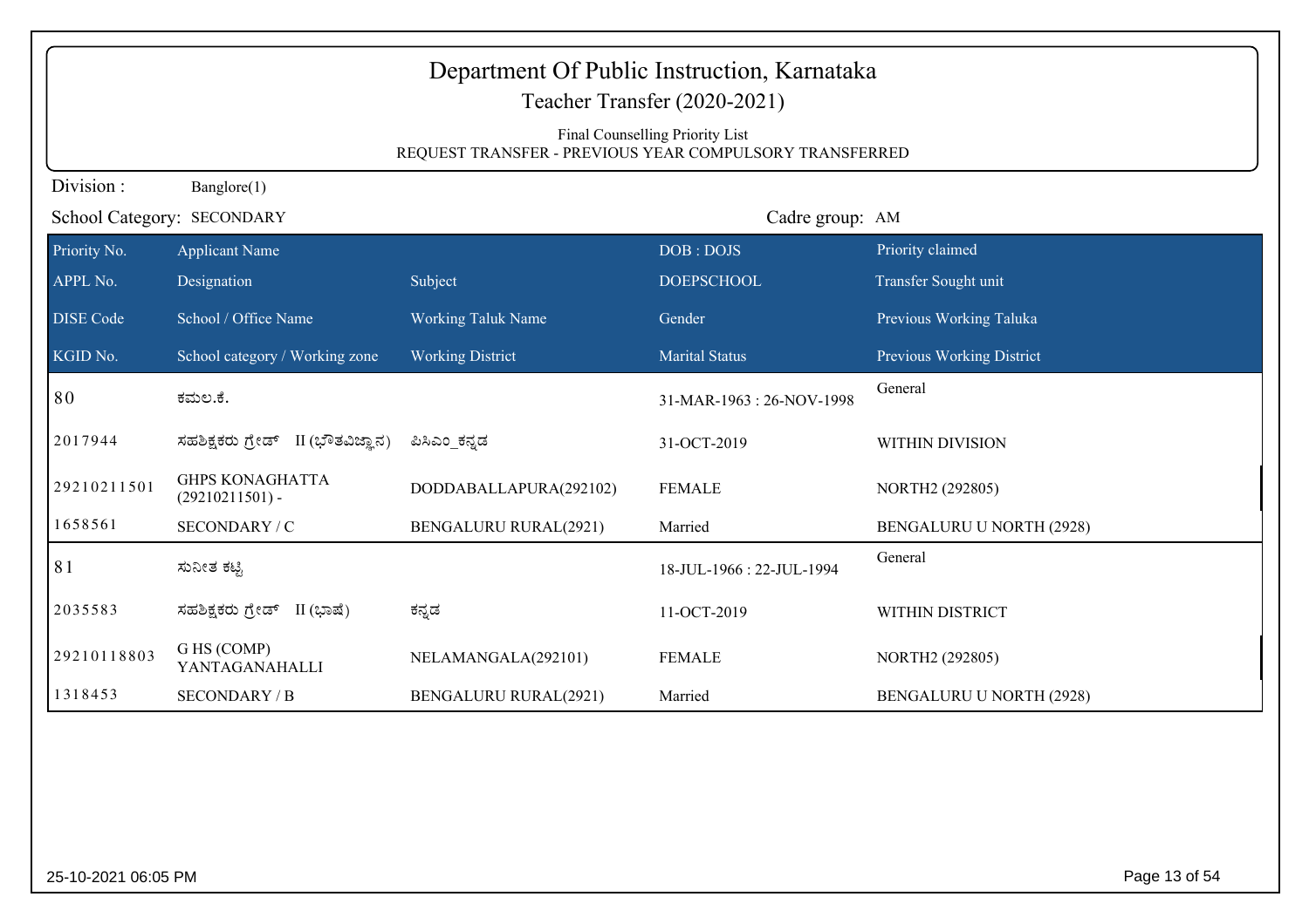# Department Of Public Instruction, Karnataka

## Teacher Transfer (2020-2021)

Final Counselling Priority List

REQUEST TRANSFER - PREVIOUS YEAR COMPULSORY TRANSFERRED

Division : Banglore(1)

School Category: SECONDARY

Cadre group: AM

| Priority No. / APPL No. / DISE Code / KGID No. | Applicant Name / Designation / School / Office Name / School category / Working zone | Subject / Working Taluk Name / Working District | DOB : DOJS / DOEPSCHOOL / Gender / Marital Status | Priority claimed / Transfer Sought unit / Previous Working Taluka / Previous Working District |
|---|---|---|---|---|
| 80 | ಕಮಲ.ಕೆ. | | 31-MAR-1963 : 26-NOV-1998 | General |
| 2017944 | ಸಹಶಿಕ್ಷಕರು ಗ್ರೇಡ್ II (ಭೌತವಿಜ್ಞಾನ) | ಪಿಸಿಎಂ_ಕನ್ನಡ | 31-OCT-2019 | WITHIN DIVISION |
| 29210211501 | GHPS KONAGHATTA (29210211501) - | DODDABALLAPURA(292102) | FEMALE | NORTH2 (292805) |
| 1658561 | SECONDARY / C | BENGALURU RURAL(2921) | Married | BENGALURU U NORTH (2928) |
| 81 | ಸುನೀತ ಕಟ್ಟಿ | | 18-JUL-1966 : 22-JUL-1994 | General |
| 2035583 | ಸಹಶಿಕ್ಷಕರು ಗ್ರೇಡ್ II (ಭಾಷೆ) | ಕನ್ನಡ | 11-OCT-2019 | WITHIN DISTRICT |
| 29210118803 | G HS (COMP) YANTAGANAHALLI | NELAMANGALA(292101) | FEMALE | NORTH2 (292805) |
| 1318453 | SECONDARY / B | BENGALURU RURAL(2921) | Married | BENGALURU U NORTH (2928) |

25-10-2021 06:05 PM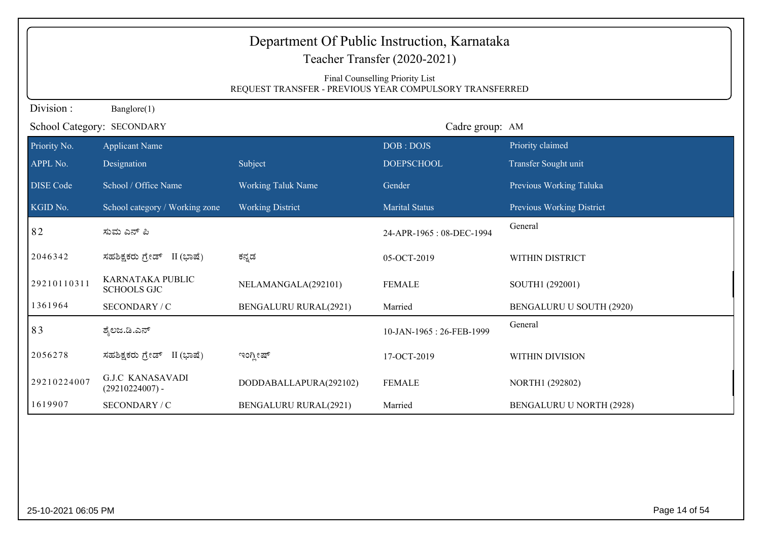# Department Of Public Instruction, Karnataka

Teacher Transfer (2020-2021)

Final Counselling Priority List

REQUEST TRANSFER - PREVIOUS YEAR COMPULSORY TRANSFERRED

Division : Banglore(1)

School Category: SECONDARY

Cadre group: AM

| Priority No. / APPL No. / DISE Code / KGID No. | Applicant Name / Designation / School / Office Name / School category / Working zone | Subject / Working Taluk Name / Working District | DOB : DOJS / DOEPSCHOOL / Gender / Marital Status | Priority claimed / Transfer Sought unit / Previous Working Taluka / Previous Working District |
|---|---|---|---|---|
| 82 | ಸುಮ ಎನ್ ಪಿ | | 24-APR-1965 : 08-DEC-1994 | General |
| 2046342 | ಸಹಶಿಕ್ಷಕರು ಗ್ರೇಡ್ II (ಭಾಷೆ) | ಕನ್ನಡ | 05-OCT-2019 | WITHIN DISTRICT |
| 29210110311 | KARNATAKA PUBLIC SCHOOLS GJC | NELAMANGALA(292101) | FEMALE | SOUTH1 (292001) |
| 1361964 | SECONDARY / C | BENGALURU RURAL(2921) | Married | BENGALURU U SOUTH (2920) |
| 83 | ಶೈಲಜ.ಡಿ.ಎನ್ | | 10-JAN-1965 : 26-FEB-1999 | General |
| 2056278 | ಸಹಶಿಕ್ಷಕರು ಗ್ರೇಡ್ II (ಭಾಷೆ) | ಇಂಗ್ಲೀಷ್ | 17-OCT-2019 | WITHIN DIVISION |
| 29210224007 | G.J.C KANASAVADI (29210224007) - | DODDABALLAPURA(292102) | FEMALE | NORTH1 (292802) |
| 1619907 | SECONDARY / C | BENGALURU RURAL(2921) | Married | BENGALURU U NORTH (2928) |

25-10-2021 06:05 PM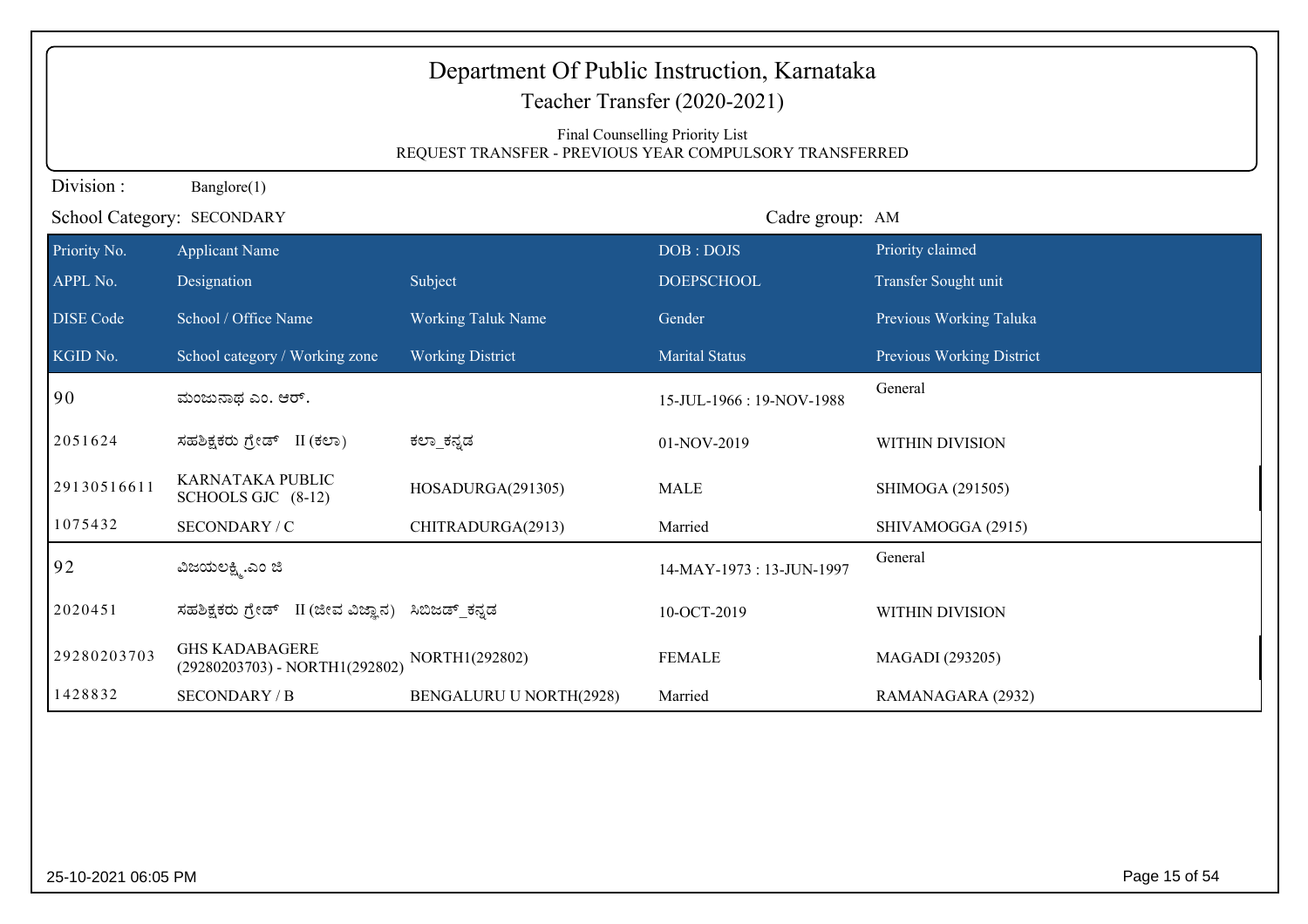# Department Of Public Instruction, Karnataka

## Teacher Transfer (2020-2021)

Final Counselling Priority List

REQUEST TRANSFER - PREVIOUS YEAR COMPULSORY TRANSFERRED

Division : Banglore(1)

School Category: SECONDARY

Cadre group: AM

| Priority No. / APPL No. / DISE Code / KGID No. | Applicant Name / Designation / School / Office Name / School category / Working zone | Subject / Working Taluk Name / Working District | DOB : DOJS / DOEPSCHOOL / Gender / Marital Status | Priority claimed / Transfer Sought unit / Previous Working Taluka / Previous Working District |
|---|---|---|---|---|
| 90 | ಮಂಜುನಾಥ ಎಂ. ಆರ್. | | 15-JUL-1966 : 19-NOV-1988 | General |
| 2051624 | ಸಹಶಿಕ್ಷಕರು ಗ್ರೇಡ್ II (ಕಲಾ) | ಕಲಾ_ಕನ್ನಡ | 01-NOV-2019 | WITHIN DIVISION |
| 29130516611 | KARNATAKA PUBLIC SCHOOLS GJC (8-12) | HOSADURGA(291305) | MALE | SHIMOGA (291505) |
| 1075432 | SECONDARY / C | CHITRADURGA(2913) | Married | SHIVAMOGGA (2915) |
| 92 | ವಿಜಯಲಕ್ಷ್ಮಿ.ಎಂ ಜಿ | | 14-MAY-1973 : 13-JUN-1997 | General |
| 2020451 | ಸಹಶಿಕ್ಷಕರು ಗ್ರೇಡ್ II (ಜೀವ ವಿಜ್ಞಾನ) | ಸಿಬಿಜಡ್_ಕನ್ನಡ | 10-OCT-2019 | WITHIN DIVISION |
| 29280203703 | GHS KADABAGERE (29280203703) - NORTH1(292802) | NORTH1(292802) | FEMALE | MAGADI (293205) |
| 1428832 | SECONDARY / B | BENGALURU U NORTH(2928) | Married | RAMANAGARA (2932) |

25-10-2021 06:05 PM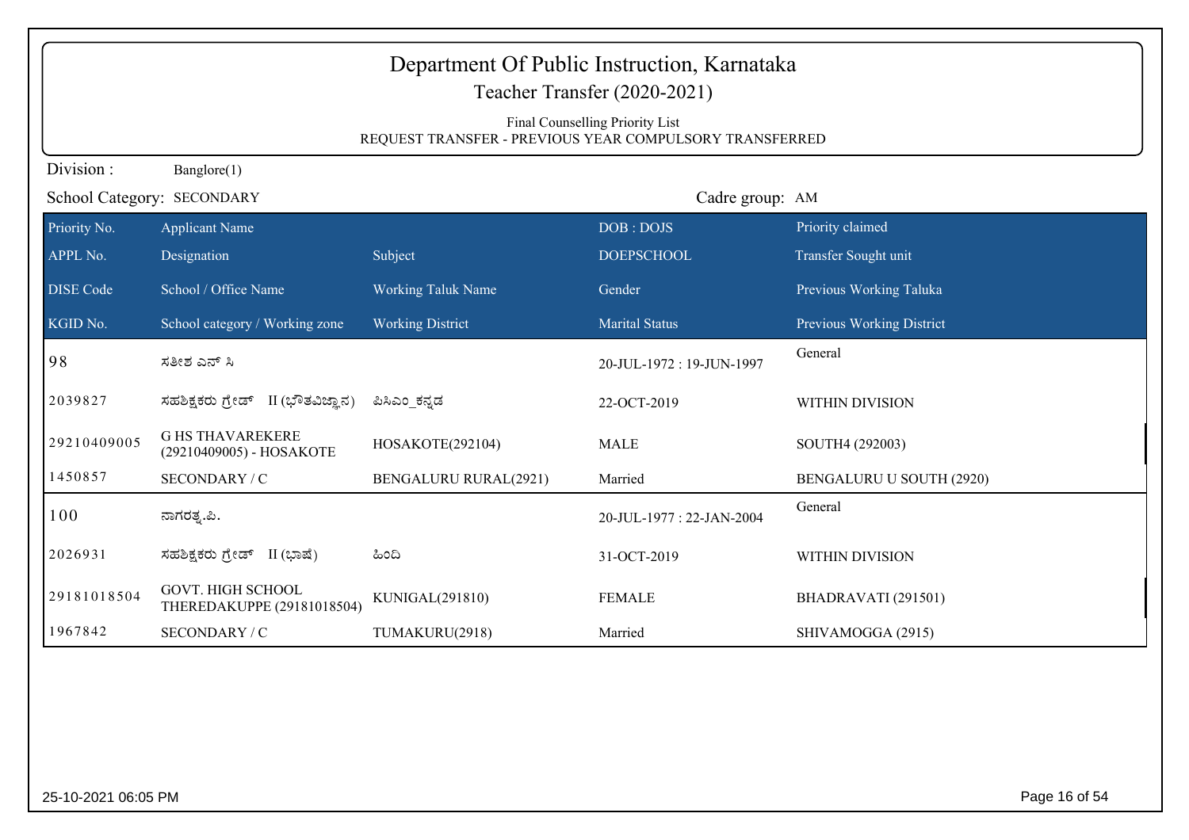# Department Of Public Instruction, Karnataka

Teacher Transfer (2020-2021)

Final Counselling Priority List

REQUEST TRANSFER - PREVIOUS YEAR COMPULSORY TRANSFERRED

Division : Banglore(1)

School Category: SECONDARY

Cadre group: AM

| Priority No. / APPL No. / DISE Code / KGID No. | Applicant Name / Designation / School / Office Name / School category / Working zone | Subject / Working Taluk Name / Working District | DOB : DOJS / DOEPSCHOOL / Gender / Marital Status | Priority claimed / Transfer Sought unit / Previous Working Taluka / Previous Working District |
|---|---|---|---|---|
| 98 | ಸತೀಶ ಎನ್ ಸಿ | | 20-JUL-1972 : 19-JUN-1997 | General |
| 2039827 | ಸಹಶಿಕ್ಷಕರು ಗ್ರೇಡ್ II (ಭೌತವಿಜ್ಞಾನ) | ಪಿಸಿಎಂ_ಕನ್ನಡ | 22-OCT-2019 | WITHIN DIVISION |
| 29210409005 | G HS THAVAREKERE (29210409005) - HOSAKOTE | HOSAKOTE(292104) | MALE | SOUTH4 (292003) |
| 1450857 | SECONDARY / C | BENGALURU RURAL(2921) | Married | BENGALURU U SOUTH (2920) |
| 100 | ನಾಗರತ್ನ.ಪಿ. | | 20-JUL-1977 : 22-JAN-2004 | General |
| 2026931 | ಸಹಶಿಕ್ಷಕರು ಗ್ರೇಡ್ II (ಭಾಷೆ) | ಹಿಂದಿ | 31-OCT-2019 | WITHIN DIVISION |
| 29181018504 | GOVT. HIGH SCHOOL THEREDAKUPPE (29181018504) | KUNIGAL(291810) | FEMALE | BHADRAVATI (291501) |
| 1967842 | SECONDARY / C | TUMAKURU(2918) | Married | SHIVAMOGGA (2915) |

25-10-2021 06:05 PM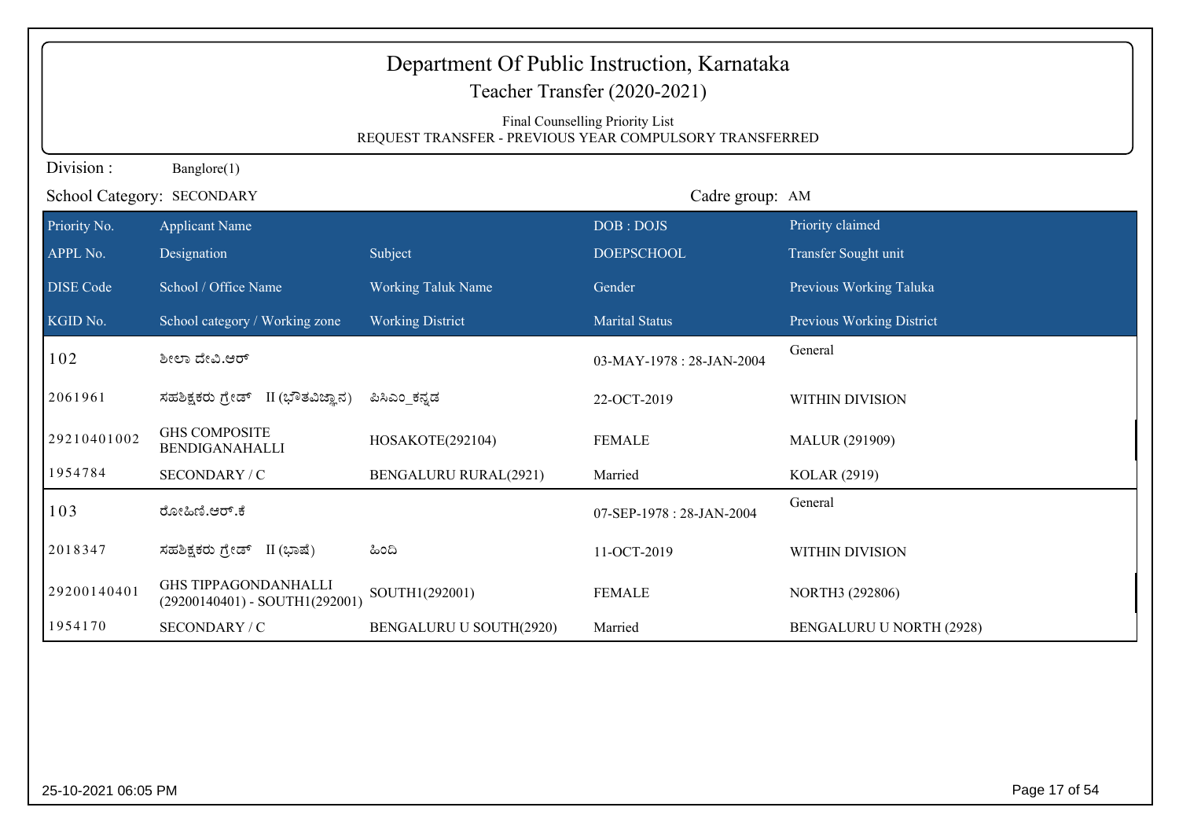# Department Of Public Instruction, Karnataka

## Teacher Transfer (2020-2021)

Final Counselling Priority List

REQUEST TRANSFER - PREVIOUS YEAR COMPULSORY TRANSFERRED

Division : Banglore(1)

School Category: SECONDARY

Cadre group: AM

| Priority No. | Applicant Name | | DOB : DOJS | Priority claimed |
|---|---|---|---|---|
| APPL No. | Designation | Subject | DOEPSCHOOL | Transfer Sought unit |
| DISE Code | School / Office Name | Working Taluk Name | Gender | Previous Working Taluka |
| KGID No. | School category / Working zone | Working District | Marital Status | Previous Working District |
| 102 | ಶೀಲಾ ದೇವಿ.ಆರ್ | | 03-MAY-1978 : 28-JAN-2004 | General |
| 2061961 | ಸಹಶಿಕ್ಷಕರು ಗ್ರೇಡ್ II (ಭೌತವಿಜ್ಞಾನ) | ಪಿಸಿಎಂ_ಕನ್ನಡ | 22-OCT-2019 | WITHIN DIVISION |
| 29210401002 | GHS COMPOSITE BENDIGANAHALLI | HOSAKOTE(292104) | FEMALE | MALUR (291909) |
| 1954784 | SECONDARY / C | BENGALURU RURAL(2921) | Married | KOLAR (2919) |
| 103 | ರೋಹಿಣಿ.ಆರ್.ಕೆ | | 07-SEP-1978 : 28-JAN-2004 | General |
| 2018347 | ಸಹಶಿಕ್ಷಕರು ಗ್ರೇಡ್ II (ಭಾಷೆ) | ಹಿಂದಿ | 11-OCT-2019 | WITHIN DIVISION |
| 29200140401 | GHS TIPPAGONDANHALLI (29200140401) - SOUTH1(292001) | SOUTH1(292001) | FEMALE | NORTH3 (292806) |
| 1954170 | SECONDARY / C | BENGALURU U SOUTH(2920) | Married | BENGALURU U NORTH (2928) |

25-10-2021 06:05 PM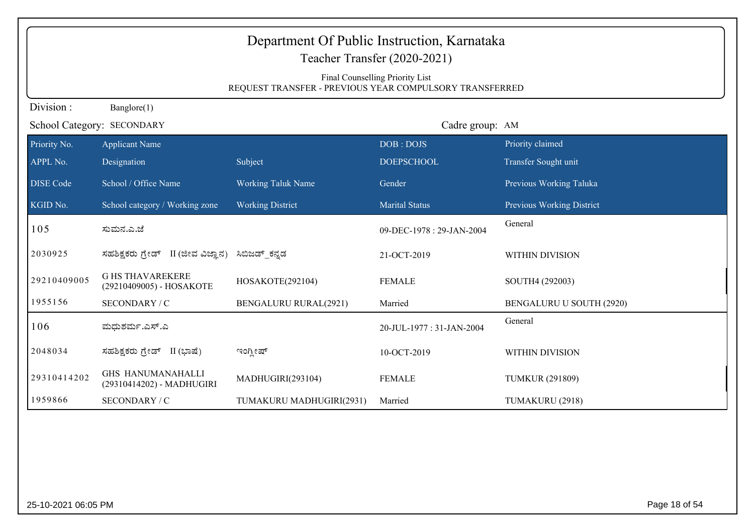# Department Of Public Instruction, Karnataka

## Teacher Transfer (2020-2021)

Final Counselling Priority List
REQUEST TRANSFER - PREVIOUS YEAR COMPULSORY TRANSFERRED

Division : Banglore(1)

School Category: SECONDARY

Cadre group: AM

| Priority No. / APPL No. / DISE Code / KGID No. | Applicant Name / Designation / School / Office Name / School category / Working zone | Subject / Working Taluk Name / Working District | DOB : DOJS / DOEPSCHOOL / Gender / Marital Status | Priority claimed / Transfer Sought unit / Previous Working Taluka / Previous Working District |
|---|---|---|---|---|
| 105 | ಸುಮನ.ಎ.ಜೆ | | 09-DEC-1978 : 29-JAN-2004 | General |
| 2030925 | ಸಹಶಿಕ್ಷಕರು ಗ್ರೇಡ್ II (ಜೀವ ವಿಜ್ಞಾನ) | ಸಿಬಿಜಡ್_ಕನ್ನಡ | 21-OCT-2019 | WITHIN DIVISION |
| 29210409005 | G HS THAVAREKERE (29210409005) - HOSAKOTE | HOSAKOTE(292104) | FEMALE | SOUTH4 (292003) |
| 1955156 | SECONDARY / C | BENGALURU RURAL(2921) | Married | BENGALURU U SOUTH (2920) |
| 106 | ಮಧುಶರ್ಮ.ಎಸ್.ಎ | | 20-JUL-1977 : 31-JAN-2004 | General |
| 2048034 | ಸಹಶಿಕ್ಷಕರು ಗ್ರೇಡ್ II (ಭಾಷೆ) | ಇಂಗ್ಲೀಷ್ | 10-OCT-2019 | WITHIN DIVISION |
| 29310414202 | GHS HANUMANAHALLI (29310414202) - MADHUGIRI | MADHUGIRI(293104) | FEMALE | TUMKUR (291809) |
| 1959866 | SECONDARY / C | TUMAKURU MADHUGIRI(2931) | Married | TUMAKURU (2918) |

25-10-2021 06:05 PM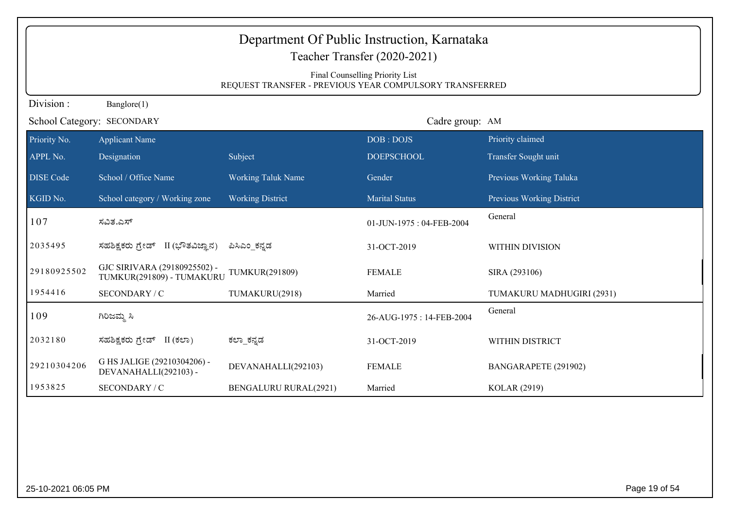# Department Of Public Instruction, Karnataka

## Teacher Transfer (2020-2021)

Final Counselling Priority List

REQUEST TRANSFER - PREVIOUS YEAR COMPULSORY TRANSFERRED

Division : Banglore(1)

School Category: SECONDARY

Cadre group: AM

| Priority No. / APPL No. / DISE Code / KGID No. | Applicant Name / Designation / School / Office Name / School category / Working zone | Subject / Working Taluk Name / Working District | DOB : DOJS / DOEPSCHOOL / Gender / Marital Status | Priority claimed / Transfer Sought unit / Previous Working Taluka / Previous Working District |
|---|---|---|---|---|
| 107 | ಸವಿತ.ಎಸ್ | | 01-JUN-1975 : 04-FEB-2004 | General |
| 2035495 | ಸಹಶಿಕ್ಷಕರು ಗ್ರೇಡ್ II (ಭೌತವಿಜ್ಞಾನ) | ಪಿಸಿಎಂ_ಕನ್ನಡ | 31-OCT-2019 | WITHIN DIVISION |
| 29180925502 | GJC SIRIVARA (29180925502) - TUMKUR(291809) - TUMAKURU | TUMKUR(291809) | FEMALE | SIRA (293106) |
| 1954416 | SECONDARY / C | TUMAKURU(2918) | Married | TUMAKURU MADHUGIRI (2931) |
| 109 | ಗಿರಿಜಮ್ಮ ಸಿ | | 26-AUG-1975 : 14-FEB-2004 | General |
| 2032180 | ಸಹಶಿಕ್ಷಕರು ಗ್ರೇಡ್ II (ಕಲಾ) | ಕಲಾ_ಕನ್ನಡ | 31-OCT-2019 | WITHIN DISTRICT |
| 29210304206 | G HS JALIGE (29210304206) - DEVANAHALLI(292103) - | DEVANAHALLI(292103) | FEMALE | BANGARAPETE (291902) |
| 1953825 | SECONDARY / C | BENGALURU RURAL(2921) | Married | KOLAR (2919) |

25-10-2021 06:05 PM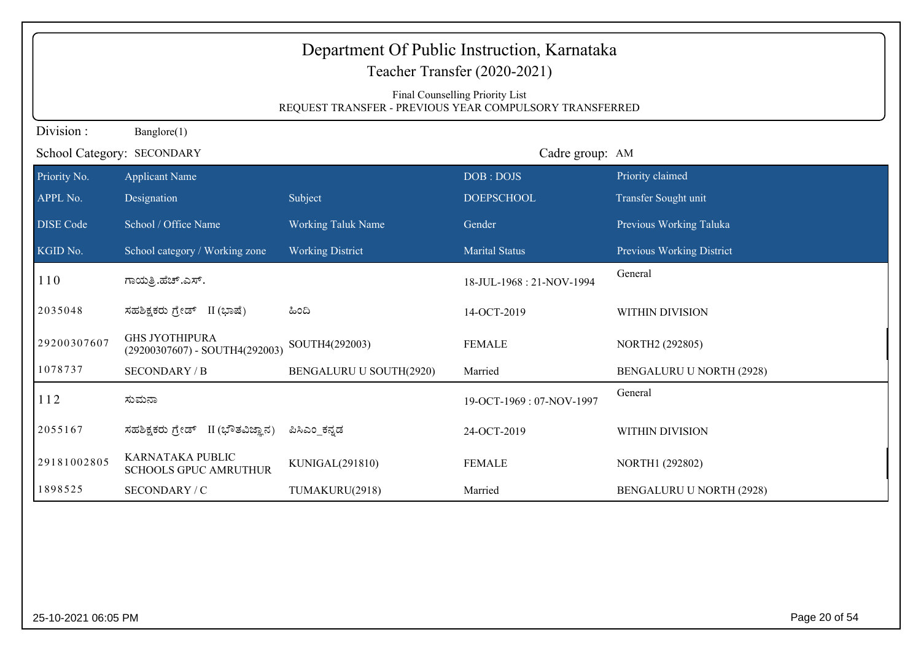# Department Of Public Instruction, Karnataka

## Teacher Transfer (2020-2021)

Final Counselling Priority List

REQUEST TRANSFER - PREVIOUS YEAR COMPULSORY TRANSFERRED

Division : Banglore(1)

School Category: SECONDARY

Cadre group: AM

| Priority No. / APPL No. / DISE Code / KGID No. | Applicant Name / Designation / School / Office Name / School category / Working zone | Subject / Working Taluk Name / Working District | DOB : DOJS / DOEPSCHOOL / Gender / Marital Status | Priority claimed / Transfer Sought unit / Previous Working Taluka / Previous Working District |
|---|---|---|---|---|
| 110 | ಗಾಯತ್ರಿ.ಹೆಚ್.ಎಸ್. | | 18-JUL-1968 : 21-NOV-1994 | General |
| 2035048 | ಸಹಶಿಕ್ಷಕರು ಗ್ರೇಡ್ II (ಭಾಷೆ) | ಹಿಂದಿ | 14-OCT-2019 | WITHIN DIVISION |
| 29200307607 | GHS JYOTHIPURA (29200307607) - SOUTH4(292003) | SOUTH4(292003) | FEMALE | NORTH2 (292805) |
| 1078737 | SECONDARY / B | BENGALURU U SOUTH(2920) | Married | BENGALURU U NORTH (2928) |
| 112 | ಸುಮನಾ | | 19-OCT-1969 : 07-NOV-1997 | General |
| 2055167 | ಸಹಶಿಕ್ಷಕರು ಗ್ರೇಡ್ II (ಭೌತವಿಜ್ಞಾನ) | ಪಿಸಿಎಂ_ಕನ್ನಡ | 24-OCT-2019 | WITHIN DIVISION |
| 29181002805 | KARNATAKA PUBLIC SCHOOLS GPUC AMRUTHUR | KUNIGAL(291810) | FEMALE | NORTH1 (292802) |
| 1898525 | SECONDARY / C | TUMAKURU(2918) | Married | BENGALURU U NORTH (2928) |

25-10-2021 06:05 PM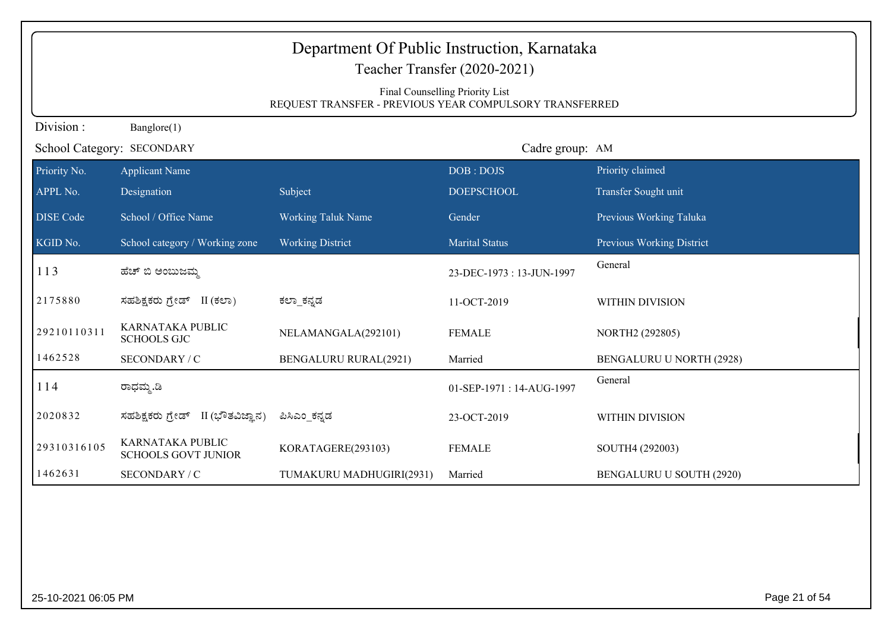# Department Of Public Instruction, Karnataka

Teacher Transfer (2020-2021)

Final Counselling Priority List

REQUEST TRANSFER - PREVIOUS YEAR COMPULSORY TRANSFERRED

Division : Banglore(1)

School Category: SECONDARY

Cadre group: AM

| Priority No. / APPL No. / DISE Code / KGID No. | Applicant Name / Designation / School / Office Name / School category / Working zone | Subject / Working Taluk Name / Working District | DOB : DOJS / DOEPSCHOOL / Gender / Marital Status | Priority claimed / Transfer Sought unit / Previous Working Taluka / Previous Working District |
|---|---|---|---|---|
| 113 | ಹೆಚ್ ಬಿ ಅಂಬುಜಮ್ಮ | | 23-DEC-1973 : 13-JUN-1997 | General |
| 2175880 | ಸಹಶಿಕ್ಷಕರು ಗ್ರೇಡ್ II (ಕಲಾ) | ಕಲಾ_ಕನ್ನಡ | 11-OCT-2019 | WITHIN DIVISION |
| 29210110311 | KARNATAKA PUBLIC SCHOOLS GJC | NELAMANGALA(292101) | FEMALE | NORTH2 (292805) |
| 1462528 | SECONDARY / C | BENGALURU RURAL(2921) | Married | BENGALURU U NORTH (2928) |
| 114 | ರಾಧಮ್ಮ.ಡಿ | | 01-SEP-1971 : 14-AUG-1997 | General |
| 2020832 | ಸಹಶಿಕ್ಷಕರು ಗ್ರೇಡ್ II (ಭೌತವಿಜ್ಞಾನ) | ಪಿಸಿಎಂ_ಕನ್ನಡ | 23-OCT-2019 | WITHIN DIVISION |
| 29310316105 | KARNATAKA PUBLIC SCHOOLS GOVT JUNIOR | KORATAGERE(293103) | FEMALE | SOUTH4 (292003) |
| 1462631 | SECONDARY / C | TUMAKURU MADHUGIRI(2931) | Married | BENGALURU U SOUTH (2920) |

25-10-2021 06:05 PM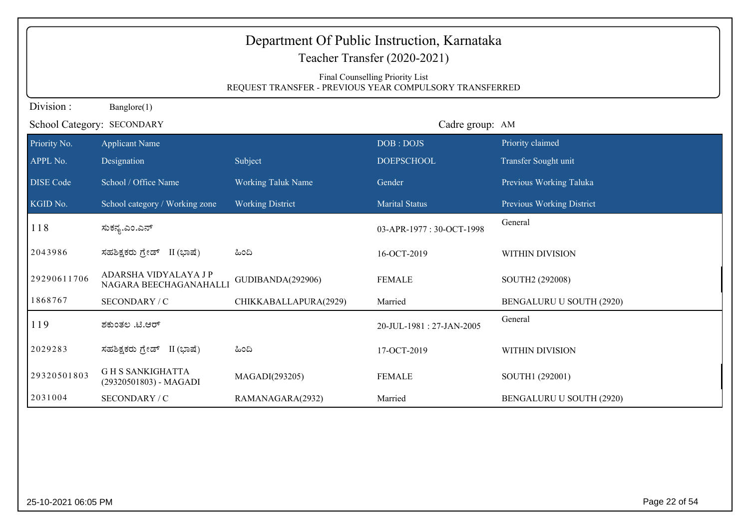# Department Of Public Instruction, Karnataka

## Teacher Transfer (2020-2021)

Final Counselling Priority List

REQUEST TRANSFER - PREVIOUS YEAR COMPULSORY TRANSFERRED

Division : Banglore(1)

School Category: SECONDARY

Cadre group: AM

| Priority No. | Applicant Name | | DOB : DOJS | Priority claimed |
|---|---|---|---|---|
| APPL No. | Designation | Subject | DOEPSCHOOL | Transfer Sought unit |
| DISE Code | School / Office Name | Working Taluk Name | Gender | Previous Working Taluka |
| KGID No. | School category / Working zone | Working District | Marital Status | Previous Working District |
| 118 | ಸುಕನ್ಯ.ಎಂ.ಎನ್ | | 03-APR-1977 : 30-OCT-1998 | General |
| 2043986 | ಸಹಶಿಕ್ಷಕರು ಗ್ರೇಡ್ II (ಭಾಷೆ) | ಹಿಂದಿ | 16-OCT-2019 | WITHIN DIVISION |
| 29290611706 | ADARSHA VIDYALAYA J P NAGARA BEECHAGANAHALLI | GUDIBANDA(292906) | FEMALE | SOUTH2 (292008) |
| 1868767 | SECONDARY / C | CHIKKABALLAPURA(2929) | Married | BENGALURU U SOUTH (2920) |
| 119 | ಶಕುಂತಲ .ಟಿ.ಆರ್ | | 20-JUL-1981 : 27-JAN-2005 | General |
| 2029283 | ಸಹಶಿಕ್ಷಕರು ಗ್ರೇಡ್ II (ಭಾಷೆ) | ಹಿಂದಿ | 17-OCT-2019 | WITHIN DIVISION |
| 29320501803 | G H S SANKIGHATTA (29320501803) - MAGADI | MAGADI(293205) | FEMALE | SOUTH1 (292001) |
| 2031004 | SECONDARY / C | RAMANAGARA(2932) | Married | BENGALURU U SOUTH (2920) |

25-10-2021 06:05 PM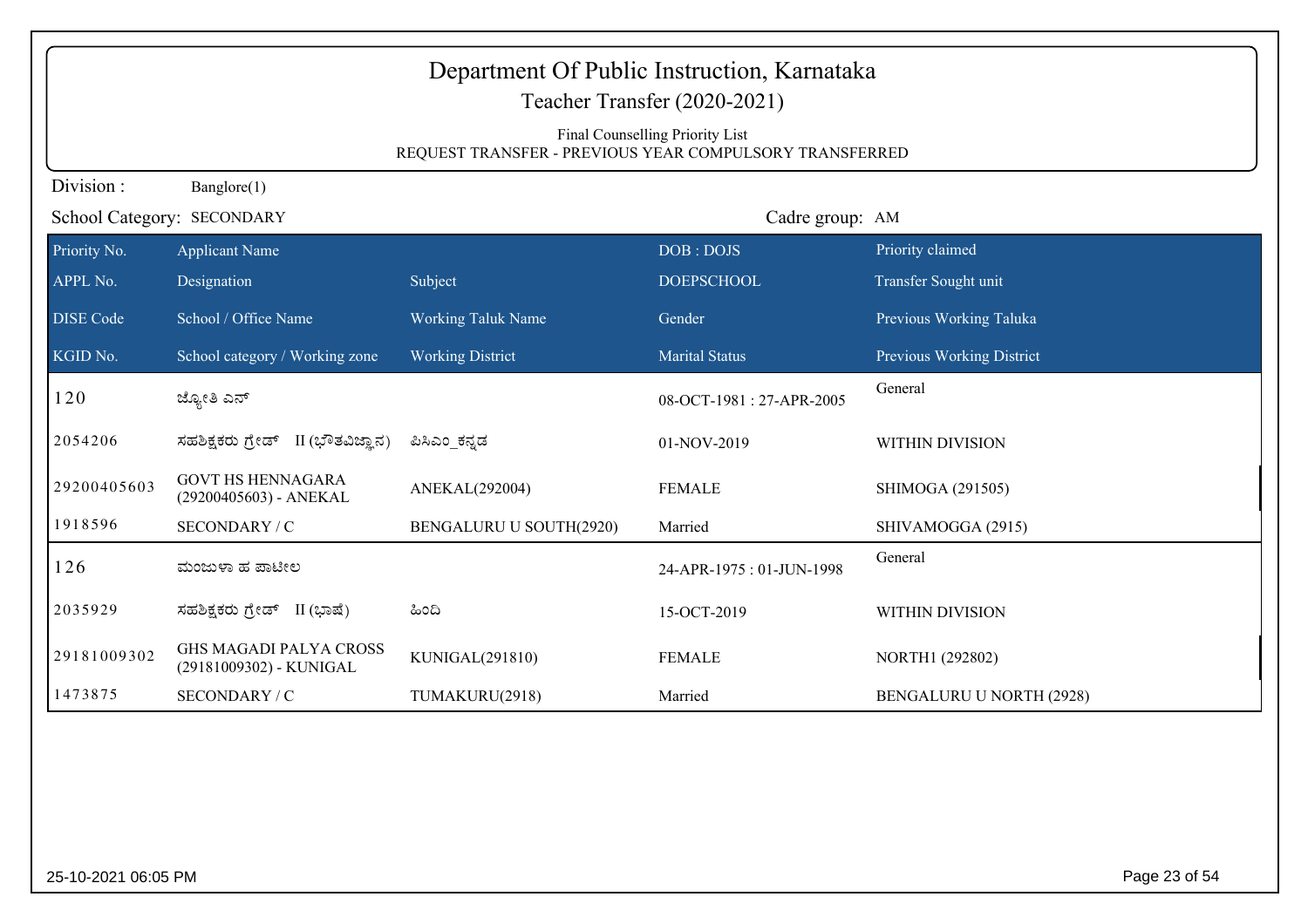# Department Of Public Instruction, Karnataka

## Teacher Transfer (2020-2021)

Final Counselling Priority List

REQUEST TRANSFER - PREVIOUS YEAR COMPULSORY TRANSFERRED

Division : Banglore(1)

School Category: SECONDARY

Cadre group: AM

| Priority No. / APPL No. / DISE Code / KGID No. | Applicant Name / Designation / School / Office Name / School category / Working zone | Subject / Working Taluk Name / Working District | DOB : DOJS / DOEPSCHOOL / Gender / Marital Status | Priority claimed / Transfer Sought unit / Previous Working Taluka / Previous Working District |
|---|---|---|---|---|
| 120 | ಜ್ಯೋತಿ ಎನ್ | | 08-OCT-1981 : 27-APR-2005 | General |
| 2054206 | ಸಹಶಿಕ್ಷಕರು ಗ್ರೇಡ್ II (ಭೌತವಿಜ್ಞಾನ) | ಪಿಸಿಎಂ_ಕನ್ನಡ | 01-NOV-2019 | WITHIN DIVISION |
| 29200405603 | GOVT HS HENNAGARA (29200405603) - ANEKAL | ANEKAL(292004) | FEMALE | SHIMOGA (291505) |
| 1918596 | SECONDARY / C | BENGALURU U SOUTH(2920) | Married | SHIVAMOGGA (2915) |
| 126 | ಮಂಜುಳಾ ಹ ಪಾಟೀಲ | | 24-APR-1975 : 01-JUN-1998 | General |
| 2035929 | ಸಹಶಿಕ್ಷಕರು ಗ್ರೇಡ್ II (ಭಾಷೆ) | ಹಿಂದಿ | 15-OCT-2019 | WITHIN DIVISION |
| 29181009302 | GHS MAGADI PALYA CROSS (29181009302) - KUNIGAL | KUNIGAL(291810) | FEMALE | NORTH1 (292802) |
| 1473875 | SECONDARY / C | TUMAKURU(2918) | Married | BENGALURU U NORTH (2928) |

25-10-2021 06:05 PM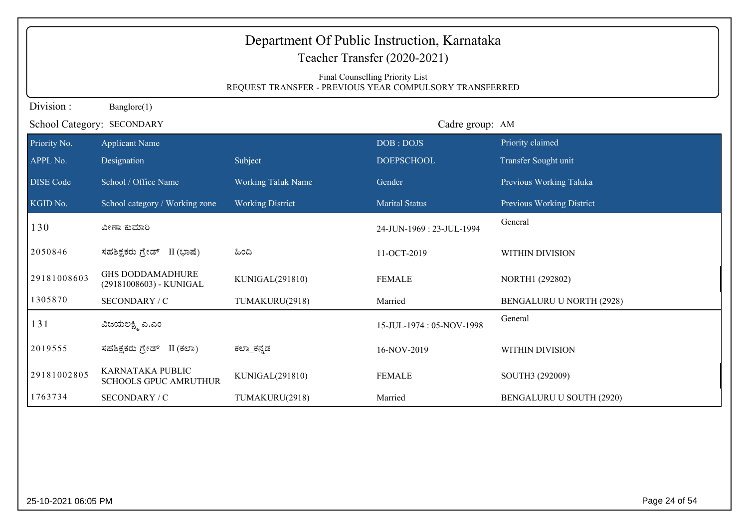# Department Of Public Instruction, Karnataka

## Teacher Transfer (2020-2021)

Final Counselling Priority List

REQUEST TRANSFER - PREVIOUS YEAR COMPULSORY TRANSFERRED

Division : Banglore(1)

School Category: SECONDARY

Cadre group: AM

| Priority No. / APPL No. / DISE Code / KGID No. | Applicant Name / Designation / School / Office Name / School category / Working zone | Subject / Working Taluk Name / Working District | DOB : DOJS / DOEPSCHOOL / Gender / Marital Status | Priority claimed / Transfer Sought unit / Previous Working Taluka / Previous Working District |
|---|---|---|---|---|
| 130 | ವೀಣಾ ಕುಮಾರಿ | | 24-JUN-1969 : 23-JUL-1994 | General |
| 2050846 | ಸಹಶಿಕ್ಷಕರು ಗ್ರೇಡ್ II (ಭಾಷೆ) | ಹಿಂದಿ | 11-OCT-2019 | WITHIN DIVISION |
| 29181008603 | GHS DODDAMADHURE (29181008603) - KUNIGAL | KUNIGAL(291810) | FEMALE | NORTH1 (292802) |
| 1305870 | SECONDARY / C | TUMAKURU(2918) | Married | BENGALURU U NORTH (2928) |
| 131 | ವಿಜಯಲಕ್ಷ್ಮಿ ಎ.ಎಂ | | 15-JUL-1974 : 05-NOV-1998 | General |
| 2019555 | ಸಹಶಿಕ್ಷಕರು ಗ್ರೇಡ್ II (ಕಲಾ) | ಕಲಾ_ಕನ್ನಡ | 16-NOV-2019 | WITHIN DIVISION |
| 29181002805 | KARNATAKA PUBLIC SCHOOLS GPUC AMRUTHUR | KUNIGAL(291810) | FEMALE | SOUTH3 (292009) |
| 1763734 | SECONDARY / C | TUMAKURU(2918) | Married | BENGALURU U SOUTH (2920) |

25-10-2021 06:05 PM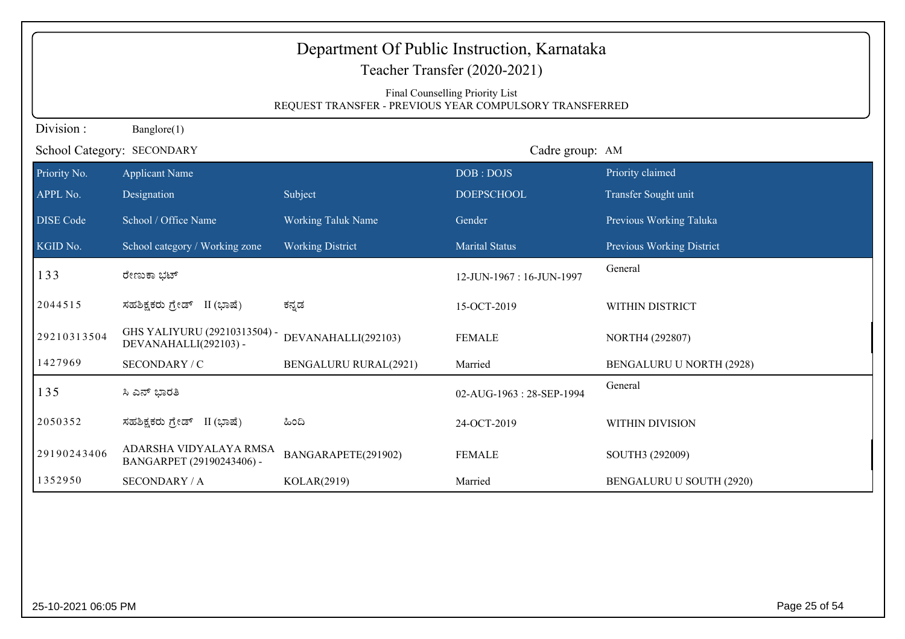# Department Of Public Instruction, Karnataka

## Teacher Transfer (2020-2021)

Final Counselling Priority List

REQUEST TRANSFER - PREVIOUS YEAR COMPULSORY TRANSFERRED

Division : Banglore(1)

School Category: SECONDARY

Cadre group: AM

| Priority No. / APPL No. / DISE Code / KGID No. | Applicant Name / Designation / School / Office Name / School category / Working zone | Subject / Working Taluk Name / Working District | DOB : DOJS / DOEPSCHOOL / Gender / Marital Status | Priority claimed / Transfer Sought unit / Previous Working Taluka / Previous Working District |
|---|---|---|---|---|
| 133 | ರೇಣುಕಾ ಭಟ್ | | 12-JUN-1967 : 16-JUN-1997 | General |
| 2044515 | ಸಹಶಿಕ್ಷಕರು ಗ್ರೇಡ್ II (ಭಾಷೆ) | ಕನ್ನಡ | 15-OCT-2019 | WITHIN DISTRICT |
| 29210313504 | GHS YALIYURU (29210313504) - DEVANAHALLI(292103) - | DEVANAHALLI(292103) | FEMALE | NORTH4 (292807) |
| 1427969 | SECONDARY / C | BENGALURU RURAL(2921) | Married | BENGALURU U NORTH (2928) |
| 135 | ಸಿ ಎನ್ ಭಾರತಿ | | 02-AUG-1963 : 28-SEP-1994 | General |
| 2050352 | ಸಹಶಿಕ್ಷಕರು ಗ್ರೇಡ್ II (ಭಾಷೆ) | ಹಿಂದಿ | 24-OCT-2019 | WITHIN DIVISION |
| 29190243406 | ADARSHA VIDYALAYA RMSA BANGARPET (29190243406) - | BANGARAPETE(291902) | FEMALE | SOUTH3 (292009) |
| 1352950 | SECONDARY / A | KOLAR(2919) | Married | BENGALURU U SOUTH (2920) |

25-10-2021 06:05 PM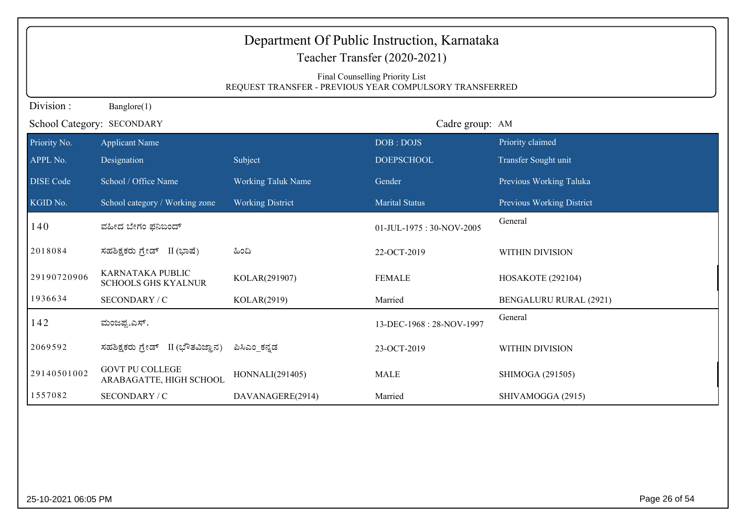# Department Of Public Instruction, Karnataka

## Teacher Transfer (2020-2021)

Final Counselling Priority List

REQUEST TRANSFER - PREVIOUS YEAR COMPULSORY TRANSFERRED

Division : Banglore(1)

School Category: SECONDARY

Cadre group: AM

| Priority No. | Applicant Name | | DOB : DOJS | Priority claimed |
|---|---|---|---|---|
| APPL No. | Designation | Subject | DOEPSCHOOL | Transfer Sought unit |
| DISE Code | School / Office Name | Working Taluk Name | Gender | Previous Working Taluka |
| KGID No. | School category / Working zone | Working District | Marital Status | Previous Working District |
| 140 | ವಹೀದ ಬೇಗಂ ಫನಿಬಂದ್ | | 01-JUL-1975 : 30-NOV-2005 | General |
| 2018084 | ಸಹಶಿಕ್ಷಕರು ಗ್ರೇಡ್ II (ಭಾಷೆ) | ಹಿಂದಿ | 22-OCT-2019 | WITHIN DIVISION |
| 29190720906 | KARNATAKA PUBLIC SCHOOLS GHS KYALNUR | KOLAR(291907) | FEMALE | HOSAKOTE (292104) |
| 1936634 | SECONDARY / C | KOLAR(2919) | Married | BENGALURU RURAL (2921) |
| 142 | ಮಂಜಪ್ಪ.ಎಸ್. | | 13-DEC-1968 : 28-NOV-1997 | General |
| 2069592 | ಸಹಶಿಕ್ಷಕರು ಗ್ರೇಡ್ II (ಭೌತವಿಜ್ಞಾನ) | ಪಿಸಿಎಂ_ಕನ್ನಡ | 23-OCT-2019 | WITHIN DIVISION |
| 29140501002 | GOVT PU COLLEGE ARABAGATTE, HIGH SCHOOL | HONNALI(291405) | MALE | SHIMOGA (291505) |
| 1557082 | SECONDARY / C | DAVANAGERE(2914) | Married | SHIVAMOGGA (2915) |

25-10-2021 06:05 PM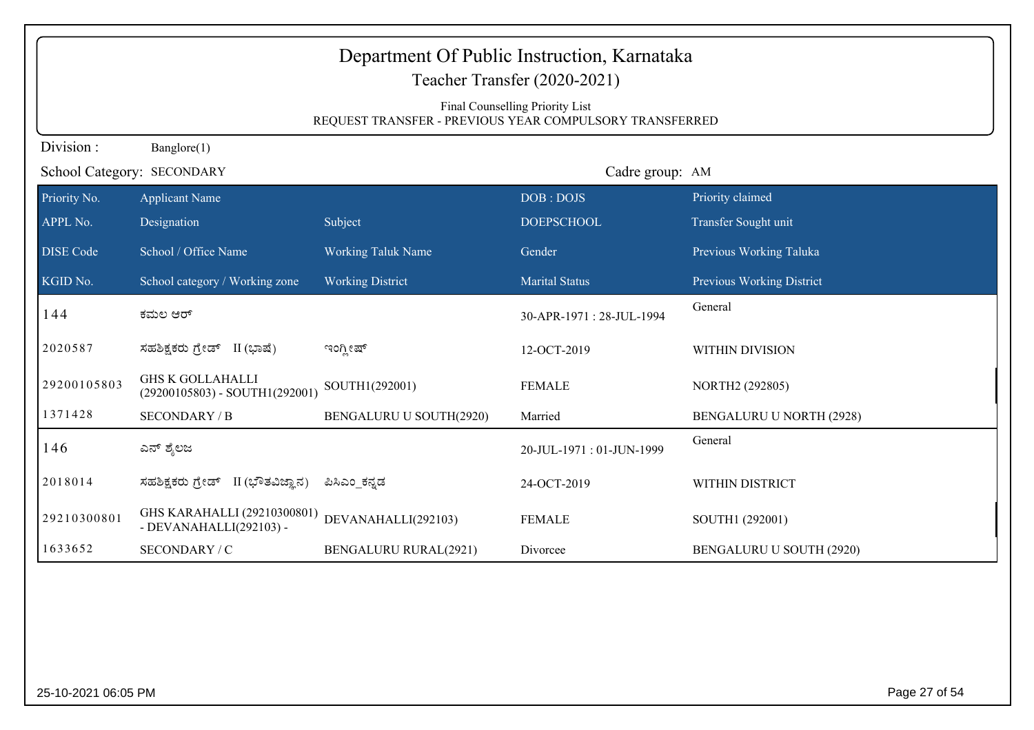# Department Of Public Instruction, Karnataka

## Teacher Transfer (2020-2021)

Final Counselling Priority List

REQUEST TRANSFER - PREVIOUS YEAR COMPULSORY TRANSFERRED

Division : Banglore(1)

School Category: SECONDARY

Cadre group: AM

| Priority No. / APPL No. / DISE Code / KGID No. | Applicant Name / Designation / School / Office Name / School category / Working zone | Subject / Working Taluk Name / Working District | DOB : DOJS / DOEPSCHOOL / Gender / Marital Status | Priority claimed / Transfer Sought unit / Previous Working Taluka / Previous Working District |
|---|---|---|---|---|
| 144 | ಕಮಲ ಆರ್ | | 30-APR-1971 : 28-JUL-1994 | General |
| 2020587 | ಸಹಶಿಕ್ಷಕರು ಗ್ರೇಡ್ II (ಭಾಷೆ) | ಇಂಗ್ಲೀಷ್ | 12-OCT-2019 | WITHIN DIVISION |
| 29200105803 | GHS K GOLLAHALLI (29200105803) - SOUTH1(292001) | SOUTH1(292001) | FEMALE | NORTH2 (292805) |
| 1371428 | SECONDARY / B | BENGALURU U SOUTH(2920) | Married | BENGALURU U NORTH (2928) |
| 146 | ಎನ್ ಶೈಲಜ | | 20-JUL-1971 : 01-JUN-1999 | General |
| 2018014 | ಸಹಶಿಕ್ಷಕರು ಗ್ರೇಡ್ II (ಭೌತವಿಜ್ಞಾನ) | ಪಿಸಿಎಂ_ಕನ್ನಡ | 24-OCT-2019 | WITHIN DISTRICT |
| 29210300801 | GHS KARAHALLI (29210300801) - DEVANAHALLI(292103) - | DEVANAHALLI(292103) | FEMALE | SOUTH1 (292001) |
| 1633652 | SECONDARY / C | BENGALURU RURAL(2921) | Divorcee | BENGALURU U SOUTH (2920) |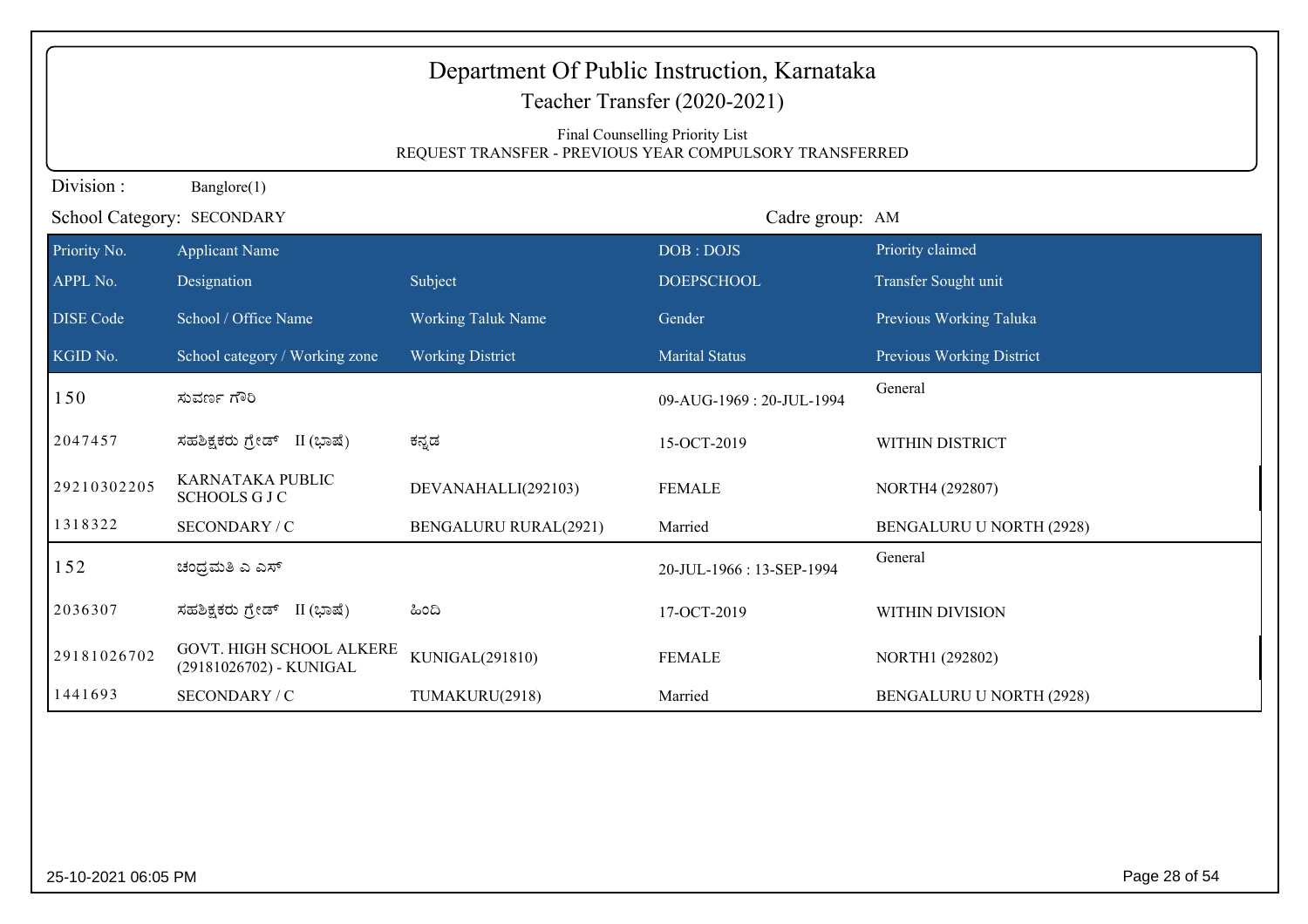# Department Of Public Instruction, Karnataka

## Teacher Transfer (2020-2021)

Final Counselling Priority List

REQUEST TRANSFER - PREVIOUS YEAR COMPULSORY TRANSFERRED

Division : Banglore(1)

School Category: SECONDARY

Cadre group: AM

| Priority No. / APPL No. / DISE Code / KGID No. | Applicant Name / Designation / School / Office Name / School category / Working zone | Subject / Working Taluk Name / Working District | DOB : DOJS / DOEPSCHOOL / Gender / Marital Status | Priority claimed / Transfer Sought unit / Previous Working Taluka / Previous Working District |
|---|---|---|---|---|
| 150 | ಸುವರ್ಣ ಗೌರಿ | | 09-AUG-1969 : 20-JUL-1994 | General |
| 2047457 | ಸಹಶಿಕ್ಷಕರು ಗ್ರೇಡ್ II (ಭಾಷೆ) | ಕನ್ನಡ | 15-OCT-2019 | WITHIN DISTRICT |
| 29210302205 | KARNATAKA PUBLIC SCHOOLS G J C | DEVANAHALLI(292103) | FEMALE | NORTH4 (292807) |
| 1318322 | SECONDARY / C | BENGALURU RURAL(2921) | Married | BENGALURU U NORTH (2928) |
| 152 | ಚಂದ್ರಮತಿ ಎ ಎಸ್ | | 20-JUL-1966 : 13-SEP-1994 | General |
| 2036307 | ಸಹಶಿಕ್ಷಕರು ಗ್ರೇಡ್ II (ಭಾಷೆ) | ಹಿಂದಿ | 17-OCT-2019 | WITHIN DIVISION |
| 29181026702 | GOVT. HIGH SCHOOL ALKERE (29181026702) - KUNIGAL | KUNIGAL(291810) | FEMALE | NORTH1 (292802) |
| 1441693 | SECONDARY / C | TUMAKURU(2918) | Married | BENGALURU U NORTH (2928) |

25-10-2021 06:05 PM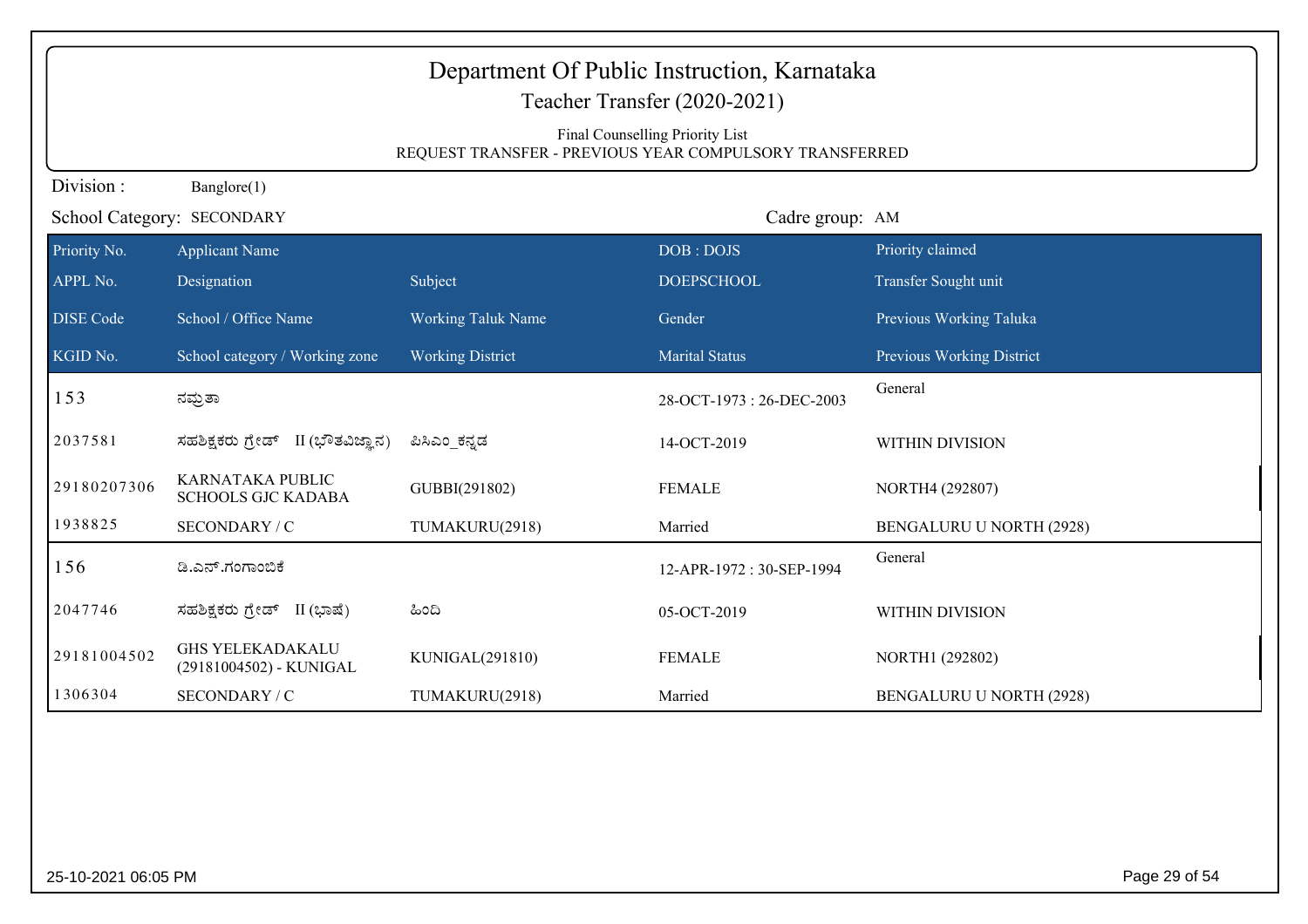# Department Of Public Instruction, Karnataka

Teacher Transfer (2020-2021)

Final Counselling Priority List

REQUEST TRANSFER - PREVIOUS YEAR COMPULSORY TRANSFERRED

Division : Banglore(1)

School Category: SECONDARY

Cadre group: AM

| Priority No. / APPL No. / DISE Code / KGID No. | Applicant Name / Designation / School / Office Name / School category / Working zone | Subject / Working Taluk Name / Working District | DOB : DOJS / DOEPSCHOOL / Gender / Marital Status | Priority claimed / Transfer Sought unit / Previous Working Taluka / Previous Working District |
|---|---|---|---|---|
| 153 | ನಮ್ರತಾ | | 28-OCT-1973 : 26-DEC-2003 | General |
| 2037581 | ಸಹಶಿಕ್ಷಕರು ಗ್ರೇಡ್ II (ಭೌತವಿಜ್ಞಾನ) | ಪಿಸಿಎಂ_ಕನ್ನಡ | 14-OCT-2019 | WITHIN DIVISION |
| 29180207306 | KARNATAKA PUBLIC SCHOOLS GJC KADABA | GUBBI(291802) | FEMALE | NORTH4 (292807) |
| 1938825 | SECONDARY / C | TUMAKURU(2918) | Married | BENGALURU U NORTH (2928) |
| 156 | ಡಿ.ಎನ್.ಗಂಗಾಂಬಿಕೆ | | 12-APR-1972 : 30-SEP-1994 | General |
| 2047746 | ಸಹಶಿಕ್ಷಕರು ಗ್ರೇಡ್ II (ಭಾಷೆ) | ಹಿಂದಿ | 05-OCT-2019 | WITHIN DIVISION |
| 29181004502 | GHS YELEKADAKALU (29181004502) - KUNIGAL | KUNIGAL(291810) | FEMALE | NORTH1 (292802) |
| 1306304 | SECONDARY / C | TUMAKURU(2918) | Married | BENGALURU U NORTH (2928) |

25-10-2021 06:05 PM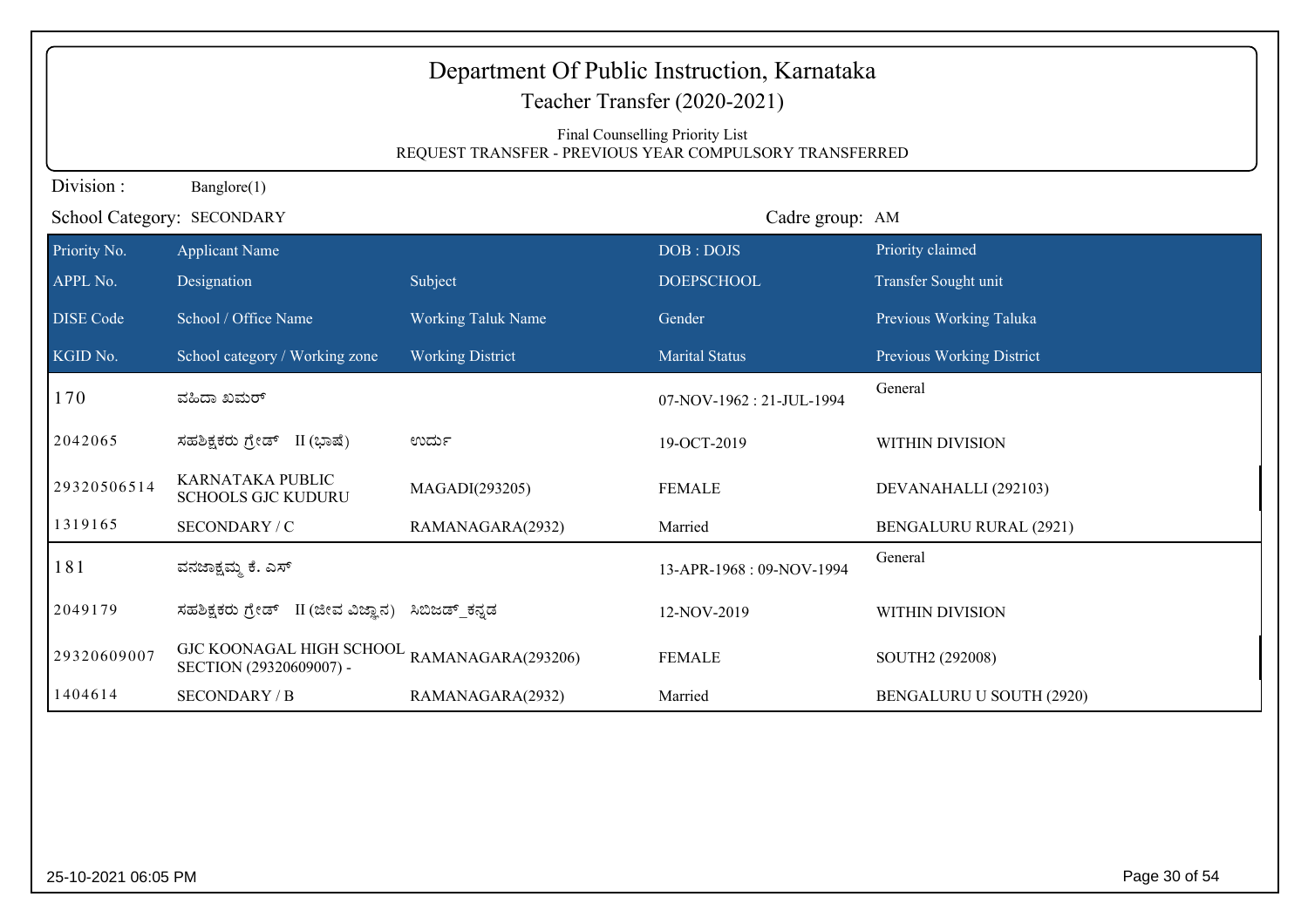# Department Of Public Instruction, Karnataka

## Teacher Transfer (2020-2021)

Final Counselling Priority List

REQUEST TRANSFER - PREVIOUS YEAR COMPULSORY TRANSFERRED

Division : Banglore(1)

School Category: SECONDARY

Cadre group: AM

| Priority No. | Applicant Name | | DOB : DOJS | Priority claimed |
|---|---|---|---|---|
| APPL No. | Designation | Subject | DOEPSCHOOL | Transfer Sought unit |
| DISE Code | School / Office Name | Working Taluk Name | Gender | Previous Working Taluka |
| KGID No. | School category / Working zone | Working District | Marital Status | Previous Working District |
| 170 | ವಹಿದಾ ಖಮರ್ | | 07-NOV-1962 : 21-JUL-1994 | General |
| 2042065 | ಸಹಶಿಕ್ಷಕರು ಗ್ರೇಡ್ II (ಭಾಷೆ) | ಉರ್ದು | 19-OCT-2019 | WITHIN DIVISION |
| 29320506514 | KARNATAKA PUBLIC SCHOOLS GJC KUDURU | MAGADI(293205) | FEMALE | DEVANAHALLI (292103) |
| 1319165 | SECONDARY / C | RAMANAGARA(2932) | Married | BENGALURU RURAL (2921) |
| 181 | ವನಜಾಕ್ಷಮ್ಮ ಕೆ. ಎಸ್ | | 13-APR-1968 : 09-NOV-1994 | General |
| 2049179 | ಸಹಶಿಕ್ಷಕರು ಗ್ರೇಡ್ II (ಜೀವ ವಿಜ್ಞಾನ) | ಸಿಬಿಜಡ್_ಕನ್ನಡ | 12-NOV-2019 | WITHIN DIVISION |
| 29320609007 | GJC KOONAGAL HIGH SCHOOL SECTION (29320609007) - | RAMANAGARA(293206) | FEMALE | SOUTH2 (292008) |
| 1404614 | SECONDARY / B | RAMANAGARA(2932) | Married | BENGALURU U SOUTH (2920) |

25-10-2021 06:05 PM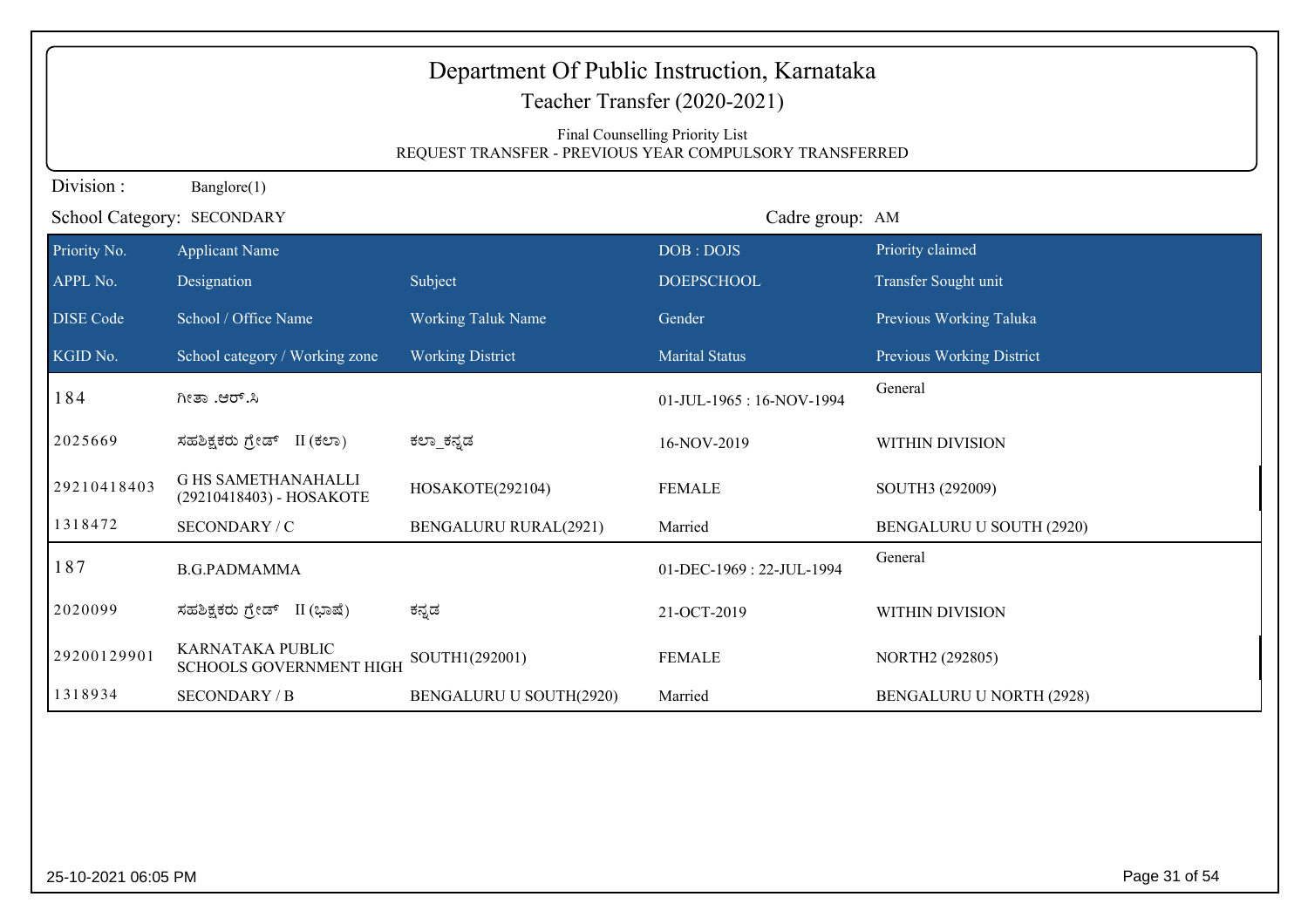# Department Of Public Instruction, Karnataka

## Teacher Transfer (2020-2021)

Final Counselling Priority List

REQUEST TRANSFER - PREVIOUS YEAR COMPULSORY TRANSFERRED

Division : Banglore(1)

School Category: SECONDARY

Cadre group: AM

| Priority No. / APPL No. / DISE Code / KGID No. | Applicant Name / Designation / School / Office Name / School category / Working zone | Subject / Working Taluk Name / Working District | DOB : DOJS / DOEPSCHOOL / Gender / Marital Status | Priority claimed / Transfer Sought unit / Previous Working Taluka / Previous Working District |
|---|---|---|---|---|
| 184 | ಗೀತಾ .ಆರ್.ಸಿ | | 01-JUL-1965 : 16-NOV-1994 | General |
| 2025669 | ಸಹಶಿಕ್ಷಕರು ಗ್ರೇಡ್ II (ಕಲಾ) | ಕಲಾ_ಕನ್ನಡ | 16-NOV-2019 | WITHIN DIVISION |
| 29210418403 | G HS SAMETHANAHALLI (29210418403) - HOSAKOTE | HOSAKOTE(292104) | FEMALE | SOUTH3 (292009) |
| 1318472 | SECONDARY / C | BENGALURU RURAL(2921) | Married | BENGALURU U SOUTH (2920) |
| 187 | B.G.PADMAMMA | | 01-DEC-1969 : 22-JUL-1994 | General |
| 2020099 | ಸಹಶಿಕ್ಷಕರು ಗ್ರೇಡ್ II (ಭಾಷೆ) | ಕನ್ನಡ | 21-OCT-2019 | WITHIN DIVISION |
| 29200129901 | KARNATAKA PUBLIC SCHOOLS GOVERNMENT HIGH | SOUTH1(292001) | FEMALE | NORTH2 (292805) |
| 1318934 | SECONDARY / B | BENGALURU U SOUTH(2920) | Married | BENGALURU U NORTH (2928) |

25-10-2021 06:05 PM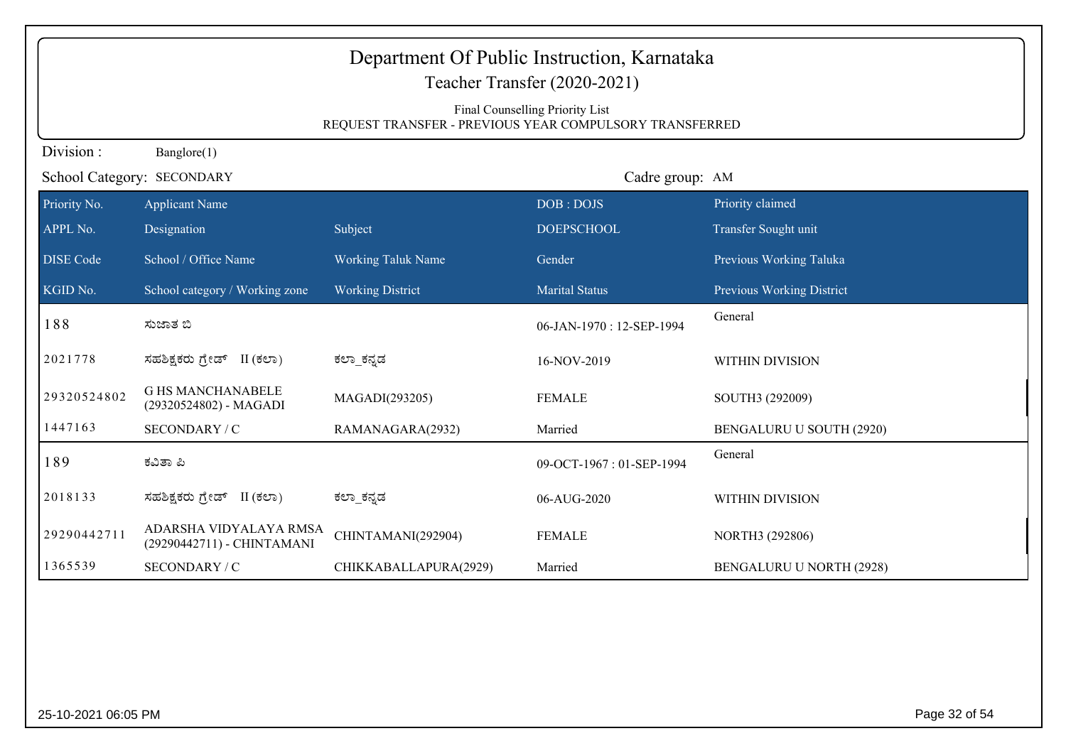# Department Of Public Instruction, Karnataka

## Teacher Transfer (2020-2021)

Final Counselling Priority List

REQUEST TRANSFER - PREVIOUS YEAR COMPULSORY TRANSFERRED

Division : Banglore(1)

School Category: SECONDARY

Cadre group: AM

| Priority No. / APPL No. / DISE Code / KGID No. | Applicant Name / Designation / School / Office Name / School category / Working zone | Subject / Working Taluk Name / Working District | DOB : DOJS / DOEPSCHOOL / Gender / Marital Status | Priority claimed / Transfer Sought unit / Previous Working Taluka / Previous Working District |
|---|---|---|---|---|
| 188 | ಸುಜಾತ ಬಿ | | 06-JAN-1970 : 12-SEP-1994 | General |
| 2021778 | ಸಹಶಿಕ್ಷಕರು ಗ್ರೇಡ್ II (ಕಲಾ) | ಕಲಾ_ಕನ್ನಡ | 16-NOV-2019 | WITHIN DIVISION |
| 29320524802 | G HS MANCHANABELE (29320524802) - MAGADI | MAGADI(293205) | FEMALE | SOUTH3 (292009) |
| 1447163 | SECONDARY / C | RAMANAGARA(2932) | Married | BENGALURU U SOUTH (2920) |
| 189 | ಕವಿತಾ ಪಿ | | 09-OCT-1967 : 01-SEP-1994 | General |
| 2018133 | ಸಹಶಿಕ್ಷಕರು ಗ್ರೇಡ್ II (ಕಲಾ) | ಕಲಾ_ಕನ್ನಡ | 06-AUG-2020 | WITHIN DIVISION |
| 29290442711 | ADARSHA VIDYALAYA RMSA (29290442711) - CHINTAMANI | CHINTAMANI(292904) | FEMALE | NORTH3 (292806) |
| 1365539 | SECONDARY / C | CHIKKABALLAPURA(2929) | Married | BENGALURU U NORTH (2928) |

25-10-2021 06:05 PM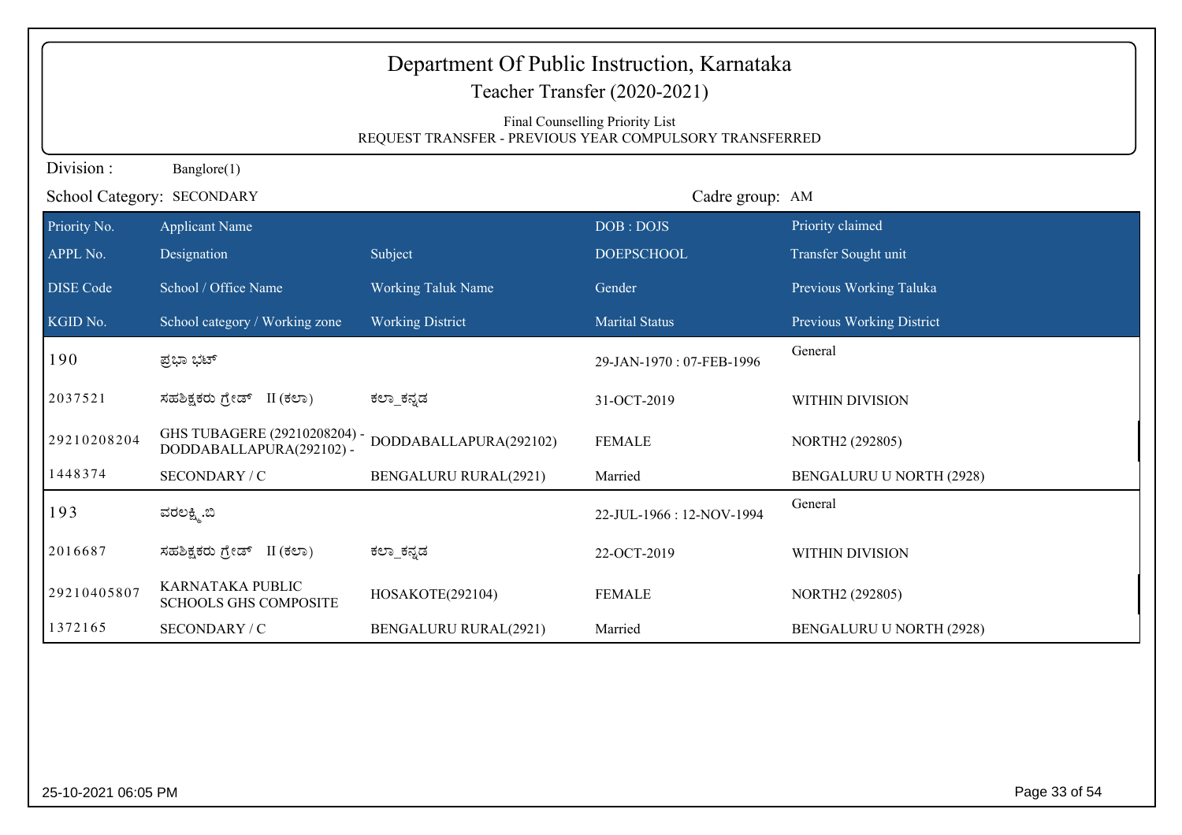# Department Of Public Instruction, Karnataka

## Teacher Transfer (2020-2021)

Final Counselling Priority List

REQUEST TRANSFER - PREVIOUS YEAR COMPULSORY TRANSFERRED

Division : Banglore(1)

School Category: SECONDARY

Cadre group: AM

| Priority No. / APPL No. / DISE Code / KGID No. | Applicant Name / Designation / School / Office Name / School category / Working zone | Subject / Working Taluk Name / Working District | DOB : DOJS / DOEPSCHOOL / Gender / Marital Status | Priority claimed / Transfer Sought unit / Previous Working Taluka / Previous Working District |
|---|---|---|---|---|
| 190 | ಪ್ರಭಾ ಭಟ್ | | 29-JAN-1970 : 07-FEB-1996 | General |
| 2037521 | ಸಹಶಿಕ್ಷಕರು ಗ್ರೇಡ್ II (ಕಲಾ) | ಕಲಾ_ಕನ್ನಡ | 31-OCT-2019 | WITHIN DIVISION |
| 29210208204 | GHS TUBAGERE (29210208204) - DODDABALLAPURA(292102) - | DODDABALLAPURA(292102) | FEMALE | NORTH2 (292805) |
| 1448374 | SECONDARY / C | BENGALURU RURAL(2921) | Married | BENGALURU U NORTH (2928) |
| 193 | ವರಲಕ್ಷ್ಮಿ.ಬಿ | | 22-JUL-1966 : 12-NOV-1994 | General |
| 2016687 | ಸಹಶಿಕ್ಷಕರು ಗ್ರೇಡ್ II (ಕಲಾ) | ಕಲಾ_ಕನ್ನಡ | 22-OCT-2019 | WITHIN DIVISION |
| 29210405807 | KARNATAKA PUBLIC SCHOOLS GHS COMPOSITE | HOSAKOTE(292104) | FEMALE | NORTH2 (292805) |
| 1372165 | SECONDARY / C | BENGALURU RURAL(2921) | Married | BENGALURU U NORTH (2928) |

25-10-2021 06:05 PM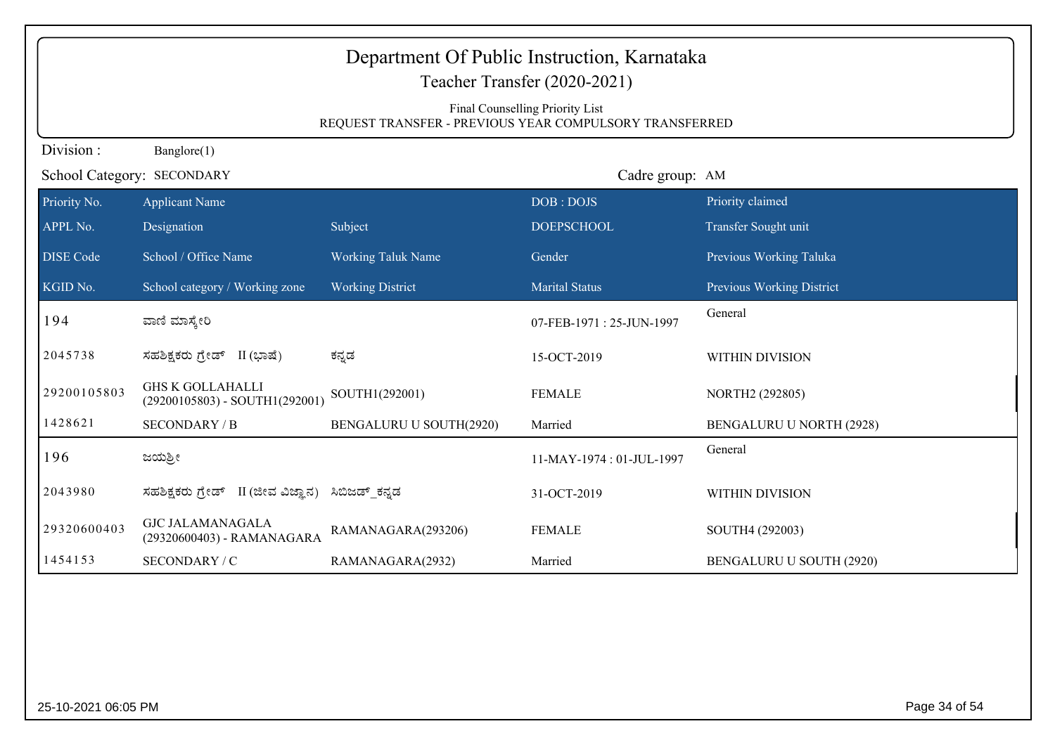# Department Of Public Instruction, Karnataka

## Teacher Transfer (2020-2021)

Final Counselling Priority List

REQUEST TRANSFER - PREVIOUS YEAR COMPULSORY TRANSFERRED

Division : Banglore(1)

School Category: SECONDARY

Cadre group: AM

| Priority No. | Applicant Name | | DOB : DOJS | Priority claimed |
|---|---|---|---|---|
| APPL No. | Designation | Subject | DOEPSCHOOL | Transfer Sought unit |
| DISE Code | School / Office Name | Working Taluk Name | Gender | Previous Working Taluka |
| KGID No. | School category / Working zone | Working District | Marital Status | Previous Working District |
| 194 | ವಾಣಿ ಮಾಸ್ಕೇರಿ | | 07-FEB-1971 : 25-JUN-1997 | General |
| 2045738 | ಸಹಶಿಕ್ಷಕರು ಗ್ರೇಡ್ II (ಭಾಷೆ) | ಕನ್ನಡ | 15-OCT-2019 | WITHIN DIVISION |
| 29200105803 | GHS K GOLLAHALLI (29200105803) - SOUTH1(292001) | SOUTH1(292001) | FEMALE | NORTH2 (292805) |
| 1428621 | SECONDARY / B | BENGALURU U SOUTH(2920) | Married | BENGALURU U NORTH (2928) |
| 196 | ಜಯಶ್ರೀ | | 11-MAY-1974 : 01-JUL-1997 | General |
| 2043980 | ಸಹಶಿಕ್ಷಕರು ಗ್ರೇಡ್ II (ಜೀವ ವಿಜ್ಞಾನ) | ಸಿಬಿಜಡ್_ಕನ್ನಡ | 31-OCT-2019 | WITHIN DIVISION |
| 29320600403 | GJC JALAMANAGALA (29320600403) - RAMANAGARA | RAMANAGARA(293206) | FEMALE | SOUTH4 (292003) |
| 1454153 | SECONDARY / C | RAMANAGARA(2932) | Married | BENGALURU U SOUTH (2920) |

25-10-2021 06:05 PM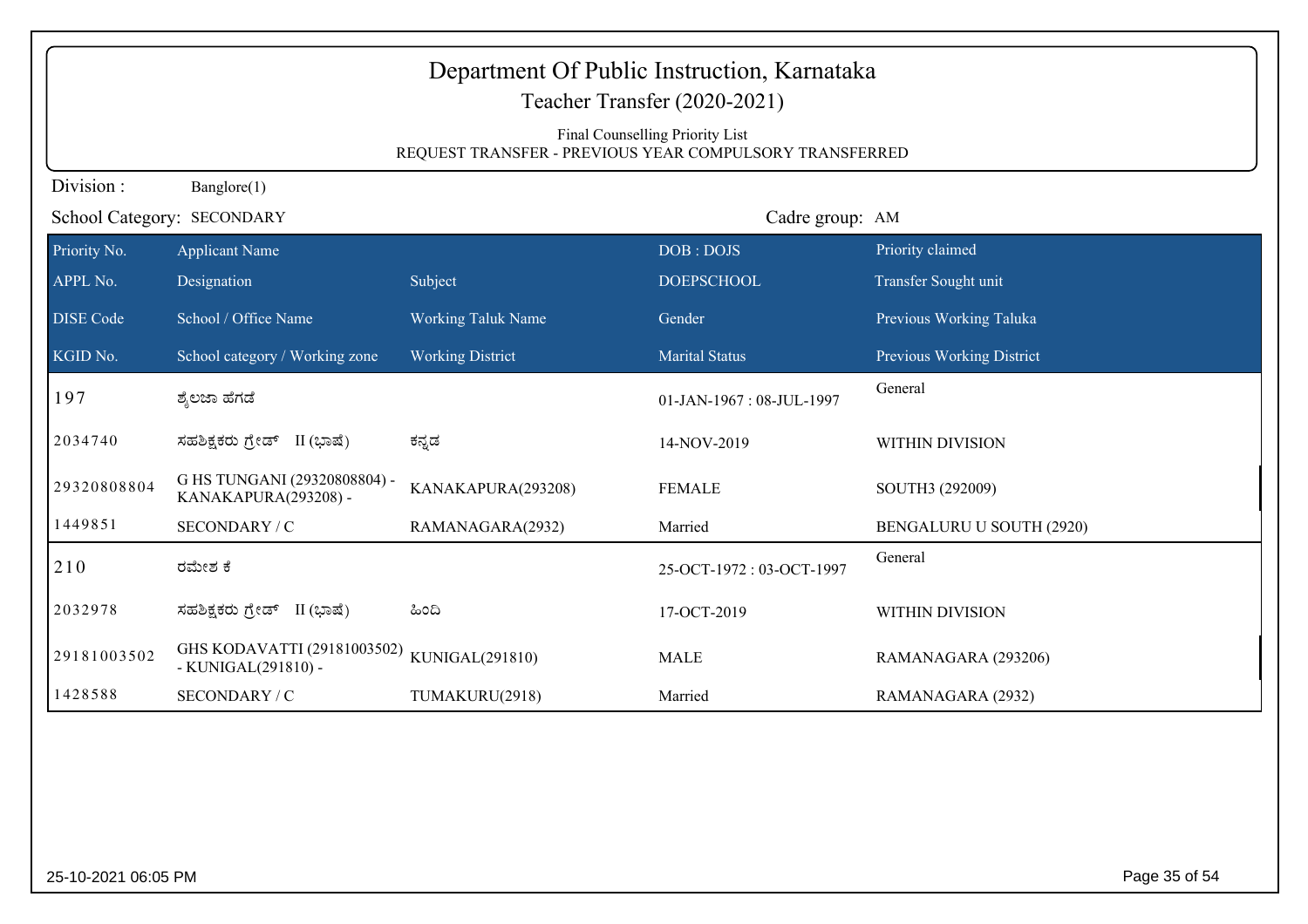# Department Of Public Instruction, Karnataka

## Teacher Transfer (2020-2021)

Final Counselling Priority List

REQUEST TRANSFER - PREVIOUS YEAR COMPULSORY TRANSFERRED

Division : Banglore(1)

School Category: SECONDARY

Cadre group: AM

| Priority No. / APPL No. / DISE Code / KGID No. | Applicant Name / Designation / School / Office Name / School category / Working zone | Subject / Working Taluk Name / Working District | DOB : DOJS / DOEPSCHOOL / Gender / Marital Status | Priority claimed / Transfer Sought unit / Previous Working Taluka / Previous Working District |
|---|---|---|---|---|
| 197 | ಶೈಲಜಾ ಹೆಗಡೆ | | 01-JAN-1967 : 08-JUL-1997 | General |
| 2034740 | ಸಹಶಿಕ್ಷಕರು ಗ್ರೇಡ್ II (ಭಾಷೆ) | ಕನ್ನಡ | 14-NOV-2019 | WITHIN DIVISION |
| 29320808804 | G HS TUNGANI (29320808804) - KANAKAPURA(293208) - | KANAKAPURA(293208) | FEMALE | SOUTH3 (292009) |
| 1449851 | SECONDARY / C | RAMANAGARA(2932) | Married | BENGALURU U SOUTH (2920) |
| 210 | ರಮೇಶ ಕೆ | | 25-OCT-1972 : 03-OCT-1997 | General |
| 2032978 | ಸಹಶಿಕ್ಷಕರು ಗ್ರೇಡ್ II (ಭಾಷೆ) | ಹಿಂದಿ | 17-OCT-2019 | WITHIN DIVISION |
| 29181003502 | GHS KODAVATTI (29181003502) - KUNIGAL(291810) - | KUNIGAL(291810) | MALE | RAMANAGARA (293206) |
| 1428588 | SECONDARY / C | TUMAKURU(2918) | Married | RAMANAGARA (2932) |

25-10-2021 06:05 PM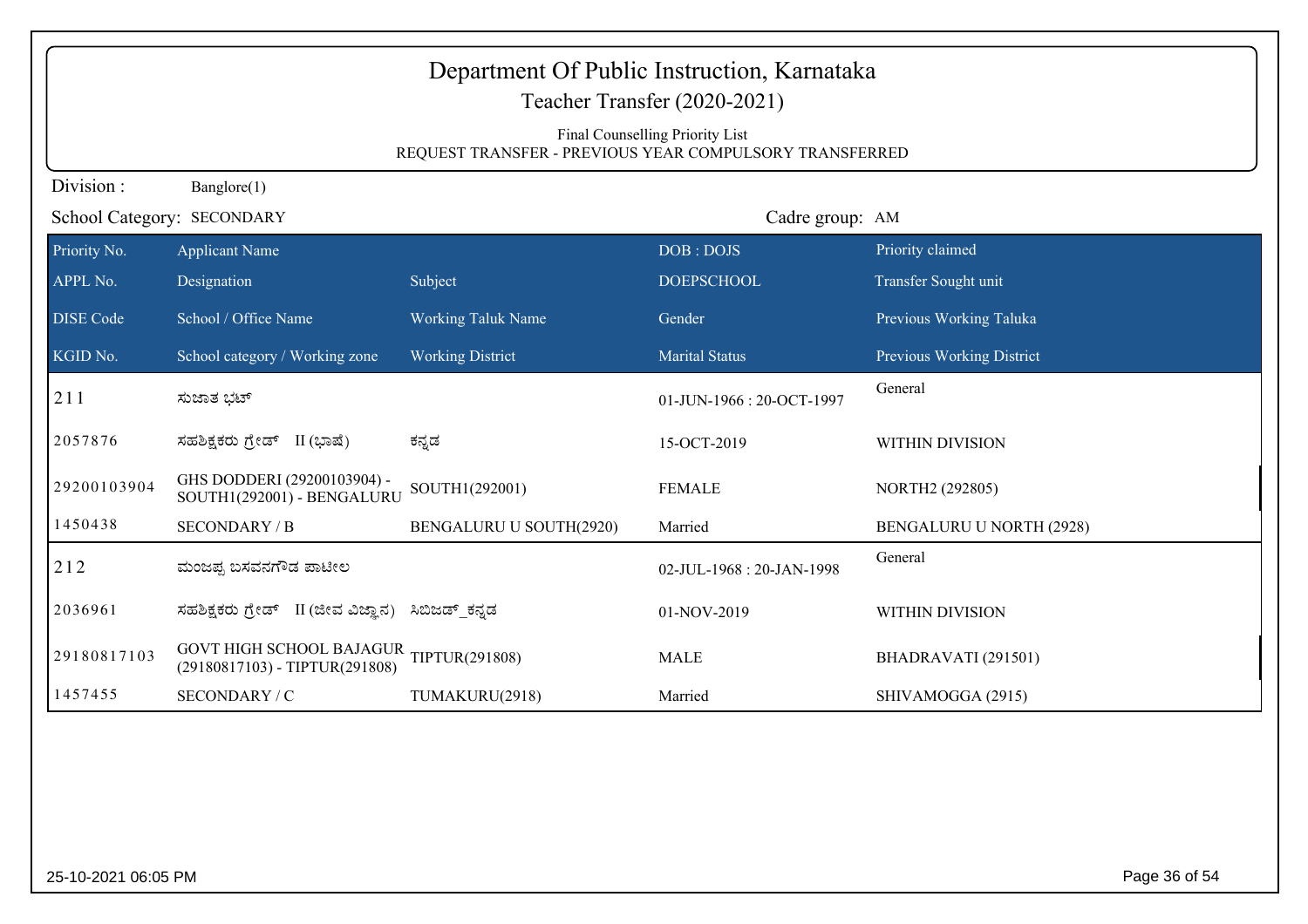# Department Of Public Instruction, Karnataka

## Teacher Transfer (2020-2021)

Final Counselling Priority List
REQUEST TRANSFER - PREVIOUS YEAR COMPULSORY TRANSFERRED

Division : Banglore(1)

School Category: SECONDARY

Cadre group: AM

| Priority No. | Applicant Name | | DOB : DOJS | Priority claimed |
|---|---|---|---|---|
| APPL No. | Designation | Subject | DOEPSCHOOL | Transfer Sought unit |
| DISE Code | School / Office Name | Working Taluk Name | Gender | Previous Working Taluka |
| KGID No. | School category / Working zone | Working District | Marital Status | Previous Working District |
| 211 | ಸುಜಾತ ಭಟ್ | | 01-JUN-1966 : 20-OCT-1997 | General |
| 2057876 | ಸಹಶಿಕ್ಷಕರು ಗ್ರೇಡ್ II (ಭಾಷೆ) | ಕನ್ನಡ | 15-OCT-2019 | WITHIN DIVISION |
| 29200103904 | GHS DODDERI (29200103904) - SOUTH1(292001) - BENGALURU | SOUTH1(292001) | FEMALE | NORTH2 (292805) |
| 1450438 | SECONDARY / B | BENGALURU U SOUTH(2920) | Married | BENGALURU U NORTH (2928) |
| 212 | ಮಂಜಪ್ಪ ಬಸವನಗೌಡ ಪಾಟೀಲ | | 02-JUL-1968 : 20-JAN-1998 | General |
| 2036961 | ಸಹಶಿಕ್ಷಕರು ಗ್ರೇಡ್ II (ಜೀವ ವಿಜ್ಞಾನ) | ಸಿಬಿಜಡ್_ಕನ್ನಡ | 01-NOV-2019 | WITHIN DIVISION |
| 29180817103 | GOVT HIGH SCHOOL BAJAGUR (29180817103) - TIPTUR(291808) | TIPTUR(291808) | MALE | BHADRAVATI (291501) |
| 1457455 | SECONDARY / C | TUMAKURU(2918) | Married | SHIVAMOGGA (2915) |

25-10-2021 06:05 PM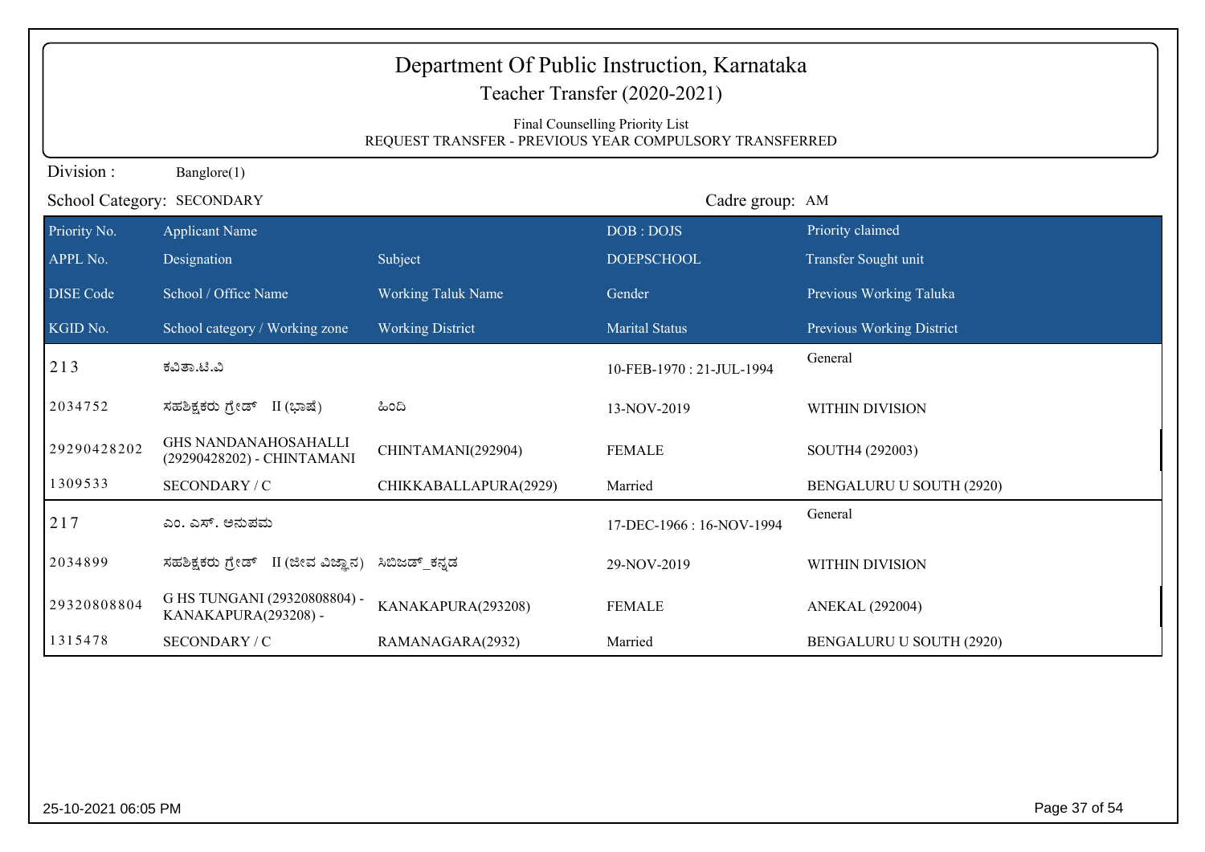# Department Of Public Instruction, Karnataka

## Teacher Transfer (2020-2021)

Final Counselling Priority List

REQUEST TRANSFER - PREVIOUS YEAR COMPULSORY TRANSFERRED

Division : Banglore(1)

School Category: SECONDARY

Cadre group: AM

| Priority No. / APPL No. / DISE Code / KGID No. | Applicant Name / Designation / School / Office Name / School category / Working zone | Subject / Working Taluk Name / Working District | DOB : DOJS / DOEPSCHOOL / Gender / Marital Status | Priority claimed / Transfer Sought unit / Previous Working Taluka / Previous Working District |
|---|---|---|---|---|
| 213 | ಕವಿತಾ.ಟಿ.ವಿ | | 10-FEB-1970 : 21-JUL-1994 | General |
| 2034752 | ಸಹಶಿಕ್ಷಕರು ಗ್ರೇಡ್ II (ಭಾಷೆ) | ಹಿಂದಿ | 13-NOV-2019 | WITHIN DIVISION |
| 29290428202 | GHS NANDANAHOSAHALLI (29290428202) - CHINTAMANI | CHINTAMANI(292904) | FEMALE | SOUTH4 (292003) |
| 1309533 | SECONDARY / C | CHIKKABALLAPURA(2929) | Married | BENGALURU U SOUTH (2920) |
| 217 | ಎಂ. ಎಸ್. ಅನುಪಮ | | 17-DEC-1966 : 16-NOV-1994 | General |
| 2034899 | ಸಹಶಿಕ್ಷಕರು ಗ್ರೇಡ್ II (ಜೀವ ವಿಜ್ಞಾನ) | ಸಿಬಿಜಡ್_ಕನ್ನಡ | 29-NOV-2019 | WITHIN DIVISION |
| 29320808804 | G HS TUNGANI (29320808804) - KANAKAPURA(293208) - | KANAKAPURA(293208) | FEMALE | ANEKAL (292004) |
| 1315478 | SECONDARY / C | RAMANAGARA(2932) | Married | BENGALURU U SOUTH (2920) |

25-10-2021 06:05 PM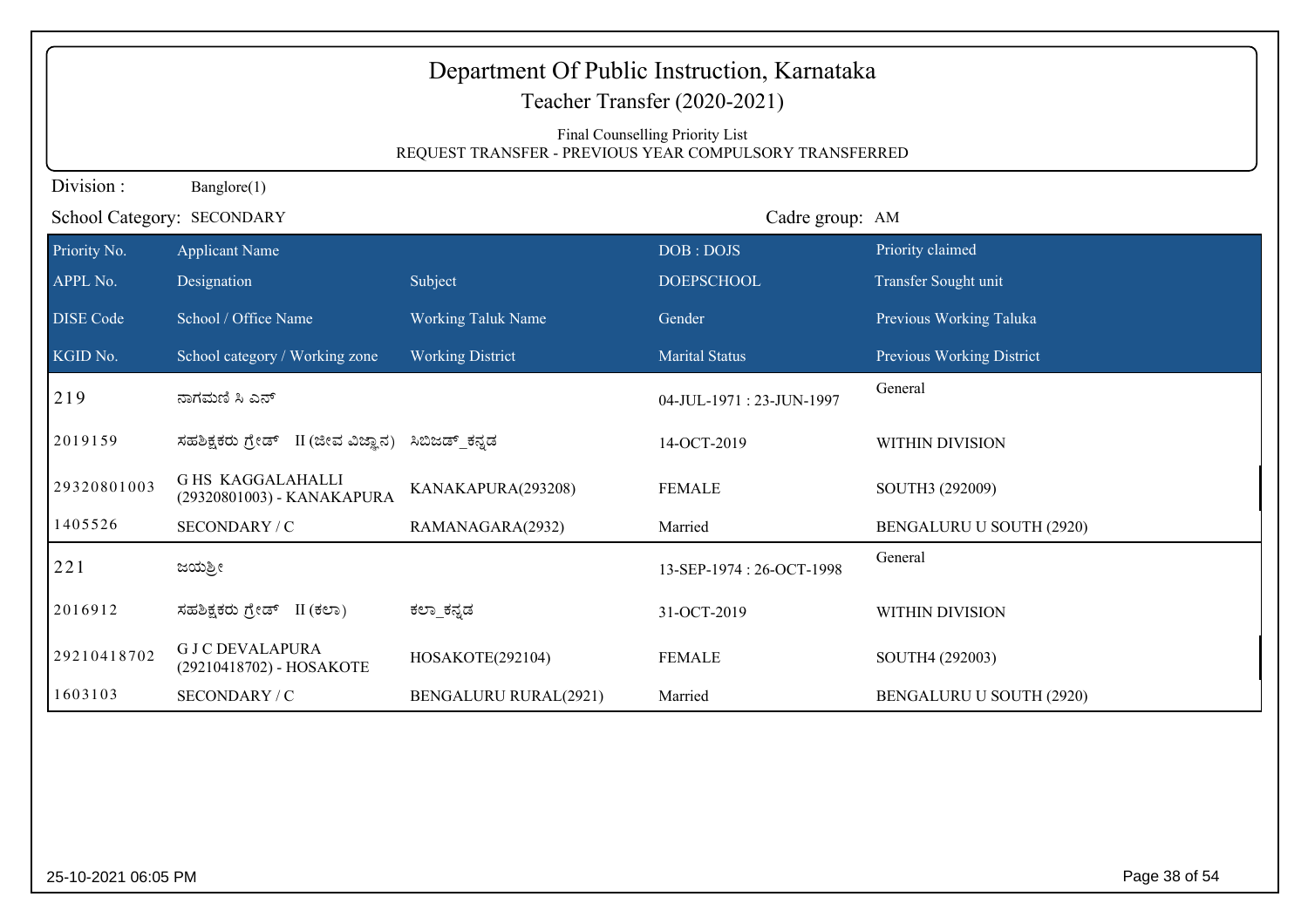# Department Of Public Instruction, Karnataka

## Teacher Transfer (2020-2021)

Final Counselling Priority List
REQUEST TRANSFER - PREVIOUS YEAR COMPULSORY TRANSFERRED

Division : Banglore(1)

School Category: SECONDARY

Cadre group: AM

| Priority No. / APPL No. / DISE Code / KGID No. | Applicant Name / Designation / School / Office Name / School category / Working zone | Subject / Working Taluk Name / Working District | DOB : DOJS / DOEPSCHOOL / Gender / Marital Status | Priority claimed / Transfer Sought unit / Previous Working Taluka / Previous Working District |
|---|---|---|---|---|
| 219 | ನಾಗಮಣಿ ಸಿ ಎನ್ | | 04-JUL-1971 : 23-JUN-1997 | General |
| 2019159 | ಸಹಶಿಕ್ಷಕರು ಗ್ರೇಡ್ II (ಜೀವ ವಿಜ್ಞಾನ) | ಸಿಬಿಜಡ್_ಕನ್ನಡ | 14-OCT-2019 | WITHIN DIVISION |
| 29320801003 | G HS KAGGALAHALLI (29320801003) - KANAKAPURA | KANAKAPURA(293208) | FEMALE | SOUTH3 (292009) |
| 1405526 | SECONDARY / C | RAMANAGARA(2932) | Married | BENGALURU U SOUTH (2920) |
| 221 | ಜಯಶ್ರೀ | | 13-SEP-1974 : 26-OCT-1998 | General |
| 2016912 | ಸಹಶಿಕ್ಷಕರು ಗ್ರೇಡ್ II (ಕಲಾ) | ಕಲಾ_ಕನ್ನಡ | 31-OCT-2019 | WITHIN DIVISION |
| 29210418702 | G J C DEVALAPURA (29210418702) - HOSAKOTE | HOSAKOTE(292104) | FEMALE | SOUTH4 (292003) |
| 1603103 | SECONDARY / C | BENGALURU RURAL(2921) | Married | BENGALURU U SOUTH (2920) |

25-10-2021 06:05 PM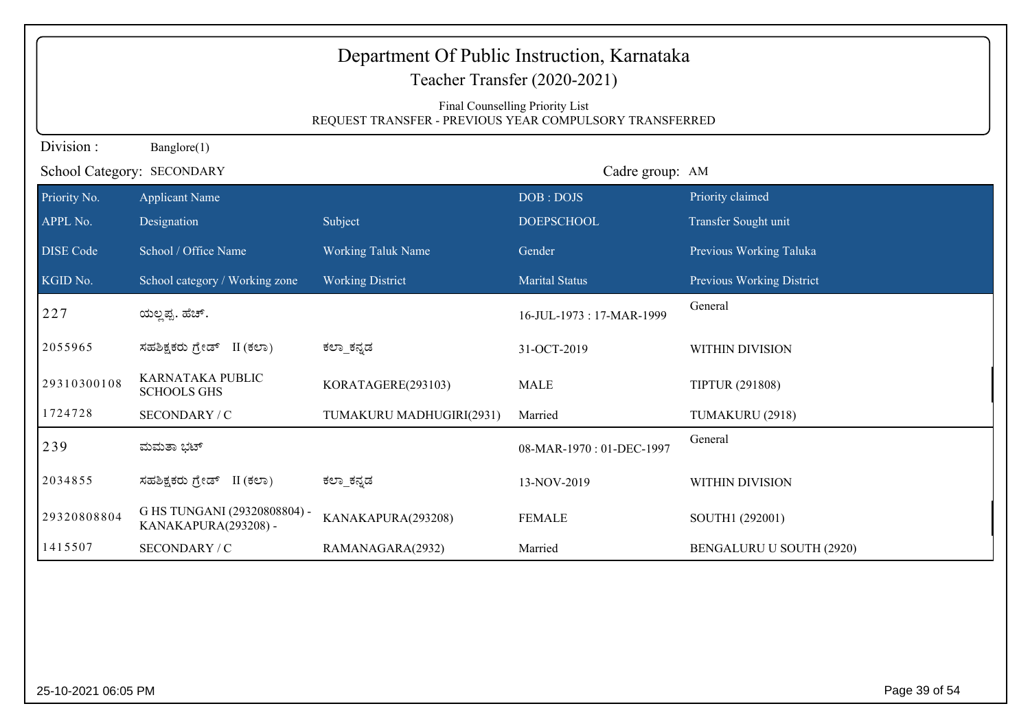# Department Of Public Instruction, Karnataka

Teacher Transfer (2020-2021)

Final Counselling Priority List

REQUEST TRANSFER - PREVIOUS YEAR COMPULSORY TRANSFERRED

Division : Banglore(1)

School Category: SECONDARY

Cadre group: AM

| Priority No. / APPL No. / DISE Code / KGID No. | Applicant Name / Designation / School / Office Name / School category / Working zone | Subject / Working Taluk Name / Working District | DOB : DOJS / DOEPSCHOOL / Gender / Marital Status | Priority claimed / Transfer Sought unit / Previous Working Taluka / Previous Working District |
|---|---|---|---|---|
| 227 | ಯಲ್ಲಪ್ಪ. ಹೆಚ್. | | 16-JUL-1973 : 17-MAR-1999 | General |
| 2055965 | ಸಹಶಿಕ್ಷಕರು ಗ್ರೇಡ್ II (ಕಲಾ) | ಕಲಾ_ಕನ್ನಡ | 31-OCT-2019 | WITHIN DIVISION |
| 29310300108 | KARNATAKA PUBLIC SCHOOLS GHS | KORATAGERE(293103) | MALE | TIPTUR (291808) |
| 1724728 | SECONDARY / C | TUMAKURU MADHUGIRI(2931) | Married | TUMAKURU (2918) |
| 239 | ಮಮತಾ ಭಟ್ | | 08-MAR-1970 : 01-DEC-1997 | General |
| 2034855 | ಸಹಶಿಕ್ಷಕರು ಗ್ರೇಡ್ II (ಕಲಾ) | ಕಲಾ_ಕನ್ನಡ | 13-NOV-2019 | WITHIN DIVISION |
| 29320808804 | G HS TUNGANI (29320808804) - KANAKAPURA(293208) - | KANAKAPURA(293208) | FEMALE | SOUTH1 (292001) |
| 1415507 | SECONDARY / C | RAMANAGARA(2932) | Married | BENGALURU U SOUTH (2920) |

25-10-2021 06:05 PM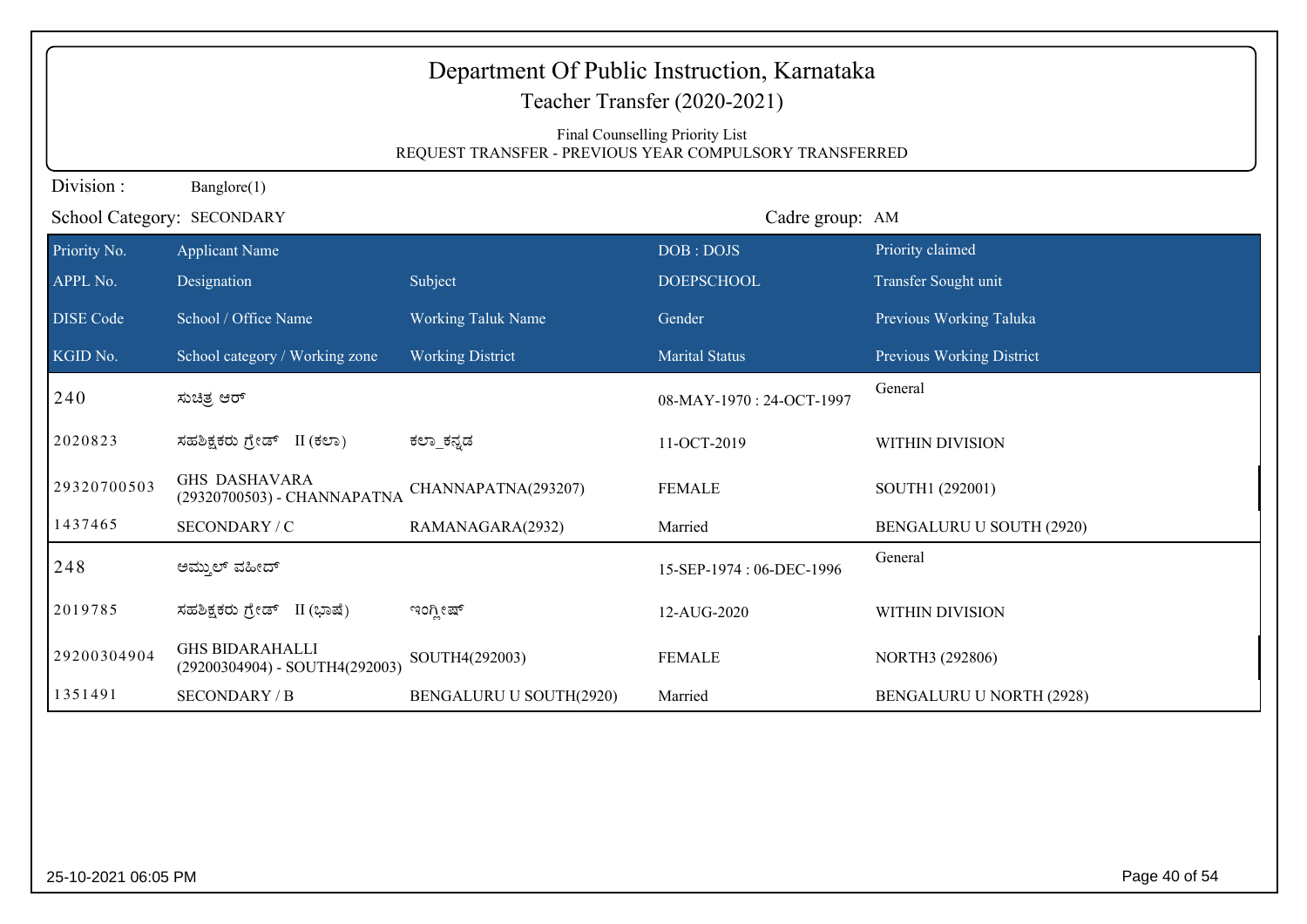# Department Of Public Instruction, Karnataka

## Teacher Transfer (2020-2021)

Final Counselling Priority List

REQUEST TRANSFER - PREVIOUS YEAR COMPULSORY TRANSFERRED

Division : Banglore(1)

School Category: SECONDARY

Cadre group: AM

| Priority No. / APPL No. / DISE Code / KGID No. | Applicant Name / Designation / School / Office Name / School category / Working zone | Subject / Working Taluk Name / Working District | DOB : DOJS / DOEPSCHOOL / Gender / Marital Status | Priority claimed / Transfer Sought unit / Previous Working Taluka / Previous Working District |
|---|---|---|---|---|
| 240 | ಸುಚಿತ್ರ ಆರ್ | | 08-MAY-1970 : 24-OCT-1997 | General |
| 2020823 | ಸಹಶಿಕ್ಷಕರು ಗ್ರೇಡ್ II (ಕಲಾ) | ಕಲಾ_ಕನ್ನಡ | 11-OCT-2019 | WITHIN DIVISION |
| 29320700503 | GHS DASHAVARA (29320700503) - CHANNAPATNA | CHANNAPATNA(293207) | FEMALE | SOUTH1 (292001) |
| 1437465 | SECONDARY / C | RAMANAGARA(2932) | Married | BENGALURU U SOUTH (2920) |
| 248 | ಅಮ್ರುಲ್ ವಹೀದ್ | | 15-SEP-1974 : 06-DEC-1996 | General |
| 2019785 | ಸಹಶಿಕ್ಷಕರು ಗ್ರೇಡ್ II (ಭಾಷೆ) | ಇಂಗ್ಲೀಷ್ | 12-AUG-2020 | WITHIN DIVISION |
| 29200304904 | GHS BIDARAHALLI (29200304904) - SOUTH4(292003) | SOUTH4(292003) | FEMALE | NORTH3 (292806) |
| 1351491 | SECONDARY / B | BENGALURU U SOUTH(2920) | Married | BENGALURU U NORTH (2928) |

25-10-2021 06:05 PM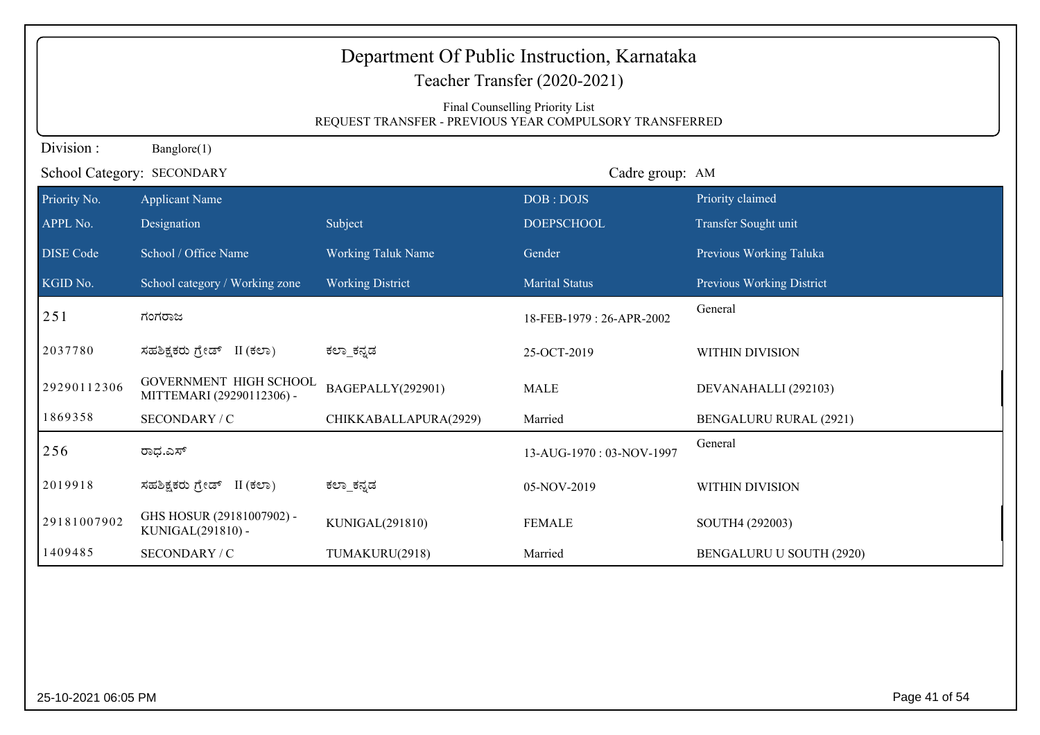# Department Of Public Instruction, Karnataka

## Teacher Transfer (2020-2021)

Final Counselling Priority List

REQUEST TRANSFER - PREVIOUS YEAR COMPULSORY TRANSFERRED

Division : Banglore(1)

School Category: SECONDARY

Cadre group: AM

| Priority No. / APPL No. / DISE Code / KGID No. | Applicant Name / Designation / School / Office Name / School category / Working zone | Subject / Working Taluk Name / Working District | DOB : DOJS / DOEPSCHOOL / Gender / Marital Status | Priority claimed / Transfer Sought unit / Previous Working Taluka / Previous Working District |
|---|---|---|---|---|
| 251 | ಗಂಗರಾಜ | | 18-FEB-1979 : 26-APR-2002 | General |
| 2037780 | ಸಹಶಿಕ್ಷಕರು ಗ್ರೇಡ್ II (ಕಲಾ) | ಕಲಾ_ಕನ್ನಡ | 25-OCT-2019 | WITHIN DIVISION |
| 29290112306 | GOVERNMENT HIGH SCHOOL MITTEMARI (29290112306) - | BAGEPALLY(292901) | MALE | DEVANAHALLI (292103) |
| 1869358 | SECONDARY / C | CHIKKABALLAPURA(2929) | Married | BENGALURU RURAL (2921) |
| 256 | ರಾಧ.ಎಸ್ | | 13-AUG-1970 : 03-NOV-1997 | General |
| 2019918 | ಸಹಶಿಕ್ಷಕರು ಗ್ರೇಡ್ II (ಕಲಾ) | ಕಲಾ_ಕನ್ನಡ | 05-NOV-2019 | WITHIN DIVISION |
| 29181007902 | GHS HOSUR (29181007902) - KUNIGAL(291810) - | KUNIGAL(291810) | FEMALE | SOUTH4 (292003) |
| 1409485 | SECONDARY / C | TUMAKURU(2918) | Married | BENGALURU U SOUTH (2920) |

25-10-2021 06:05 PM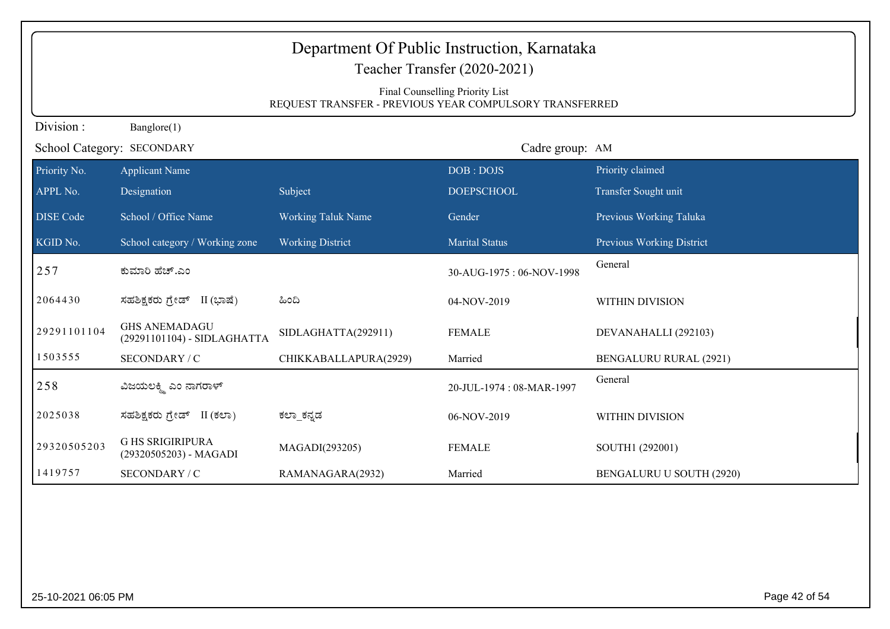# Department Of Public Instruction, Karnataka

Teacher Transfer (2020-2021)

Final Counselling Priority List

REQUEST TRANSFER - PREVIOUS YEAR COMPULSORY TRANSFERRED

Division : Banglore(1)

School Category: SECONDARY

Cadre group: AM

| Priority No. / APPL No. / DISE Code / KGID No. | Applicant Name / Designation / School / Office Name / School category / Working zone | Subject / Working Taluk Name / Working District | DOB : DOJS / DOEPSCHOOL / Gender / Marital Status | Priority claimed / Transfer Sought unit / Previous Working Taluka / Previous Working District |
|---|---|---|---|---|
| 257 | ಕುಮಾರಿ ಹೆಚ್.ಎಂ | | 30-AUG-1975 : 06-NOV-1998 | General |
| 2064430 | ಸಹಶಿಕ್ಷಕರು ಗ್ರೇಡ್ II (ಭಾಷೆ) | ಹಿಂದಿ | 04-NOV-2019 | WITHIN DIVISION |
| 29291101104 | GHS ANEMADAGU (29291101104) - SIDLAGHATTA | SIDLAGHATTA(292911) | FEMALE | DEVANAHALLI (292103) |
| 1503555 | SECONDARY / C | CHIKKABALLAPURA(2929) | Married | BENGALURU RURAL (2921) |
| 258 | ವಿಜಯಲಕ್ಷ್ಮಿ ಎಂ ನಾಗರಾಳ್ | | 20-JUL-1974 : 08-MAR-1997 | General |
| 2025038 | ಸಹಶಿಕ್ಷಕರು ಗ್ರೇಡ್ II (ಕಲಾ) | ಕಲಾ_ಕನ್ನಡ | 06-NOV-2019 | WITHIN DIVISION |
| 29320505203 | G HS SRIGIRIPURA (29320505203) - MAGADI | MAGADI(293205) | FEMALE | SOUTH1 (292001) |
| 1419757 | SECONDARY / C | RAMANAGARA(2932) | Married | BENGALURU U SOUTH (2920) |

25-10-2021 06:05 PM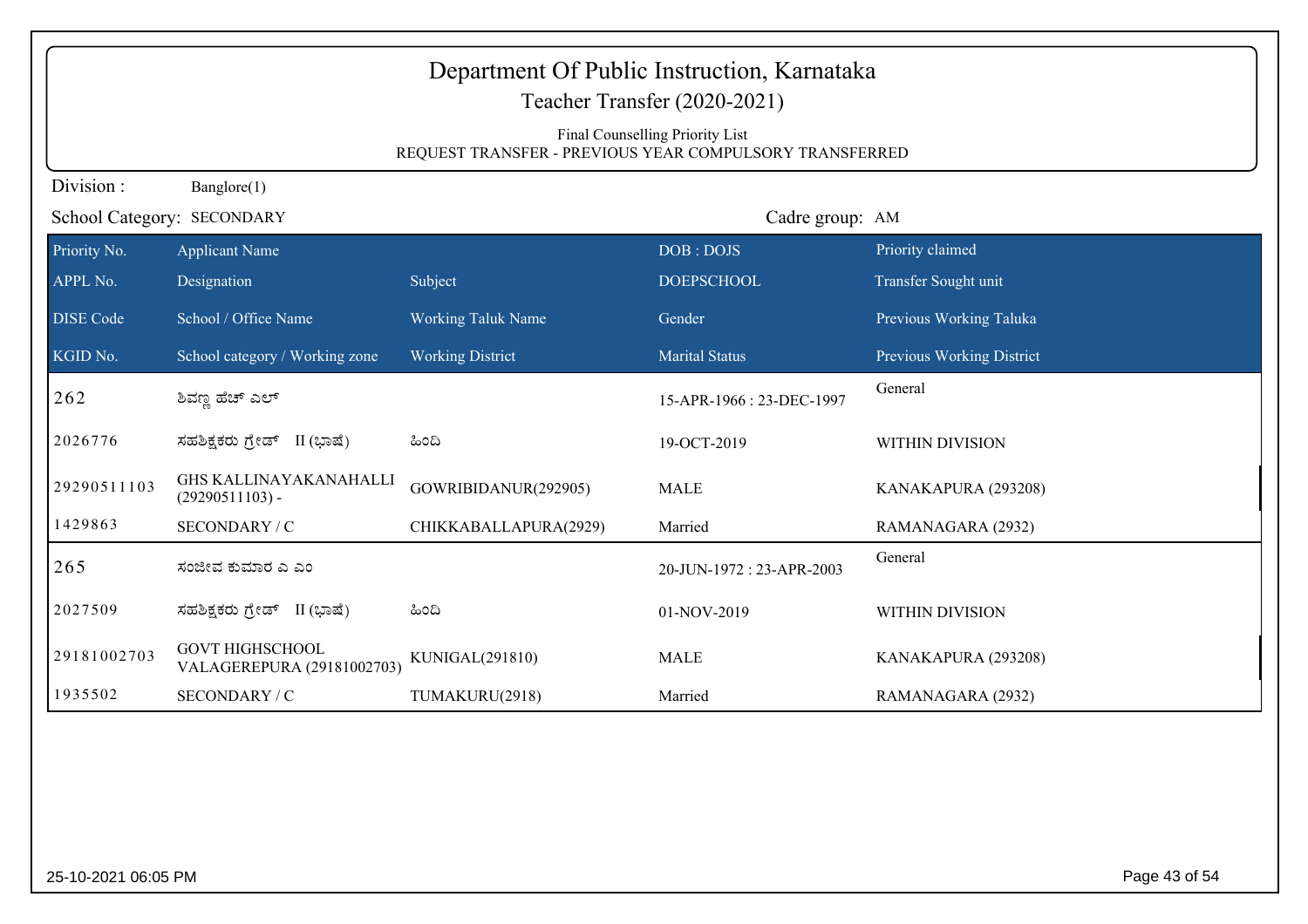# Department Of Public Instruction, Karnataka

## Teacher Transfer (2020-2021)

Final Counselling Priority List

REQUEST TRANSFER - PREVIOUS YEAR COMPULSORY TRANSFERRED

Division : Banglore(1)

School Category: SECONDARY

Cadre group: AM

| Priority No. / APPL No. / DISE Code / KGID No. | Applicant Name / Designation / School / Office Name / School category / Working zone | Subject / Working Taluk Name / Working District | DOB : DOJS / DOEPSCHOOL / Gender / Marital Status | Priority claimed / Transfer Sought unit / Previous Working Taluka / Previous Working District |
|---|---|---|---|---|
| 262 | ಶಿವಣ್ಣ ಹೆಚ್ ಎಲ್ | | 15-APR-1966 : 23-DEC-1997 | General |
| 2026776 | ಸಹಶಿಕ್ಷಕರು ಗ್ರೇಡ್ II (ಭಾಷೆ) | ಹಿಂದಿ | 19-OCT-2019 | WITHIN DIVISION |
| 29290511103 | GHS KALLINAYAKANAHALLI (29290511103) - | GOWRIBIDANUR(292905) | MALE | KANAKAPURA (293208) |
| 1429863 | SECONDARY / C | CHIKKABALLAPURA(2929) | Married | RAMANAGARA (2932) |
| 265 | ಸಂಜೀವ ಕುಮಾರ ಎ ಎಂ | | 20-JUN-1972 : 23-APR-2003 | General |
| 2027509 | ಸಹಶಿಕ್ಷಕರು ಗ್ರೇಡ್ II (ಭಾಷೆ) | ಹಿಂದಿ | 01-NOV-2019 | WITHIN DIVISION |
| 29181002703 | GOVT HIGHSCHOOL VALAGEREPURA (29181002703) | KUNIGAL(291810) | MALE | KANAKAPURA (293208) |
| 1935502 | SECONDARY / C | TUMAKURU(2918) | Married | RAMANAGARA (2932) |

25-10-2021 06:05 PM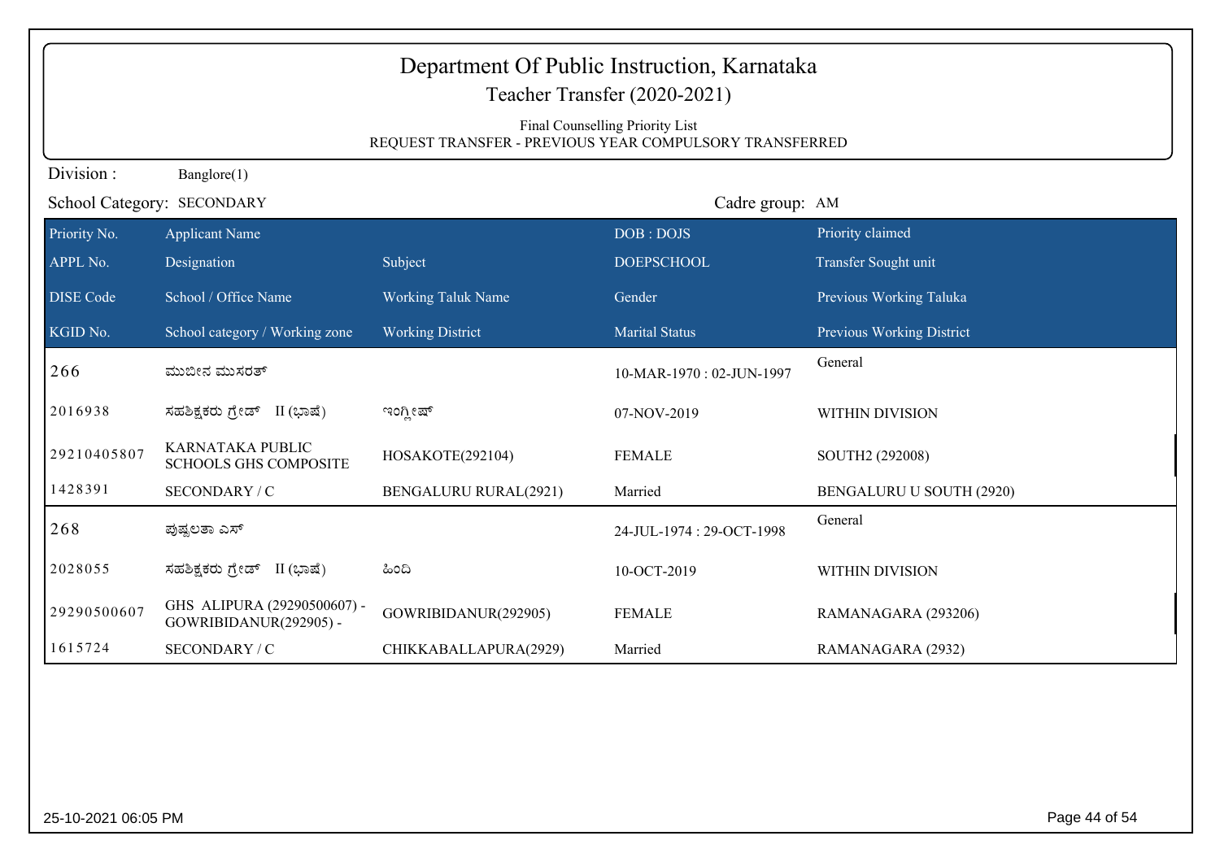# Department Of Public Instruction, Karnataka

## Teacher Transfer (2020-2021)

Final Counselling Priority List

REQUEST TRANSFER - PREVIOUS YEAR COMPULSORY TRANSFERRED

Division : Banglore(1)

School Category: SECONDARY

Cadre group: AM

| Priority No. / APPL No. / DISE Code / KGID No. | Applicant Name / Designation / School / Office Name / School category / Working zone | Subject / Working Taluk Name / Working District | DOB : DOJS / DOEPSCHOOL / Gender / Marital Status | Priority claimed / Transfer Sought unit / Previous Working Taluka / Previous Working District |
|---|---|---|---|---|
| 266 | ಮುಬೀನ ಮುಸರತ್ | | 10-MAR-1970 : 02-JUN-1997 | General |
| 2016938 | ಸಹಶಿಕ್ಷಕರು ಗ್ರೇಡ್ II (ಭಾಷೆ) | ಇಂಗ್ಲೀಷ್ | 07-NOV-2019 | WITHIN DIVISION |
| 29210405807 | KARNATAKA PUBLIC SCHOOLS GHS COMPOSITE | HOSAKOTE(292104) | FEMALE | SOUTH2 (292008) |
| 1428391 | SECONDARY / C | BENGALURU RURAL(2921) | Married | BENGALURU U SOUTH (2920) |
| 268 | ಪುಷ್ಪಲತಾ ಎಸ್ | | 24-JUL-1974 : 29-OCT-1998 | General |
| 2028055 | ಸಹಶಿಕ್ಷಕರು ಗ್ರೇಡ್ II (ಭಾಷೆ) | ಹಿಂದಿ | 10-OCT-2019 | WITHIN DIVISION |
| 29290500607 | GHS ALIPURA (29290500607) - GOWRIBIDANUR(292905) - | GOWRIBIDANUR(292905) | FEMALE | RAMANAGARA (293206) |
| 1615724 | SECONDARY / C | CHIKKABALLAPURA(2929) | Married | RAMANAGARA (2932) |

25-10-2021 06:05 PM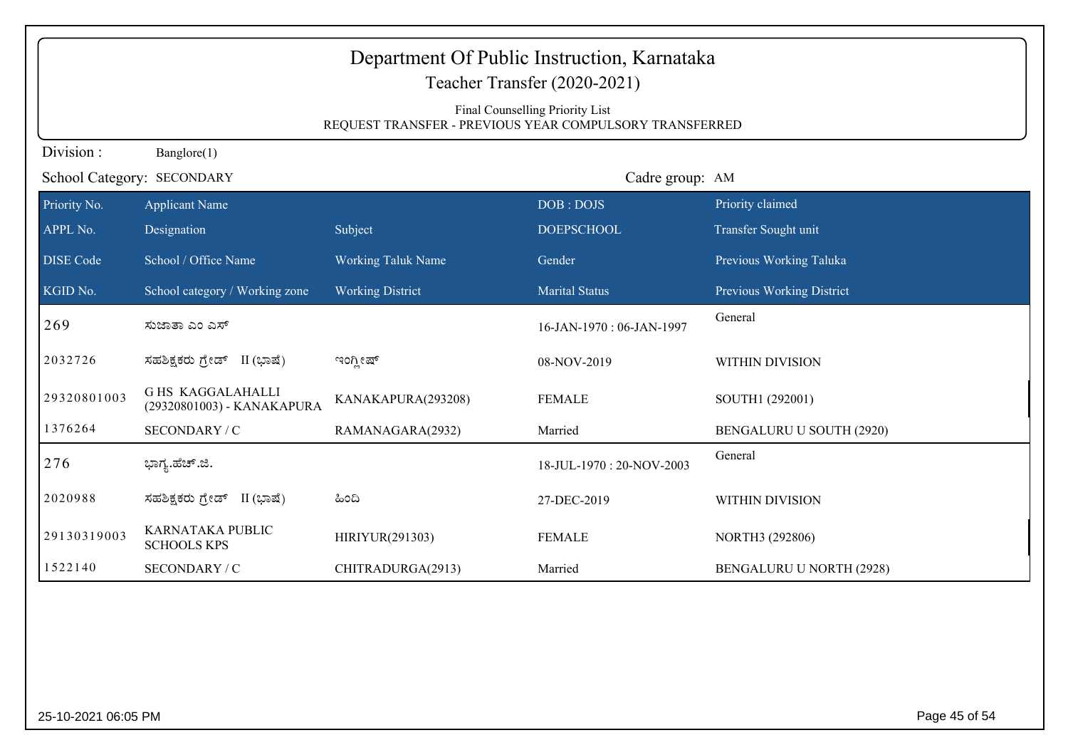# Department Of Public Instruction, Karnataka

## Teacher Transfer (2020-2021)

Final Counselling Priority List

REQUEST TRANSFER - PREVIOUS YEAR COMPULSORY TRANSFERRED

Division : Banglore(1)

School Category: SECONDARY

Cadre group: AM

| Priority No. / APPL No. / DISE Code / KGID No. | Applicant Name / Designation / School / Office Name / School category / Working zone | Subject / Working Taluk Name / Working District | DOB : DOJS / DOEPSCHOOL / Gender / Marital Status | Priority claimed / Transfer Sought unit / Previous Working Taluka / Previous Working District |
|---|---|---|---|---|
| 269 | ಸುಜಾತಾ ಎಂ ಎಸ್ | | 16-JAN-1970 : 06-JAN-1997 | General |
| 2032726 | ಸಹಶಿಕ್ಷಕರು ಗ್ರೇಡ್ II (ಭಾಷೆ) | ಇಂಗ್ಲೀಷ್ | 08-NOV-2019 | WITHIN DIVISION |
| 29320801003 | G HS KAGGALAHALLI (29320801003) - KANAKAPURA | KANAKAPURA(293208) | FEMALE | SOUTH1 (292001) |
| 1376264 | SECONDARY / C | RAMANAGARA(2932) | Married | BENGALURU U SOUTH (2920) |
| 276 | ಭಾಗ್ಯ.ಹೆಚ್.ಜಿ. | | 18-JUL-1970 : 20-NOV-2003 | General |
| 2020988 | ಸಹಶಿಕ್ಷಕರು ಗ್ರೇಡ್ II (ಭಾಷೆ) | ಹಿಂದಿ | 27-DEC-2019 | WITHIN DIVISION |
| 29130319003 | KARNATAKA PUBLIC SCHOOLS KPS | HIRIYUR(291303) | FEMALE | NORTH3 (292806) |
| 1522140 | SECONDARY / C | CHITRADURGA(2913) | Married | BENGALURU U NORTH (2928) |

25-10-2021 06:05 PM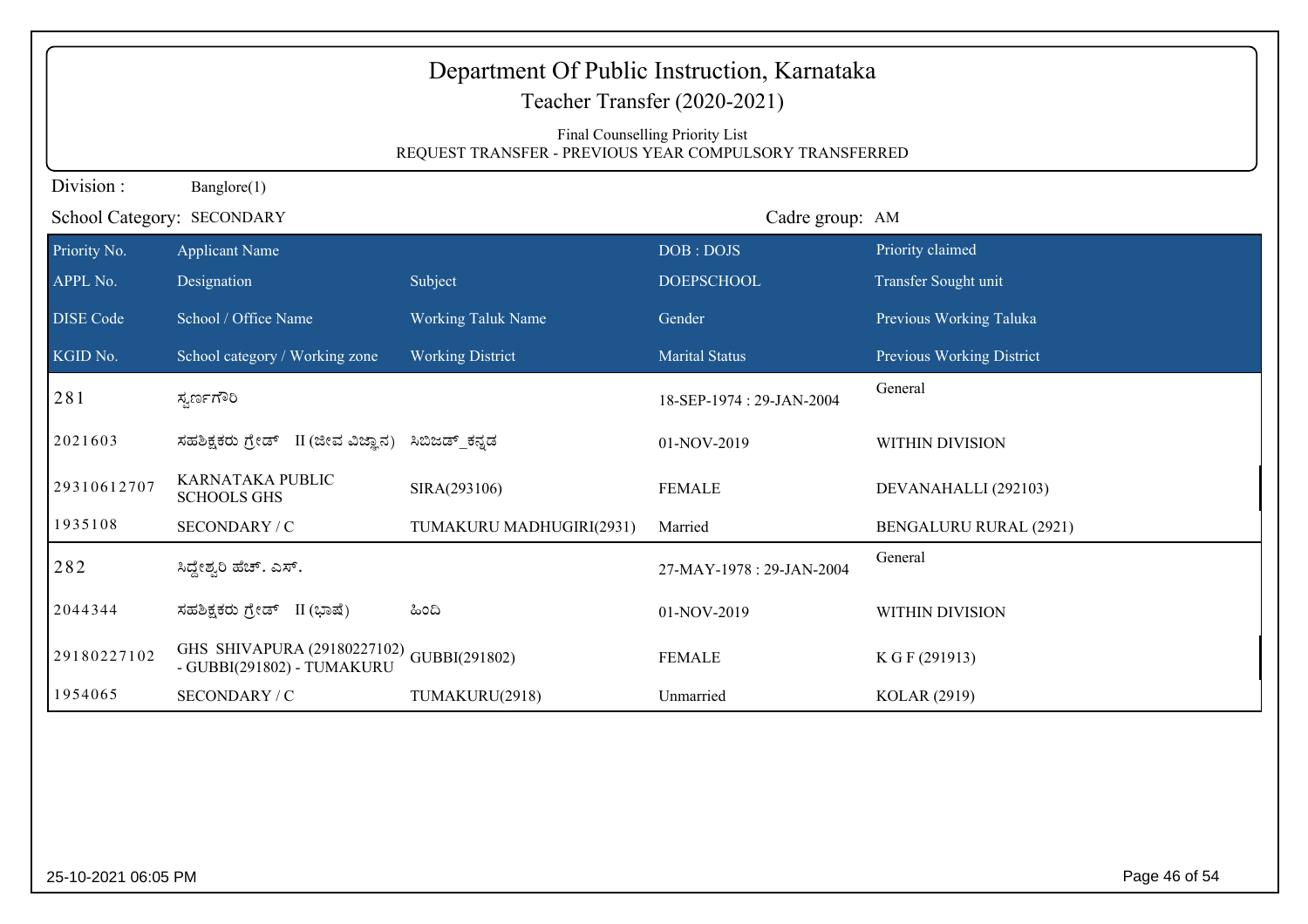# Department Of Public Instruction, Karnataka

## Teacher Transfer (2020-2021)

Final Counselling Priority List

REQUEST TRANSFER - PREVIOUS YEAR COMPULSORY TRANSFERRED

Division : Banglore(1)

School Category: SECONDARY

Cadre group: AM

| Priority No. / APPL No. / DISE Code / KGID No. | Applicant Name / Designation / School / Office Name / School category / Working zone | Subject / Working Taluk Name / Working District | DOB : DOJS / DOEPSCHOOL / Gender / Marital Status | Priority claimed / Transfer Sought unit / Previous Working Taluka / Previous Working District |
|---|---|---|---|---|
| 281 | ಸ್ವರ್ಣಗೌರಿ | | 18-SEP-1974 : 29-JAN-2004 | General |
| 2021603 | ಸಹಶಿಕ್ಷಕರು ಗ್ರೇಡ್ II (ಜೀವ ವಿಜ್ಞಾನ) | ಸಿಬಿಜಡ್_ಕನ್ನಡ | 01-NOV-2019 | WITHIN DIVISION |
| 29310612707 | KARNATAKA PUBLIC SCHOOLS GHS | SIRA(293106) | FEMALE | DEVANAHALLI (292103) |
| 1935108 | SECONDARY / C | TUMAKURU MADHUGIRI(2931) | Married | BENGALURU RURAL (2921) |
| 282 | ಸಿದ್ದೇಶ್ವರಿ ಹೆಚ್. ಎಸ್. | | 27-MAY-1978 : 29-JAN-2004 | General |
| 2044344 | ಸಹಶಿಕ್ಷಕರು ಗ್ರೇಡ್ II (ಭಾಷೆ) | ಹಿಂದಿ | 01-NOV-2019 | WITHIN DIVISION |
| 29180227102 | GHS SHIVAPURA (29180227102) - GUBBI(291802) - TUMAKURU | GUBBI(291802) | FEMALE | K G F (291913) |
| 1954065 | SECONDARY / C | TUMAKURU(2918) | Unmarried | KOLAR (2919) |

25-10-2021 06:05 PM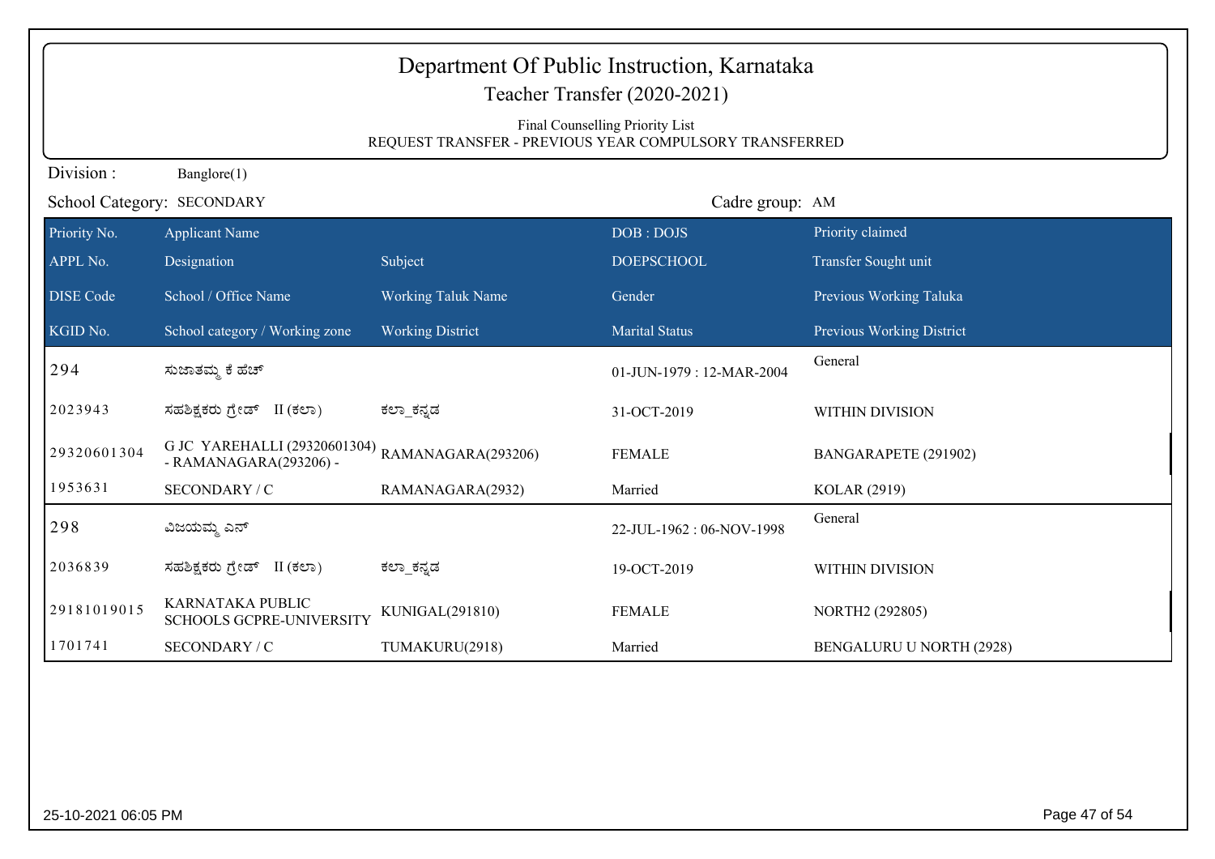# Department Of Public Instruction, Karnataka

## Teacher Transfer (2020-2021)

Final Counselling Priority List

REQUEST TRANSFER - PREVIOUS YEAR COMPULSORY TRANSFERRED

Division : Banglore(1)

School Category: SECONDARY

Cadre group: AM

| Priority No. | Applicant Name | | DOB : DOJS | Priority claimed |
|---|---|---|---|---|
| APPL No. | Designation | Subject | DOEPSCHOOL | Transfer Sought unit |
| DISE Code | School / Office Name | Working Taluk Name | Gender | Previous Working Taluka |
| KGID No. | School category / Working zone | Working District | Marital Status | Previous Working District |
| 294 | ಸುಜಾತಮ್ಮ ಕೆ ಹೆಚ್ | | 01-JUN-1979 : 12-MAR-2004 | General |
| 2023943 | ಸಹಶಿಕ್ಷಕರು ಗ್ರೇಡ್ II (ಕಲಾ) | ಕಲಾ_ಕನ್ನಡ | 31-OCT-2019 | WITHIN DIVISION |
| 29320601304 | G JC YAREHALLI (29320601304) - RAMANAGARA(293206) - | RAMANAGARA(293206) | FEMALE | BANGARAPETE (291902) |
| 1953631 | SECONDARY / C | RAMANAGARA(2932) | Married | KOLAR (2919) |
| 298 | ವಿಜಯಮ್ಮ ಎನ್ | | 22-JUL-1962 : 06-NOV-1998 | General |
| 2036839 | ಸಹಶಿಕ್ಷಕರು ಗ್ರೇಡ್ II (ಕಲಾ) | ಕಲಾ_ಕನ್ನಡ | 19-OCT-2019 | WITHIN DIVISION |
| 29181019015 | KARNATAKA PUBLIC SCHOOLS GCPRE-UNIVERSITY | KUNIGAL(291810) | FEMALE | NORTH2 (292805) |
| 1701741 | SECONDARY / C | TUMAKURU(2918) | Married | BENGALURU U NORTH (2928) |

25-10-2021 06:05 PM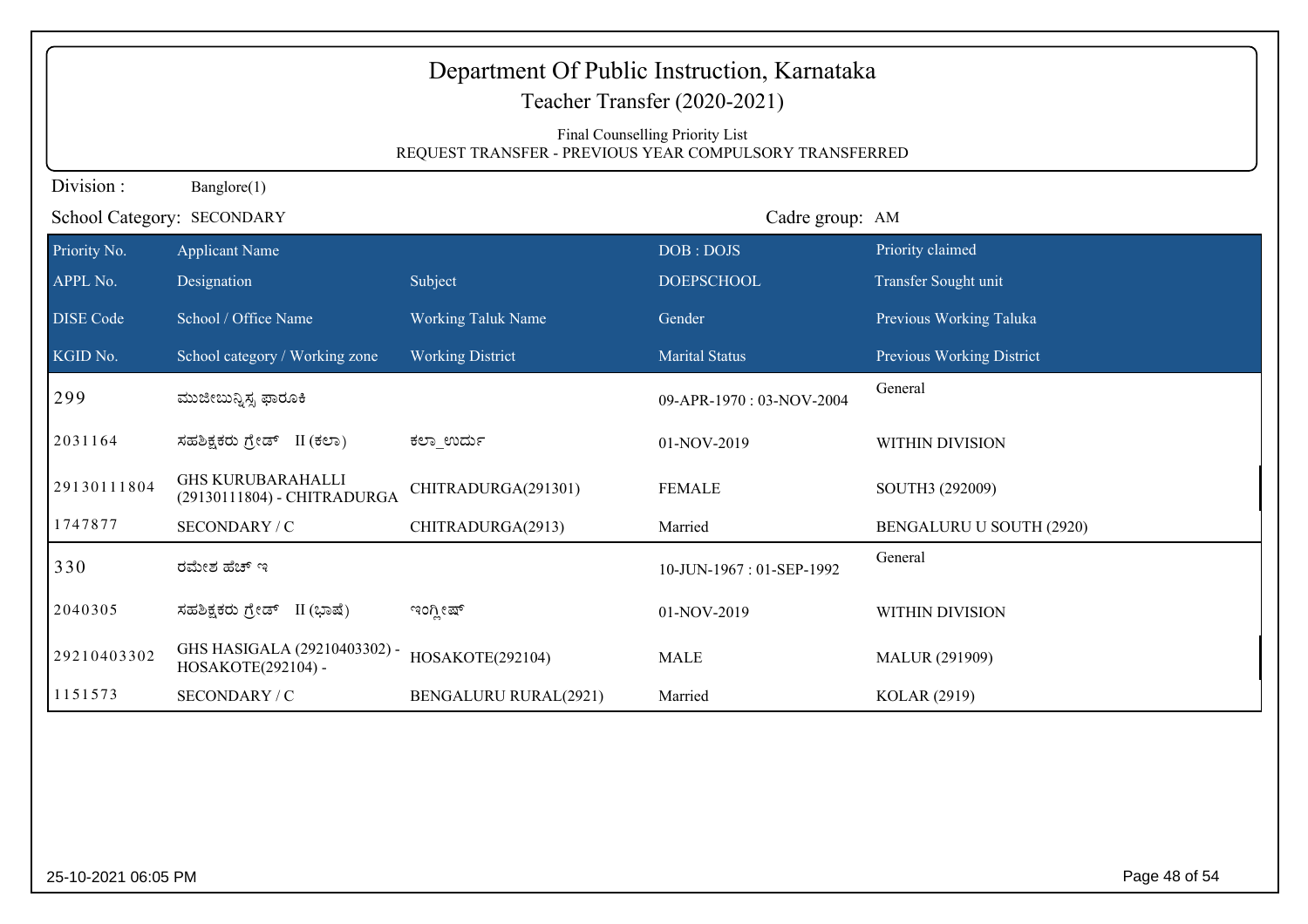# Department Of Public Instruction, Karnataka

## Teacher Transfer (2020-2021)

Final Counselling Priority List

REQUEST TRANSFER - PREVIOUS YEAR COMPULSORY TRANSFERRED

Division : Banglore(1)

School Category: SECONDARY

Cadre group: AM

| Priority No. | Applicant Name | | DOB : DOJS | Priority claimed |
|---|---|---|---|---|
| APPL No. | Designation | Subject | DOEPSCHOOL | Transfer Sought unit |
| DISE Code | School / Office Name | Working Taluk Name | Gender | Previous Working Taluka |
| KGID No. | School category / Working zone | Working District | Marital Status | Previous Working District |
| 299 | ಮುಜೀಬುನ್ನಿಸ್ಸ ಫಾರೂಕಿ | | 09-APR-1970 : 03-NOV-2004 | General |
| 2031164 | ಸಹಶಿಕ್ಷಕರು ಗ್ರೇಡ್ II (ಕಲಾ) | ಕಲಾ_ಉರ್ದು | 01-NOV-2019 | WITHIN DIVISION |
| 29130111804 | GHS KURUBARAHALLI (29130111804) - CHITRADURGA | CHITRADURGA(291301) | FEMALE | SOUTH3 (292009) |
| 1747877 | SECONDARY / C | CHITRADURGA(2913) | Married | BENGALURU U SOUTH (2920) |
| 330 | ರಮೇಶ ಹೆಚ್ ಇ | | 10-JUN-1967 : 01-SEP-1992 | General |
| 2040305 | ಸಹಶಿಕ್ಷಕರು ಗ್ರೇಡ್ II (ಭಾಷೆ) | ಇಂಗ್ಲೀಷ್ | 01-NOV-2019 | WITHIN DIVISION |
| 29210403302 | GHS HASIGALA (29210403302) - HOSAKOTE(292104) - | HOSAKOTE(292104) | MALE | MALUR (291909) |
| 1151573 | SECONDARY / C | BENGALURU RURAL(2921) | Married | KOLAR (2919) |

25-10-2021 06:05 PM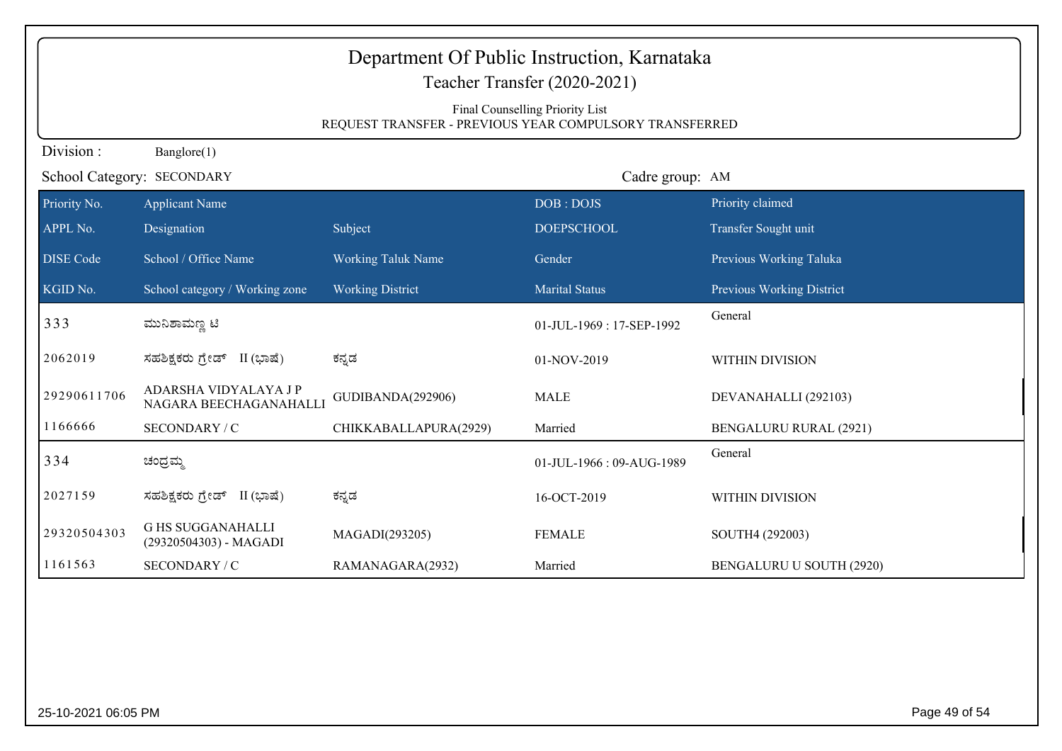# Department Of Public Instruction, Karnataka

## Teacher Transfer (2020-2021)

Final Counselling Priority List

REQUEST TRANSFER - PREVIOUS YEAR COMPULSORY TRANSFERRED

Division : Banglore(1)

School Category: SECONDARY

Cadre group: AM

| Priority No. / APPL No. / DISE Code / KGID No. | Applicant Name / Designation / School / Office Name / School category / Working zone | Subject / Working Taluk Name / Working District | DOB : DOJS / DOEPSCHOOL / Gender / Marital Status | Priority claimed / Transfer Sought unit / Previous Working Taluka / Previous Working District |
|---|---|---|---|---|
| 333 | ಮುನಿಶಾಮಣ್ಣ ಟಿ | | 01-JUL-1969 : 17-SEP-1992 | General |
| 2062019 | ಸಹಶಿಕ್ಷಕರು ಗ್ರೇಡ್ II (ಭಾಷೆ) | ಕನ್ನಡ | 01-NOV-2019 | WITHIN DIVISION |
| 29290611706 | ADARSHA VIDYALAYA J P NAGARA BEECHAGANAHALLI | GUDIBANDA(292906) | MALE | DEVANAHALLI (292103) |
| 1166666 | SECONDARY / C | CHIKKABALLAPURA(2929) | Married | BENGALURU RURAL (2921) |
| 334 | ಚಂದ್ರಮ್ಮ | | 01-JUL-1966 : 09-AUG-1989 | General |
| 2027159 | ಸಹಶಿಕ್ಷಕರು ಗ್ರೇಡ್ II (ಭಾಷೆ) | ಕನ್ನಡ | 16-OCT-2019 | WITHIN DIVISION |
| 29320504303 | G HS SUGGANAHALLI (29320504303) - MAGADI | MAGADI(293205) | FEMALE | SOUTH4 (292003) |
| 1161563 | SECONDARY / C | RAMANAGARA(2932) | Married | BENGALURU U SOUTH (2920) |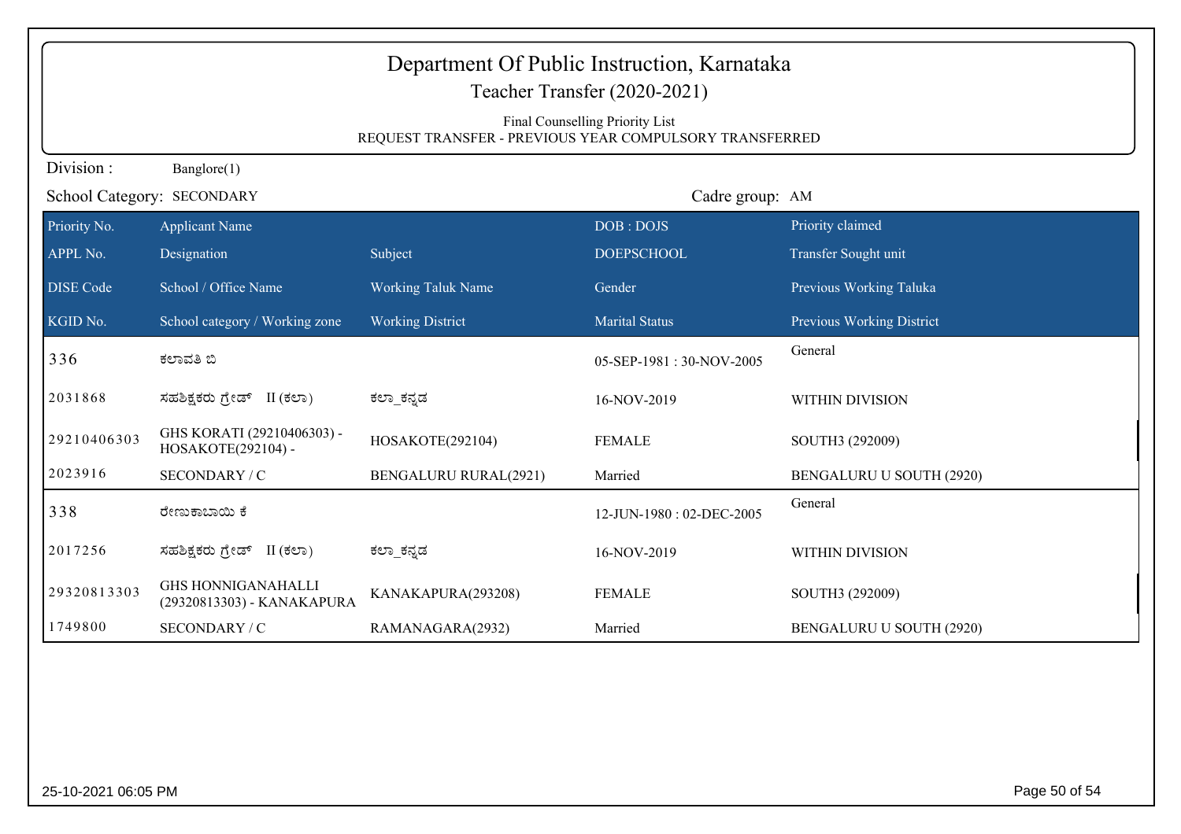# Department Of Public Instruction, Karnataka

## Teacher Transfer (2020-2021)

Final Counselling Priority List

REQUEST TRANSFER - PREVIOUS YEAR COMPULSORY TRANSFERRED

Division : Banglore(1)

School Category: SECONDARY

Cadre group: AM

| Priority No. / APPL No. / DISE Code / KGID No. | Applicant Name / Designation / School / Office Name / School category / Working zone | Subject / Working Taluk Name / Working District | DOB : DOJS / DOEPSCHOOL / Gender / Marital Status | Priority claimed / Transfer Sought unit / Previous Working Taluka / Previous Working District |
|---|---|---|---|---|
| 336 | ಕಲಾವತಿ ಬಿ | | 05-SEP-1981 : 30-NOV-2005 | General |
| 2031868 | ಸಹಶಿಕ್ಷಕರು ಗ್ರೇಡ್ II (ಕಲಾ) | ಕಲಾ_ಕನ್ನಡ | 16-NOV-2019 | WITHIN DIVISION |
| 29210406303 | GHS KORATI (29210406303) - HOSAKOTE(292104) - | HOSAKOTE(292104) | FEMALE | SOUTH3 (292009) |
| 2023916 | SECONDARY / C | BENGALURU RURAL(2921) | Married | BENGALURU U SOUTH (2920) |
| 338 | ರೇಣುಕಾಬಾಯಿ ಕೆ | | 12-JUN-1980 : 02-DEC-2005 | General |
| 2017256 | ಸಹಶಿಕ್ಷಕರು ಗ್ರೇಡ್ II (ಕಲಾ) | ಕಲಾ_ಕನ್ನಡ | 16-NOV-2019 | WITHIN DIVISION |
| 29320813303 | GHS HONNIGANAHALLI (29320813303) - KANAKAPURA | KANAKAPURA(293208) | FEMALE | SOUTH3 (292009) |
| 1749800 | SECONDARY / C | RAMANAGARA(2932) | Married | BENGALURU U SOUTH (2920) |

25-10-2021 06:05 PM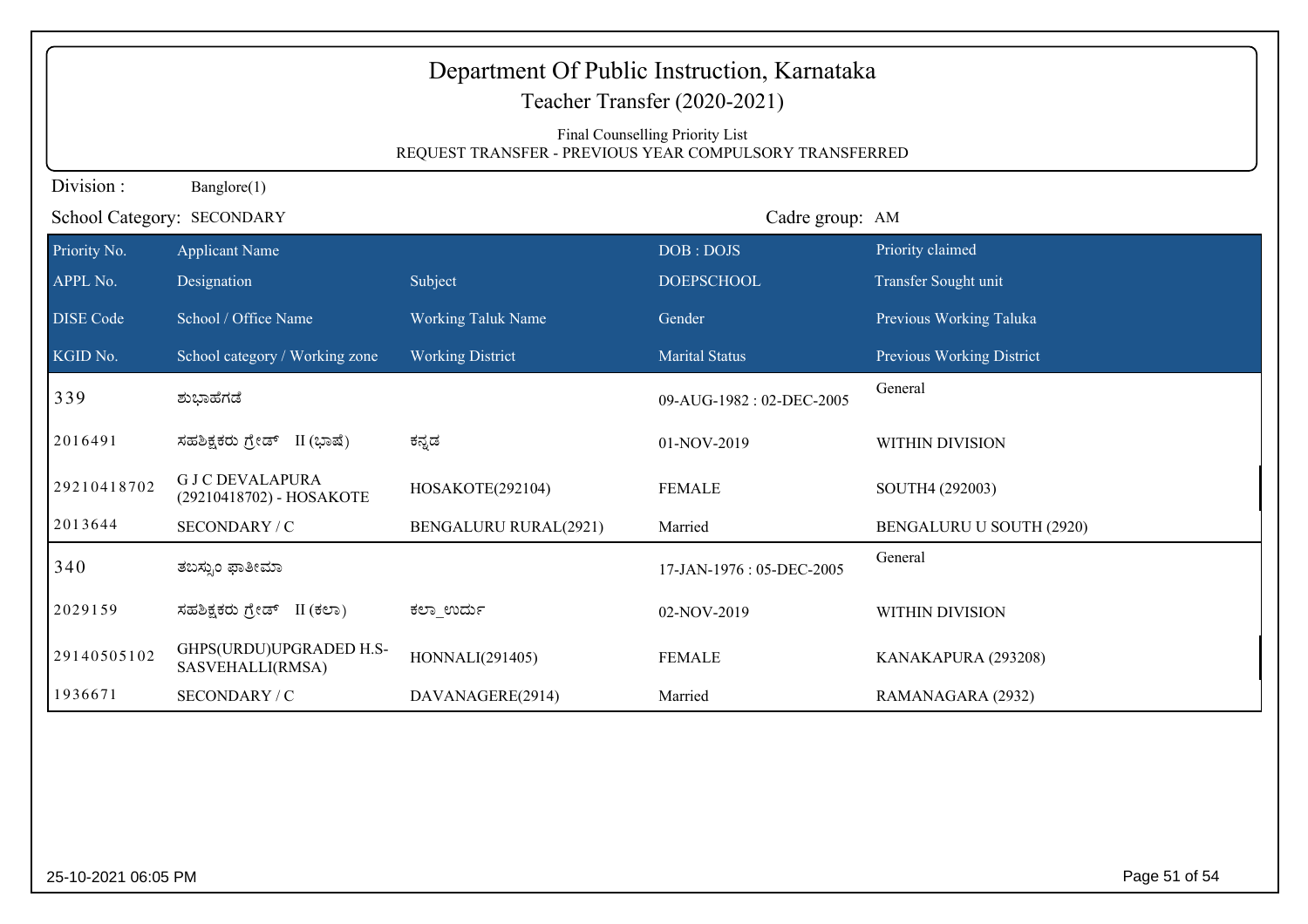# Department Of Public Instruction, Karnataka

## Teacher Transfer (2020-2021)

Final Counselling Priority List

REQUEST TRANSFER - PREVIOUS YEAR COMPULSORY TRANSFERRED

Division : Banglore(1)

School Category: SECONDARY

Cadre group: AM

| Priority No. / APPL No. / DISE Code / KGID No. | Applicant Name / Designation / School / Office Name / School category / Working zone | Subject / Working Taluk Name / Working District | DOB : DOJS / DOEPSCHOOL / Gender / Marital Status | Priority claimed / Transfer Sought unit / Previous Working Taluka / Previous Working District |
|---|---|---|---|---|
| 339 | ಶುಭಾಹೆಗಡೆ | | 09-AUG-1982 : 02-DEC-2005 | General |
| 2016491 | ಸಹಶಿಕ್ಷಕರು ಗ್ರೇಡ್ II (ಭಾಷೆ) | ಕನ್ನಡ | 01-NOV-2019 | WITHIN DIVISION |
| 29210418702 | G J C DEVALAPURA (29210418702) - HOSAKOTE | HOSAKOTE(292104) | FEMALE | SOUTH4 (292003) |
| 2013644 | SECONDARY / C | BENGALURU RURAL(2921) | Married | BENGALURU U SOUTH (2920) |
| 340 | ತಬಸ್ಸುಂ ಫಾತೀಮಾ | | 17-JAN-1976 : 05-DEC-2005 | General |
| 2029159 | ಸಹಶಿಕ್ಷಕರು ಗ್ರೇಡ್ II (ಕಲಾ) | ಕಲಾ_ಉರ್ದು | 02-NOV-2019 | WITHIN DIVISION |
| 29140505102 | GHPS(URDU)UPGRADED H.S-SASVEHALLI(RMSA) | HONNALI(291405) | FEMALE | KANAKAPURA (293208) |
| 1936671 | SECONDARY / C | DAVANAGERE(2914) | Married | RAMANAGARA (2932) |

25-10-2021 06:05 PM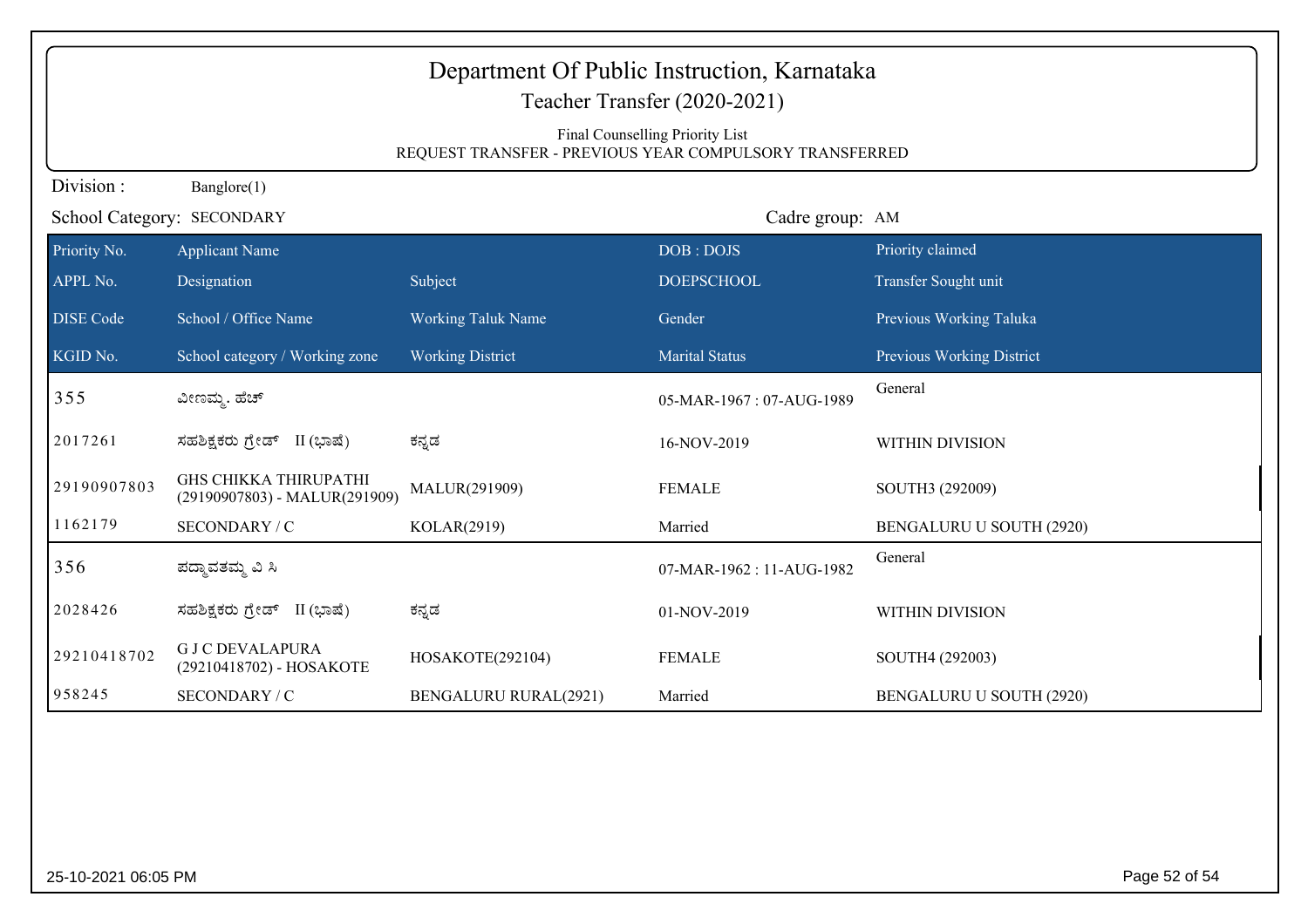# Department Of Public Instruction, Karnataka

## Teacher Transfer (2020-2021)

Final Counselling Priority List
REQUEST TRANSFER - PREVIOUS YEAR COMPULSORY TRANSFERRED

Division : Banglore(1)

School Category: SECONDARY

Cadre group: AM

| Priority No. / APPL No. / DISE Code / KGID No. | Applicant Name / Designation / School / Office Name / School category / Working zone | Subject / Working Taluk Name / Working District | DOB : DOJS / DOEPSCHOOL / Gender / Marital Status | Priority claimed / Transfer Sought unit / Previous Working Taluka / Previous Working District |
|---|---|---|---|---|
| 355 | ವೀಣಮ್ಮ. ಹೆಚ್ | | 05-MAR-1967 : 07-AUG-1989 | General |
| 2017261 | ಸಹಶಿಕ್ಷಕರು ಗ್ರೇಡ್ II (ಭಾಷೆ) | ಕನ್ನಡ | 16-NOV-2019 | WITHIN DIVISION |
| 29190907803 | GHS CHIKKA THIRUPATHI (29190907803) - MALUR(291909) | MALUR(291909) | FEMALE | SOUTH3 (292009) |
| 1162179 | SECONDARY / C | KOLAR(2919) | Married | BENGALURU U SOUTH (2920) |
| 356 | ಪದ್ಮಾವತಮ್ಮ ವಿ ಸಿ | | 07-MAR-1962 : 11-AUG-1982 | General |
| 2028426 | ಸಹಶಿಕ್ಷಕರು ಗ್ರೇಡ್ II (ಭಾಷೆ) | ಕನ್ನಡ | 01-NOV-2019 | WITHIN DIVISION |
| 29210418702 | G J C DEVALAPURA (29210418702) - HOSAKOTE | HOSAKOTE(292104) | FEMALE | SOUTH4 (292003) |
| 958245 | SECONDARY / C | BENGALURU RURAL(2921) | Married | BENGALURU U SOUTH (2920) |

25-10-2021 06:05 PM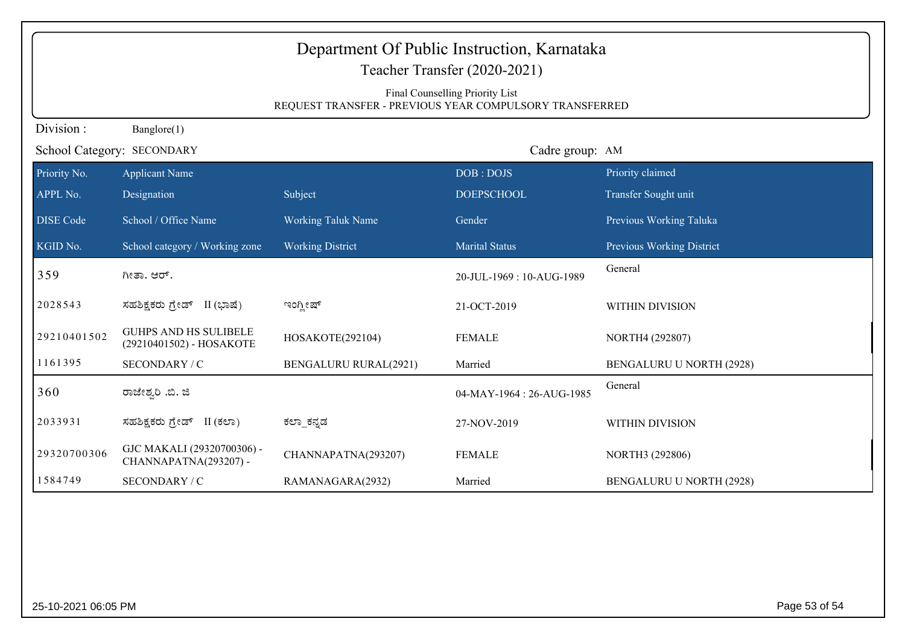# Department Of Public Instruction, Karnataka

Teacher Transfer (2020-2021)

Final Counselling Priority List
REQUEST TRANSFER - PREVIOUS YEAR COMPULSORY TRANSFERRED

Division : Banglore(1)

School Category: SECONDARY

Cadre group: AM

| Priority No. / APPL No. / DISE Code / KGID No. | Applicant Name / Designation / School / Office Name / School category / Working zone | Subject / Working Taluk Name / Working District | DOB : DOJS / DOEPSCHOOL / Gender / Marital Status | Priority claimed / Transfer Sought unit / Previous Working Taluka / Previous Working District |
|---|---|---|---|---|
| 359 | ಗೀತಾ. ಆರ್. | | 20-JUL-1969 : 10-AUG-1989 | General |
| 2028543 | ಸಹಶಿಕ್ಷಕರು ಗ್ರೇಡ್ II (ಭಾಷೆ) | ಇಂಗ್ಲೀಷ್ | 21-OCT-2019 | WITHIN DIVISION |
| 29210401502 | GUHPS AND HS SULIBELE (29210401502) - HOSAKOTE | HOSAKOTE(292104) | FEMALE | NORTH4 (292807) |
| 1161395 | SECONDARY / C | BENGALURU RURAL(2921) | Married | BENGALURU U NORTH (2928) |
| 360 | ರಾಜೇಶ್ವರಿ .ಬಿ. ಜಿ | | 04-MAY-1964 : 26-AUG-1985 | General |
| 2033931 | ಸಹಶಿಕ್ಷಕರು ಗ್ರೇಡ್ II (ಕಲಾ) | ಕಲಾ_ಕನ್ನಡ | 27-NOV-2019 | WITHIN DIVISION |
| 29320700306 | GJC MAKALI (29320700306) - CHANNAPATNA(293207) - | CHANNAPATNA(293207) | FEMALE | NORTH3 (292806) |
| 1584749 | SECONDARY / C | RAMANAGARA(2932) | Married | BENGALURU U NORTH (2928) |

25-10-2021 06:05 PM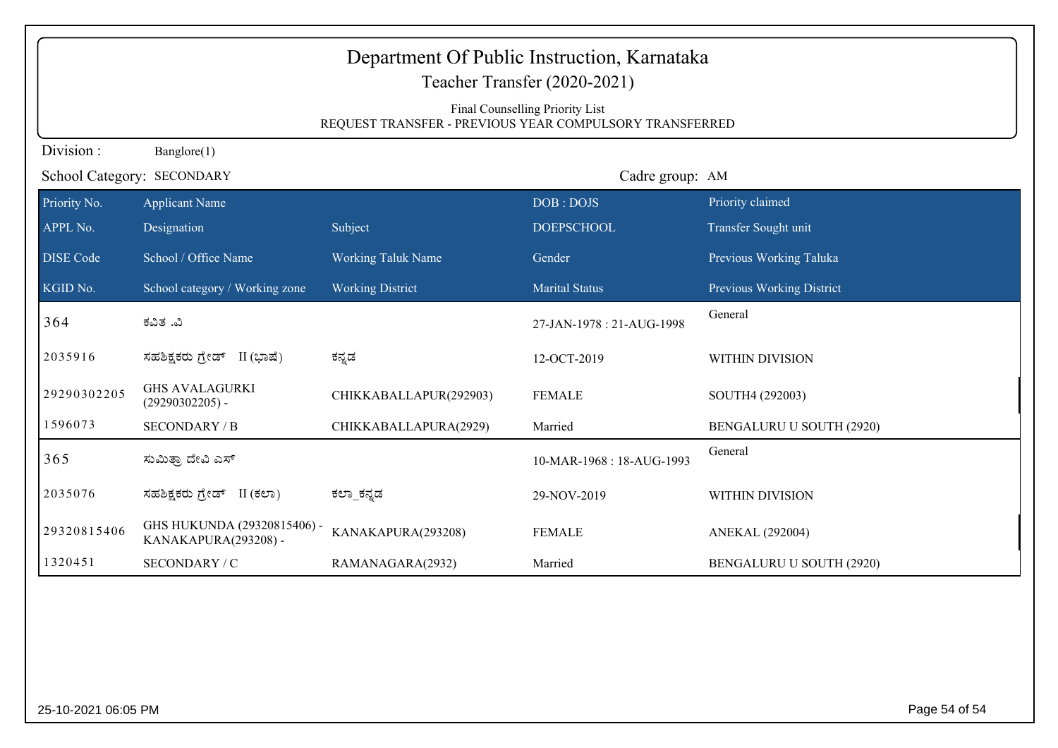# Department Of Public Instruction, Karnataka

## Teacher Transfer (2020-2021)

Final Counselling Priority List

REQUEST TRANSFER - PREVIOUS YEAR COMPULSORY TRANSFERRED

Division : Banglore(1)

School Category: SECONDARY

Cadre group: AM

| Priority No. / APPL No. / DISE Code / KGID No. | Applicant Name / Designation / School / Office Name / School category / Working zone | Subject / Working Taluk Name / Working District | DOB : DOJS / DOEPSCHOOL / Gender / Marital Status | Priority claimed / Transfer Sought unit / Previous Working Taluka / Previous Working District |
|---|---|---|---|---|
| 364 | ಕವಿತ .ವಿ | | 27-JAN-1978 : 21-AUG-1998 | General |
| 2035916 | ಸಹಶಿಕ್ಷಕರು ಗ್ರೇಡ್ II (ಭಾಷೆ) | ಕನ್ನಡ | 12-OCT-2019 | WITHIN DIVISION |
| 29290302205 | GHS AVALAGURKI (29290302205) - | CHIKKABALLAPUR(292903) | FEMALE | SOUTH4 (292003) |
| 1596073 | SECONDARY / B | CHIKKABALLAPURA(2929) | Married | BENGALURU U SOUTH (2920) |
| 365 | ಸುಮಿತ್ರಾ ದೇವಿ ಎಸ್ | | 10-MAR-1968 : 18-AUG-1993 | General |
| 2035076 | ಸಹಶಿಕ್ಷಕರು ಗ್ರೇಡ್ II (ಕಲಾ) | ಕಲಾ_ಕನ್ನಡ | 29-NOV-2019 | WITHIN DIVISION |
| 29320815406 | GHS HUKUNDA (29320815406) - KANAKAPURA(293208) - | KANAKAPURA(293208) | FEMALE | ANEKAL (292004) |
| 1320451 | SECONDARY / C | RAMANAGARA(2932) | Married | BENGALURU U SOUTH (2920) |

25-10-2021 06:05 PM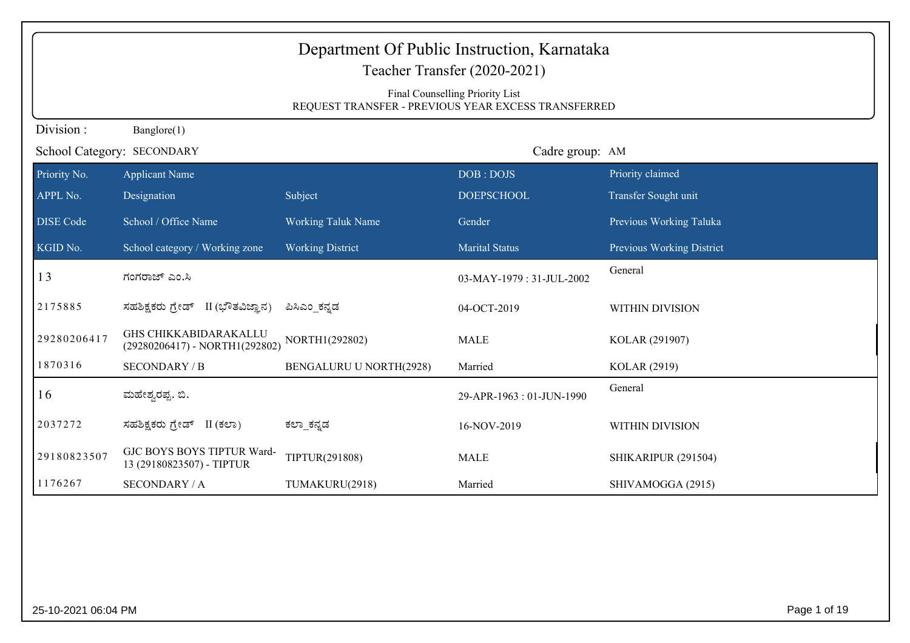# Department Of Public Instruction, Karnataka

## Teacher Transfer (2020-2021)

Final Counselling Priority List
REQUEST TRANSFER - PREVIOUS YEAR EXCESS TRANSFERRED

Division : Banglore(1)

School Category: SECONDARY

Cadre group: AM

| Priority No. / APPL No. / DISE Code / KGID No. | Applicant Name / Designation / School / Office Name / School category / Working zone | Subject / Working Taluk Name / Working District | DOB : DOJS / DOEPSCHOOL / Gender / Marital Status | Priority claimed / Transfer Sought unit / Previous Working Taluka / Previous Working District |
|---|---|---|---|---|
| 13 | ಗಂಗರಾಜ್ ಎಂ.ಸಿ | | 03-MAY-1979 : 31-JUL-2002 | General |
| 2175885 | ಸಹಶಿಕ್ಷಕರು ಗ್ರೇಡ್ II (ಭೌತವಿಜ್ಞಾನ) | ಪಿಸಿಎಂ_ಕನ್ನಡ | 04-OCT-2019 | WITHIN DIVISION |
| 29280206417 | GHS CHIKKABIDARAKALLU (29280206417) - NORTH1(292802) | NORTH1(292802) | MALE | KOLAR (291907) |
| 1870316 | SECONDARY / B | BENGALURU U NORTH(2928) | Married | KOLAR (2919) |
| 16 | ಮಹೇಶ್ವರಪ್ಪ. ಬಿ. | | 29-APR-1963 : 01-JUN-1990 | General |
| 2037272 | ಸಹಶಿಕ್ಷಕರು ಗ್ರೇಡ್ II (ಕಲಾ) | ಕಲಾ_ಕನ್ನಡ | 16-NOV-2019 | WITHIN DIVISION |
| 29180823507 | GJC BOYS BOYS TIPTUR Ward-13 (29180823507) - TIPTUR | TIPTUR(291808) | MALE | SHIKARIPUR (291504) |
| 1176267 | SECONDARY / A | TUMAKURU(2918) | Married | SHIVAMOGGA (2915) |

25-10-2021 06:04 PM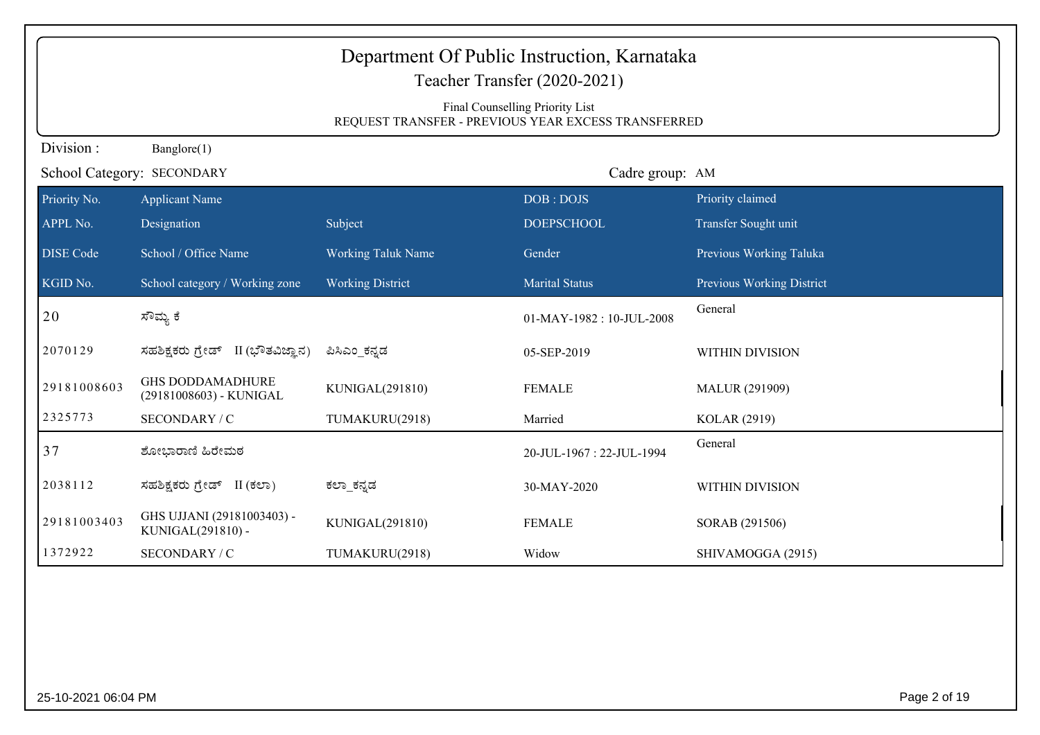# Department Of Public Instruction, Karnataka

## Teacher Transfer (2020-2021)

Final Counselling Priority List

REQUEST TRANSFER - PREVIOUS YEAR EXCESS TRANSFERRED

Division : Banglore(1)

School Category: SECONDARY

Cadre group: AM

| Priority No. / APPL No. / DISE Code / KGID No. | Applicant Name / Designation / School / Office Name / School category / Working zone | Subject / Working Taluk Name / Working District | DOB : DOJS / DOEPSCHOOL / Gender / Marital Status | Priority claimed / Transfer Sought unit / Previous Working Taluka / Previous Working District |
|---|---|---|---|---|
| 20 | ಸೌಮ್ಯ ಕೆ | | 01-MAY-1982 : 10-JUL-2008 | General |
| 2070129 | ಸಹಶಿಕ್ಷಕರು ಗ್ರೇಡ್ II (ಭೌತವಿಜ್ಞಾನ) | ಪಿಸಿಎಂ_ಕನ್ನಡ | 05-SEP-2019 | WITHIN DIVISION |
| 29181008603 | GHS DODDAMADHURE (29181008603) - KUNIGAL | KUNIGAL(291810) | FEMALE | MALUR (291909) |
| 2325773 | SECONDARY / C | TUMAKURU(2918) | Married | KOLAR (2919) |
| 37 | ಶೋಭಾರಾಣಿ ಹಿರೇಮಠ | | 20-JUL-1967 : 22-JUL-1994 | General |
| 2038112 | ಸಹಶಿಕ್ಷಕರು ಗ್ರೇಡ್ II (ಕಲಾ) | ಕಲಾ_ಕನ್ನಡ | 30-MAY-2020 | WITHIN DIVISION |
| 29181003403 | GHS UJJANI (29181003403) - KUNIGAL(291810) - | KUNIGAL(291810) | FEMALE | SORAB (291506) |
| 1372922 | SECONDARY / C | TUMAKURU(2918) | Widow | SHIVAMOGGA (2915) |

25-10-2021 06:04 PM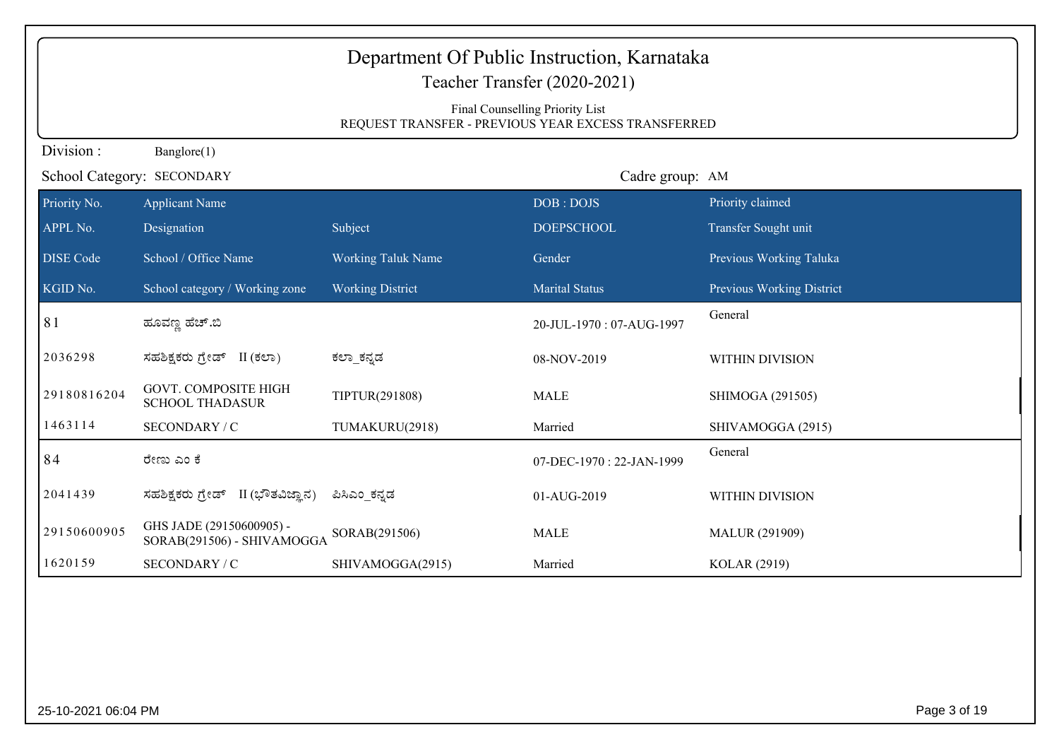# Department Of Public Instruction, Karnataka

## Teacher Transfer (2020-2021)

Final Counselling Priority List
REQUEST TRANSFER - PREVIOUS YEAR EXCESS TRANSFERRED

Division : Banglore(1)

School Category: SECONDARY

Cadre group: AM

| Priority No. / APPL No. / DISE Code / KGID No. | Applicant Name / Designation / School / Office Name / School category / Working zone | Subject / Working Taluk Name / Working District | DOB : DOJS / DOEPSCHOOL / Gender / Marital Status | Priority claimed / Transfer Sought unit / Previous Working Taluka / Previous Working District |
|---|---|---|---|---|
| 81 | ಹೂವಣ್ಣ ಹೆಚ್.ಬಿ | | 20-JUL-1970 : 07-AUG-1997 | General |
| 2036298 | ಸಹಶಿಕ್ಷಕರು ಗ್ರೇಡ್ II (ಕಲಾ) | ಕಲಾ_ಕನ್ನಡ | 08-NOV-2019 | WITHIN DIVISION |
| 29180816204 | GOVT. COMPOSITE HIGH SCHOOL THADASUR | TIPTUR(291808) | MALE | SHIMOGA (291505) |
| 1463114 | SECONDARY / C | TUMAKURU(2918) | Married | SHIVAMOGGA (2915) |
| 84 | ರೇಣು ಎಂ ಕೆ | | 07-DEC-1970 : 22-JAN-1999 | General |
| 2041439 | ಸಹಶಿಕ್ಷಕರು ಗ್ರೇಡ್ II (ಭೌತವಿಜ್ಞಾನ) | ಪಿಸಿಎಂ_ಕನ್ನಡ | 01-AUG-2019 | WITHIN DIVISION |
| 29150600905 | GHS JADE (29150600905) - SORAB(291506) - SHIVAMOGGA | SORAB(291506) | MALE | MALUR (291909) |
| 1620159 | SECONDARY / C | SHIVAMOGGA(2915) | Married | KOLAR (2919) |

25-10-2021 06:04 PM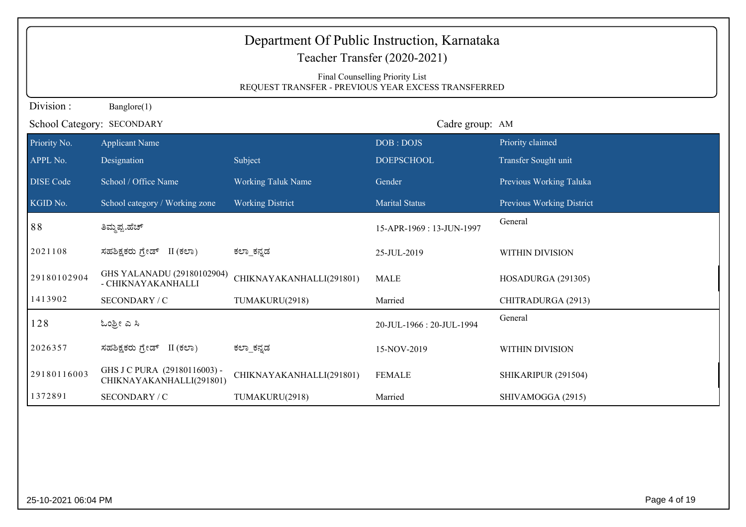# Department Of Public Instruction, Karnataka

Teacher Transfer (2020-2021)

Final Counselling Priority List

REQUEST TRANSFER - PREVIOUS YEAR EXCESS TRANSFERRED

Division : Banglore(1)

School Category: SECONDARY

Cadre group: AM

| Priority No. / APPL No. / DISE Code / KGID No. | Applicant Name / Designation / School / Office Name / School category / Working zone | Subject / Working Taluk Name / Working District | DOB : DOJS / DOEPSCHOOL / Gender / Marital Status | Priority claimed / Transfer Sought unit / Previous Working Taluka / Previous Working District |
|---|---|---|---|---|
| 88 | ತಿಮ್ಮಪ್ಪ.ಹೆಚ್ | | 15-APR-1969 : 13-JUN-1997 | General |
| 2021108 | ಸಹಶಿಕ್ಷಕರು ಗ್ರೇಡ್ II (ಕಲಾ) | ಕಲಾ_ಕನ್ನಡ | 25-JUL-2019 | WITHIN DIVISION |
| 29180102904 | GHS YALANADU (29180102904) - CHIKNAYAKANHALLI | CHIKNAYAKANHALLI(291801) | MALE | HOSADURGA (291305) |
| 1413902 | SECONDARY / C | TUMAKURU(2918) | Married | CHITRADURGA (2913) |
| 128 | ಓಂಶ್ರೀ ಎ ಸಿ | | 20-JUL-1966 : 20-JUL-1994 | General |
| 2026357 | ಸಹಶಿಕ್ಷಕರು ಗ್ರೇಡ್ II (ಕಲಾ) | ಕಲಾ_ಕನ್ನಡ | 15-NOV-2019 | WITHIN DIVISION |
| 29180116003 | GHS J C PURA (29180116003) - CHIKNAYAKANHALLI(291801) | CHIKNAYAKANHALLI(291801) | FEMALE | SHIKARIPUR (291504) |
| 1372891 | SECONDARY / C | TUMAKURU(2918) | Married | SHIVAMOGGA (2915) |

25-10-2021 06:04 PM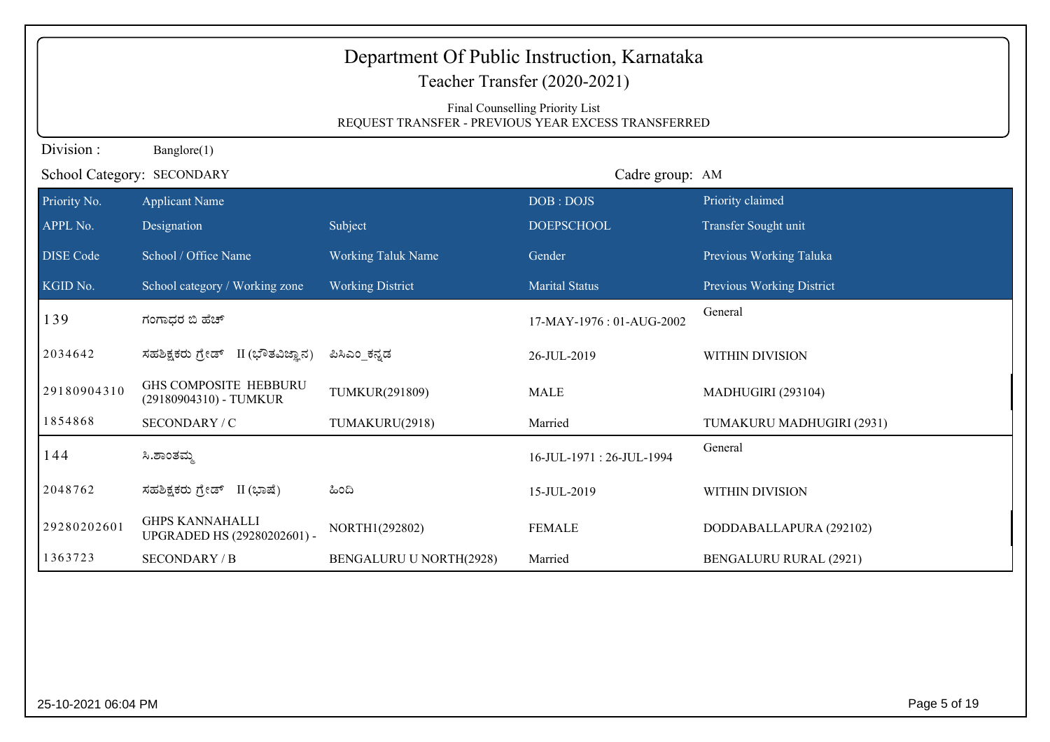# Department Of Public Instruction, Karnataka

## Teacher Transfer (2020-2021)

Final Counselling Priority List

REQUEST TRANSFER - PREVIOUS YEAR EXCESS TRANSFERRED

Division : Banglore(1)

School Category: SECONDARY

Cadre group: AM

| Priority No. / APPL No. / DISE Code / KGID No. | Applicant Name / Designation / School / Office Name / School category / Working zone | Subject / Working Taluk Name / Working District | DOB : DOJS / DOEPSCHOOL / Gender / Marital Status | Priority claimed / Transfer Sought unit / Previous Working Taluka / Previous Working District |
|---|---|---|---|---|
| 139 | ಗಂಗಾಧರ ಬಿ ಹೆಚ್ | | 17-MAY-1976 : 01-AUG-2002 | General |
| 2034642 | ಸಹಶಿಕ್ಷಕರು ಗ್ರೇಡ್ II (ಭೌತವಿಜ್ಞಾನ) | ಪಿಸಿಎಂ_ಕನ್ನಡ | 26-JUL-2019 | WITHIN DIVISION |
| 29180904310 | GHS COMPOSITE HEBBURU (29180904310) - TUMKUR | TUMKUR(291809) | MALE | MADHUGIRI (293104) |
| 1854868 | SECONDARY / C | TUMAKURU(2918) | Married | TUMAKURU MADHUGIRI (2931) |
| 144 | ಸಿ.ಶಾಂತಮ್ಮ | | 16-JUL-1971 : 26-JUL-1994 | General |
| 2048762 | ಸಹಶಿಕ್ಷಕರು ಗ್ರೇಡ್ II (ಭಾಷೆ) | ಹಿಂದಿ | 15-JUL-2019 | WITHIN DIVISION |
| 29280202601 | GHPS KANNAHALLI UPGRADED HS (29280202601) - | NORTH1(292802) | FEMALE | DODDABALLAPURA (292102) |
| 1363723 | SECONDARY / B | BENGALURU U NORTH(2928) | Married | BENGALURU RURAL (2921) |

25-10-2021 06:04 PM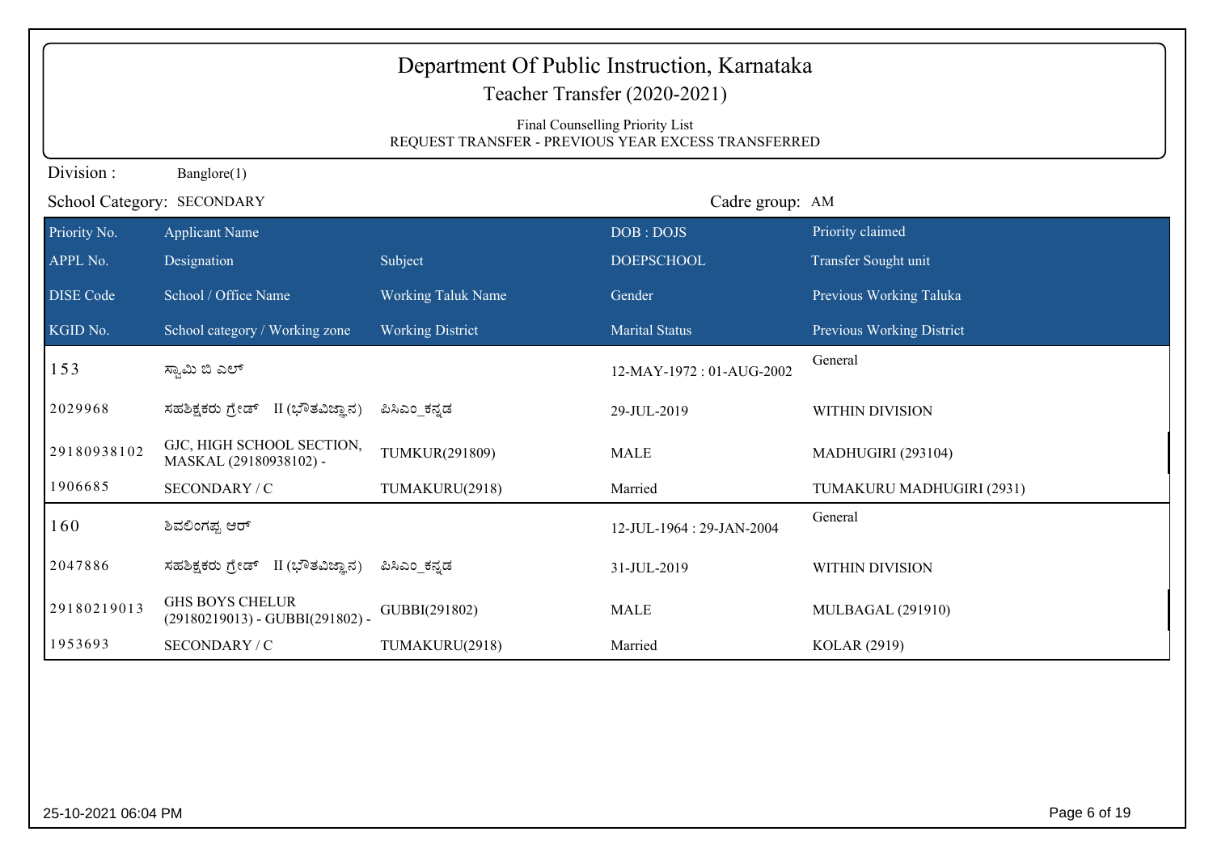# Department Of Public Instruction, Karnataka

## Teacher Transfer (2020-2021)

Final Counselling Priority List
REQUEST TRANSFER - PREVIOUS YEAR EXCESS TRANSFERRED

Division : Banglore(1)

School Category: SECONDARY

Cadre group: AM

| Priority No. / APPL No. / DISE Code / KGID No. | Applicant Name / Designation / School / Office Name / School category / Working zone | Subject / Working Taluk Name / Working District | DOB : DOJS / DOEPSCHOOL / Gender / Marital Status | Priority claimed / Transfer Sought unit / Previous Working Taluka / Previous Working District |
|---|---|---|---|---|
| 153 | ಸ್ವಾಮಿ ಬಿ ಎಲ್ | | 12-MAY-1972 : 01-AUG-2002 | General |
| 2029968 | ಸಹಶಿಕ್ಷಕರು ಗ್ರೇಡ್ II (ಭೌತವಿಜ್ಞಾನ) | ಪಿಸಿಎಂ_ಕನ್ನಡ | 29-JUL-2019 | WITHIN DIVISION |
| 29180938102 | GJC, HIGH SCHOOL SECTION, MASKAL (29180938102) - | TUMKUR(291809) | MALE | MADHUGIRI (293104) |
| 1906685 | SECONDARY / C | TUMAKURU(2918) | Married | TUMAKURU MADHUGIRI (2931) |
| 160 | ಶಿವಲಿಂಗಪ್ಪ ಆರ್ | | 12-JUL-1964 : 29-JAN-2004 | General |
| 2047886 | ಸಹಶಿಕ್ಷಕರು ಗ್ರೇಡ್ II (ಭೌತವಿಜ್ಞಾನ) | ಪಿಸಿಎಂ_ಕನ್ನಡ | 31-JUL-2019 | WITHIN DIVISION |
| 29180219013 | GHS BOYS CHELUR (29180219013) - GUBBI(291802) - | GUBBI(291802) | MALE | MULBAGAL (291910) |
| 1953693 | SECONDARY / C | TUMAKURU(2918) | Married | KOLAR (2919) |

25-10-2021 06:04 PM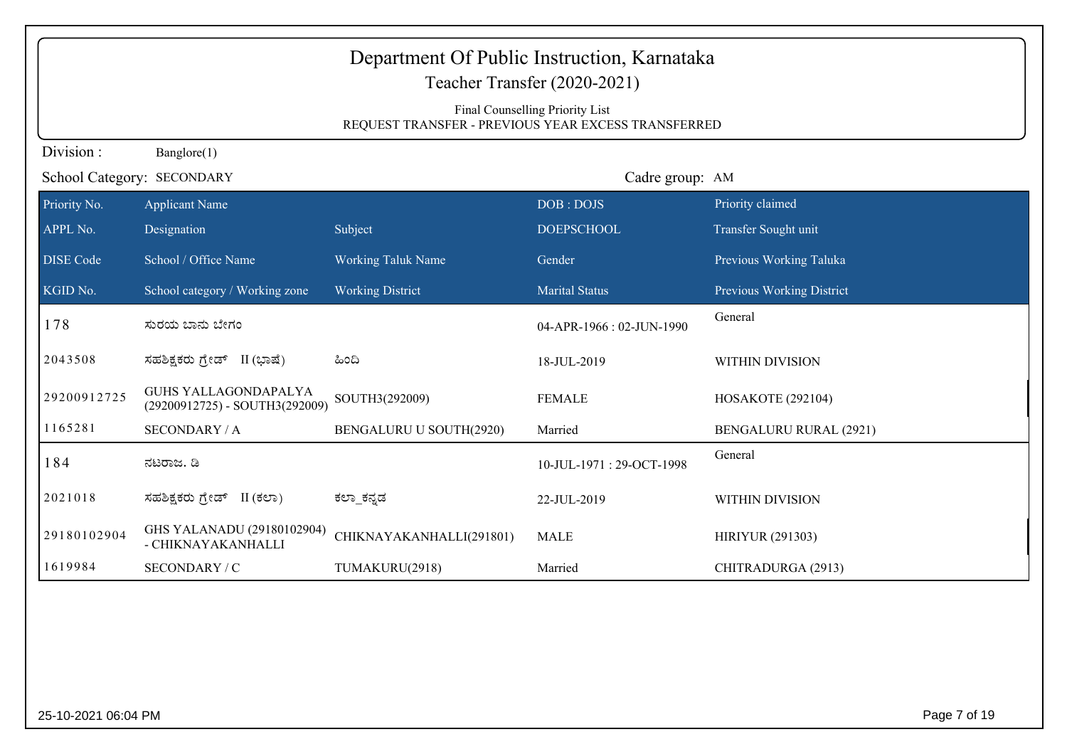# Department Of Public Instruction, Karnataka

## Teacher Transfer (2020-2021)

Final Counselling Priority List

REQUEST TRANSFER - PREVIOUS YEAR EXCESS TRANSFERRED

Division : Banglore(1)

School Category: SECONDARY

Cadre group: AM

| Priority No. / APPL No. / DISE Code / KGID No. | Applicant Name / Designation / School / Office Name / School category / Working zone | Subject / Working Taluk Name / Working District | DOB : DOJS / DOEPSCHOOL / Gender / Marital Status | Priority claimed / Transfer Sought unit / Previous Working Taluka / Previous Working District |
|---|---|---|---|---|
| 178 | ಸುರಯ ಬಾನು ಬೇಗಂ | | 04-APR-1966 : 02-JUN-1990 | General |
| 2043508 | ಸಹಶಿಕ್ಷಕರು ಗ್ರೇಡ್ II (ಭಾಷೆ) | ಹಿಂದಿ | 18-JUL-2019 | WITHIN DIVISION |
| 29200912725 | GUHS YALLAGONDAPALYA (29200912725) - SOUTH3(292009) | SOUTH3(292009) | FEMALE | HOSAKOTE (292104) |
| 1165281 | SECONDARY / A | BENGALURU U SOUTH(2920) | Married | BENGALURU RURAL (2921) |
| 184 | ನಟರಾಜ. ಡಿ | | 10-JUL-1971 : 29-OCT-1998 | General |
| 2021018 | ಸಹಶಿಕ್ಷಕರು ಗ್ರೇಡ್ II (ಕಲಾ) | ಕಲಾ_ಕನ್ನಡ | 22-JUL-2019 | WITHIN DIVISION |
| 29180102904 | GHS YALANADU (29180102904) - CHIKNAYAKANHALLI | CHIKNAYAKANHALLI(291801) | MALE | HIRIYUR (291303) |
| 1619984 | SECONDARY / C | TUMAKURU(2918) | Married | CHITRADURGA (2913) |

25-10-2021 06:04 PM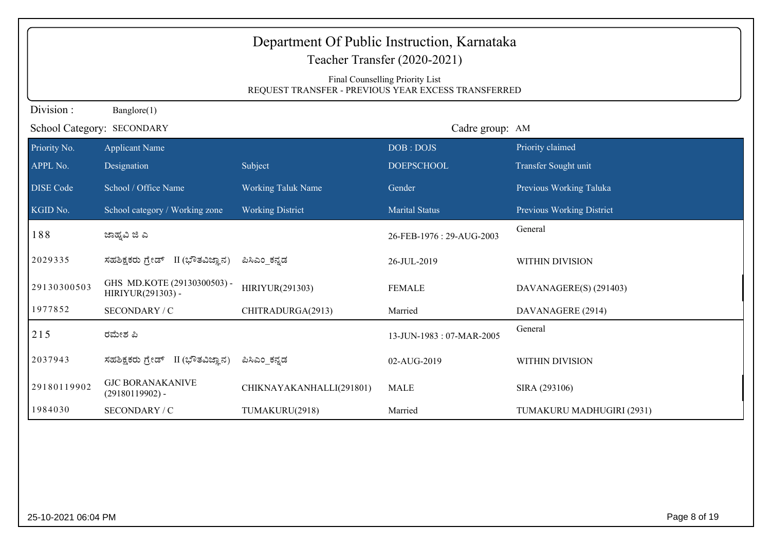# Department Of Public Instruction, Karnataka

## Teacher Transfer (2020-2021)

Final Counselling Priority List
REQUEST TRANSFER - PREVIOUS YEAR EXCESS TRANSFERRED

Division : Banglore(1)

School Category: SECONDARY

Cadre group: AM

| Priority No. / APPL No. / DISE Code / KGID No. | Applicant Name / Designation / School / Office Name / School category / Working zone | Subject / Working Taluk Name / Working District | DOB : DOJS / DOEPSCHOOL / Gender / Marital Status | Priority claimed / Transfer Sought unit / Previous Working Taluka / Previous Working District |
|---|---|---|---|---|
| 188 | ಜಾಹ್ನವಿ ಜಿ ಎ | | 26-FEB-1976 : 29-AUG-2003 | General |
| 2029335 | ಸಹಶಿಕ್ಷಕರು ಗ್ರೇಡ್ II (ಭೌತವಿಜ್ಞಾನ) | ಪಿಸಿಎಂ_ಕನ್ನಡ | 26-JUL-2019 | WITHIN DIVISION |
| 29130300503 | GHS MD.KOTE (29130300503) - HIRIYUR(291303) - | HIRIYUR(291303) | FEMALE | DAVANAGERE(S) (291403) |
| 1977852 | SECONDARY / C | CHITRADURGA(2913) | Married | DAVANAGERE (2914) |
| 215 | ರಮೇಶ ಪಿ | | 13-JUN-1983 : 07-MAR-2005 | General |
| 2037943 | ಸಹಶಿಕ್ಷಕರು ಗ್ರೇಡ್ II (ಭೌತವಿಜ್ಞಾನ) | ಪಿಸಿಎಂ_ಕನ್ನಡ | 02-AUG-2019 | WITHIN DIVISION |
| 29180119902 | GJC BORANAKANIVE (29180119902) - | CHIKNAYAKANHALLI(291801) | MALE | SIRA (293106) |
| 1984030 | SECONDARY / C | TUMAKURU(2918) | Married | TUMAKURU MADHUGIRI (2931) |

25-10-2021 06:04 PM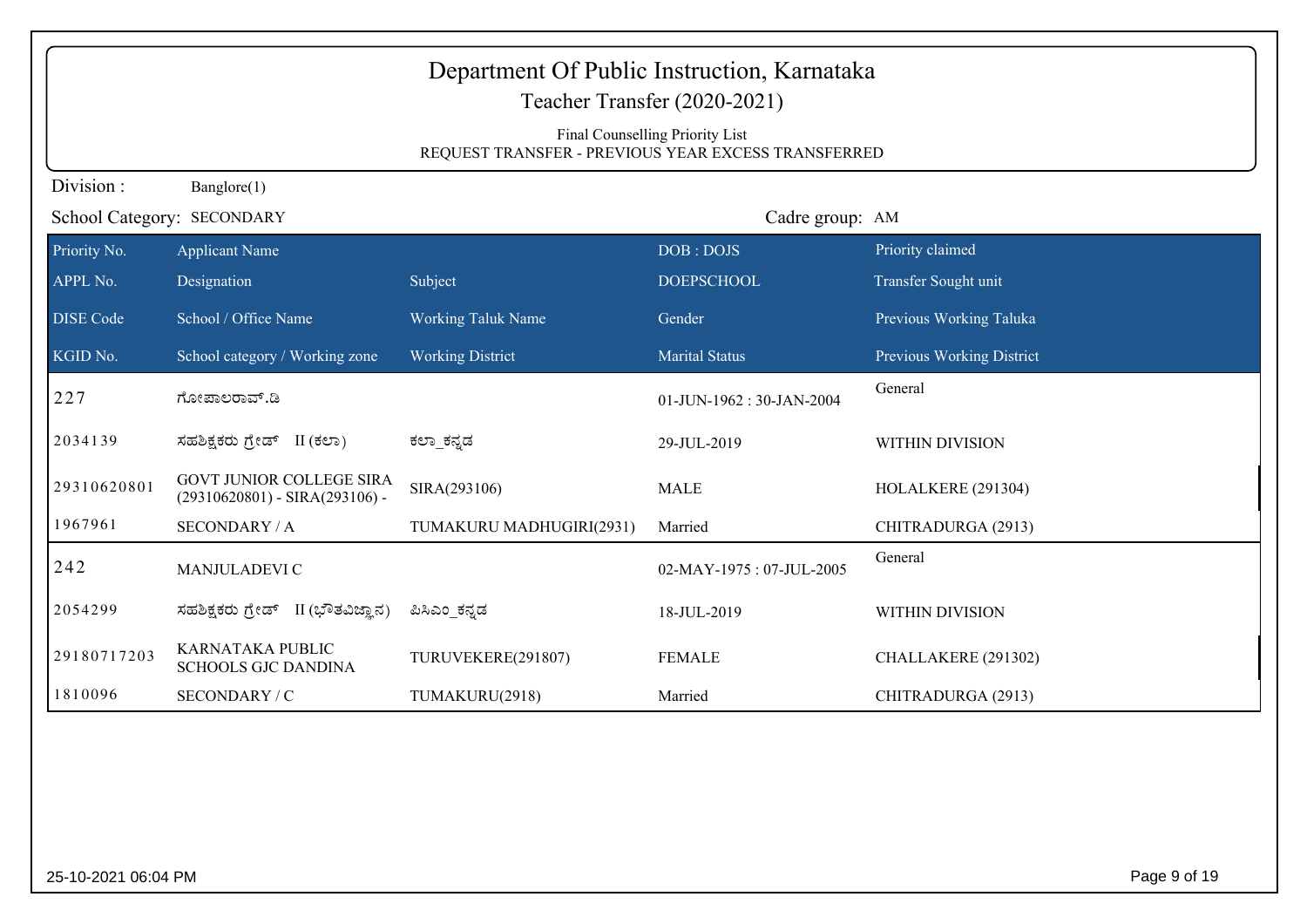# Department Of Public Instruction, Karnataka

## Teacher Transfer (2020-2021)

Final Counselling Priority List

REQUEST TRANSFER - PREVIOUS YEAR EXCESS TRANSFERRED

Division : Banglore(1)

School Category: SECONDARY

Cadre group: AM

| Priority No. / APPL No. / DISE Code / KGID No. | Applicant Name / Designation / School / Office Name / School category / Working zone | Subject / Working Taluk Name / Working District | DOB : DOJS / DOEPSCHOOL / Gender / Marital Status | Priority claimed / Transfer Sought unit / Previous Working Taluka / Previous Working District |
|---|---|---|---|---|
| 227 | ಗೋಪಾಲರಾವ್.ಡಿ | | 01-JUN-1962 : 30-JAN-2004 | General |
| 2034139 | ಸಹಶಿಕ್ಷಕರು ಗ್ರೇಡ್ II (ಕಲಾ) | ಕಲಾ_ಕನ್ನಡ | 29-JUL-2019 | WITHIN DIVISION |
| 29310620801 | GOVT JUNIOR COLLEGE SIRA (29310620801) - SIRA(293106) - | SIRA(293106) | MALE | HOLALKERE (291304) |
| 1967961 | SECONDARY / A | TUMAKURU MADHUGIRI(2931) | Married | CHITRADURGA (2913) |
| 242 | MANJULADEVI C | | 02-MAY-1975 : 07-JUL-2005 | General |
| 2054299 | ಸಹಶಿಕ್ಷಕರು ಗ್ರೇಡ್ II (ಭೌತವಿಜ್ಞಾನ) | ಪಿಸಿಎಂ_ಕನ್ನಡ | 18-JUL-2019 | WITHIN DIVISION |
| 29180717203 | KARNATAKA PUBLIC SCHOOLS GJC DANDINA | TURUVEKERE(291807) | FEMALE | CHALLAKERE (291302) |
| 1810096 | SECONDARY / C | TUMAKURU(2918) | Married | CHITRADURGA (2913) |

25-10-2021 06:04 PM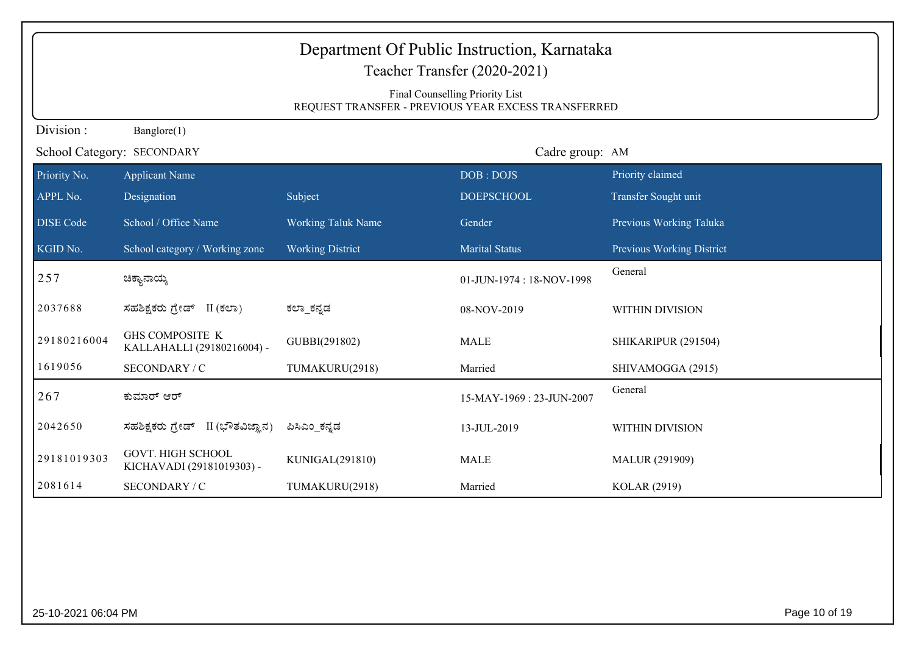# Department Of Public Instruction, Karnataka

## Teacher Transfer (2020-2021)

Final Counselling Priority List
REQUEST TRANSFER - PREVIOUS YEAR EXCESS TRANSFERRED

Division : Banglore(1)

School Category: SECONDARY

Cadre group: AM

| Priority No. / APPL No. / DISE Code / KGID No. | Applicant Name / Designation / School / Office Name / School category / Working zone | Subject / Working Taluk Name / Working District | DOB : DOJS / DOEPSCHOOL / Gender / Marital Status | Priority claimed / Transfer Sought unit / Previous Working Taluka / Previous Working District |
|---|---|---|---|---|
| 257 | ಚಿಕ್ಕನಾಯ್ಕ | | 01-JUN-1974 : 18-NOV-1998 | General |
| 2037688 | ಸಹಶಿಕ್ಷಕರು ಗ್ರೇಡ್ II (ಕಲಾ) | ಕಲಾ_ಕನ್ನಡ | 08-NOV-2019 | WITHIN DIVISION |
| 29180216004 | GHS COMPOSITE K KALLAHALLI (29180216004) - | GUBBI(291802) | MALE | SHIKARIPUR (291504) |
| 1619056 | SECONDARY / C | TUMAKURU(2918) | Married | SHIVAMOGGA (2915) |
| 267 | ಕುಮಾರ್ ಆರ್ | | 15-MAY-1969 : 23-JUN-2007 | General |
| 2042650 | ಸಹಶಿಕ್ಷಕರು ಗ್ರೇಡ್ II (ಭೌತವಿಜ್ಞಾನ) | ಪಿಸಿಎಂ_ಕನ್ನಡ | 13-JUL-2019 | WITHIN DIVISION |
| 29181019303 | GOVT. HIGH SCHOOL KICHAVADI (29181019303) - | KUNIGAL(291810) | MALE | MALUR (291909) |
| 2081614 | SECONDARY / C | TUMAKURU(2918) | Married | KOLAR (2919) |

25-10-2021 06:04 PM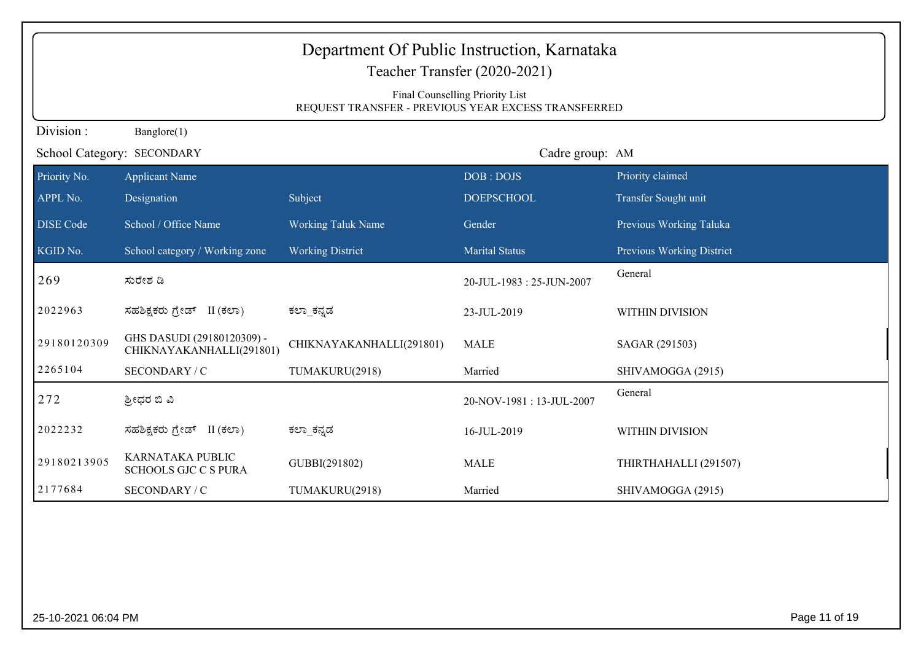# Department Of Public Instruction, Karnataka

Teacher Transfer (2020-2021)

Final Counselling Priority List

REQUEST TRANSFER - PREVIOUS YEAR EXCESS TRANSFERRED

Division : Banglore(1)

School Category: SECONDARY

Cadre group: AM

| Priority No. / APPL No. / DISE Code / KGID No. | Applicant Name / Designation / School / Office Name / School category / Working zone | Subject / Working Taluk Name / Working District | DOB : DOJS / DOEPSCHOOL / Gender / Marital Status | Priority claimed / Transfer Sought unit / Previous Working Taluka / Previous Working District |
|---|---|---|---|---|
| 269 | ಸುರೇಶ ಡಿ | | 20-JUL-1983 : 25-JUN-2007 | General |
| 2022963 | ಸಹಶಿಕ್ಷಕರು ಗ್ರೇಡ್ II (ಕಲಾ) | ಕಲಾ_ಕನ್ನಡ | 23-JUL-2019 | WITHIN DIVISION |
| 29180120309 | GHS DASUDI (29180120309) - CHIKNAYAKANHALLI(291801) | CHIKNAYAKANHALLI(291801) | MALE | SAGAR (291503) |
| 2265104 | SECONDARY / C | TUMAKURU(2918) | Married | SHIVAMOGGA (2915) |
| 272 | ಶ್ರೀಧರ ಬಿ ವಿ | | 20-NOV-1981 : 13-JUL-2007 | General |
| 2022232 | ಸಹಶಿಕ್ಷಕರು ಗ್ರೇಡ್ II (ಕಲಾ) | ಕಲಾ_ಕನ್ನಡ | 16-JUL-2019 | WITHIN DIVISION |
| 29180213905 | KARNATAKA PUBLIC SCHOOLS GJC C S PURA | GUBBI(291802) | MALE | THIRTHAHALLI (291507) |
| 2177684 | SECONDARY / C | TUMAKURU(2918) | Married | SHIVAMOGGA (2915) |

25-10-2021 06:04 PM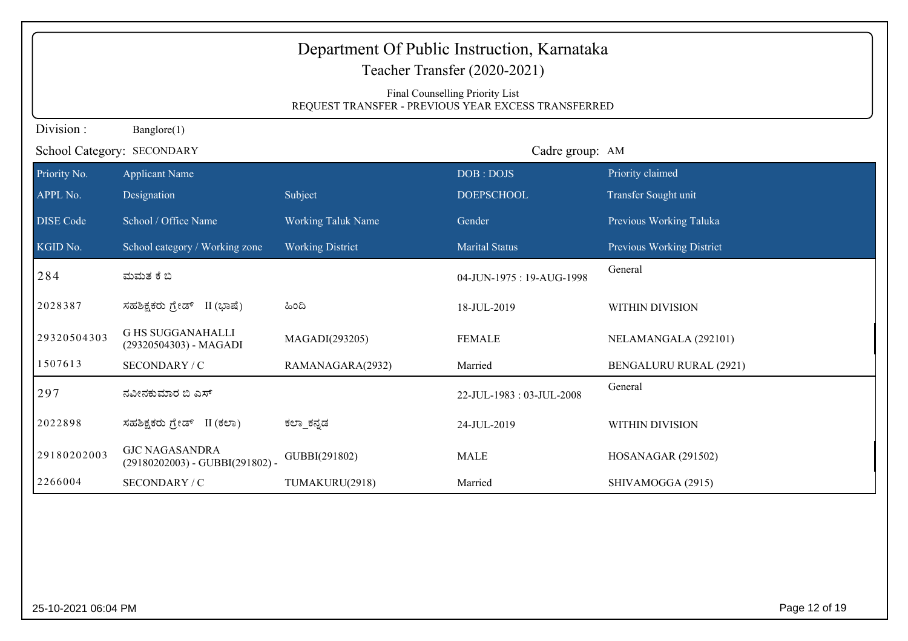# Department Of Public Instruction, Karnataka

## Teacher Transfer (2020-2021)

Final Counselling Priority List
REQUEST TRANSFER - PREVIOUS YEAR EXCESS TRANSFERRED

Division : Banglore(1)

School Category: SECONDARY

Cadre group: AM

| Priority No. / APPL No. / DISE Code / KGID No. | Applicant Name / Designation / School / Office Name / School category / Working zone | Subject / Working Taluk Name / Working District | DOB : DOJS / DOEPSCHOOL / Gender / Marital Status | Priority claimed / Transfer Sought unit / Previous Working Taluka / Previous Working District |
|---|---|---|---|---|
| 284 | ಮಮತ ಕೆ ಬಿ | | 04-JUN-1975 : 19-AUG-1998 | General |
| 2028387 | ಸಹಶಿಕ್ಷಕರು ಗ್ರೇಡ್ II (ಭಾಷೆ) | ಹಿಂದಿ | 18-JUL-2019 | WITHIN DIVISION |
| 29320504303 | G HS SUGGANAHALLI (29320504303) - MAGADI | MAGADI(293205) | FEMALE | NELAMANGALA (292101) |
| 1507613 | SECONDARY / C | RAMANAGARA(2932) | Married | BENGALURU RURAL (2921) |
| 297 | ನವೀನಕುಮಾರ ಬಿ ಎಸ್ | | 22-JUL-1983 : 03-JUL-2008 | General |
| 2022898 | ಸಹಶಿಕ್ಷಕರು ಗ್ರೇಡ್ II (ಕಲಾ) | ಕಲಾ_ಕನ್ನಡ | 24-JUL-2019 | WITHIN DIVISION |
| 29180202003 | GJC NAGASANDRA (29180202003) - GUBBI(291802) - | GUBBI(291802) | MALE | HOSANAGAR (291502) |
| 2266004 | SECONDARY / C | TUMAKURU(2918) | Married | SHIVAMOGGA (2915) |

25-10-2021 06:04 PM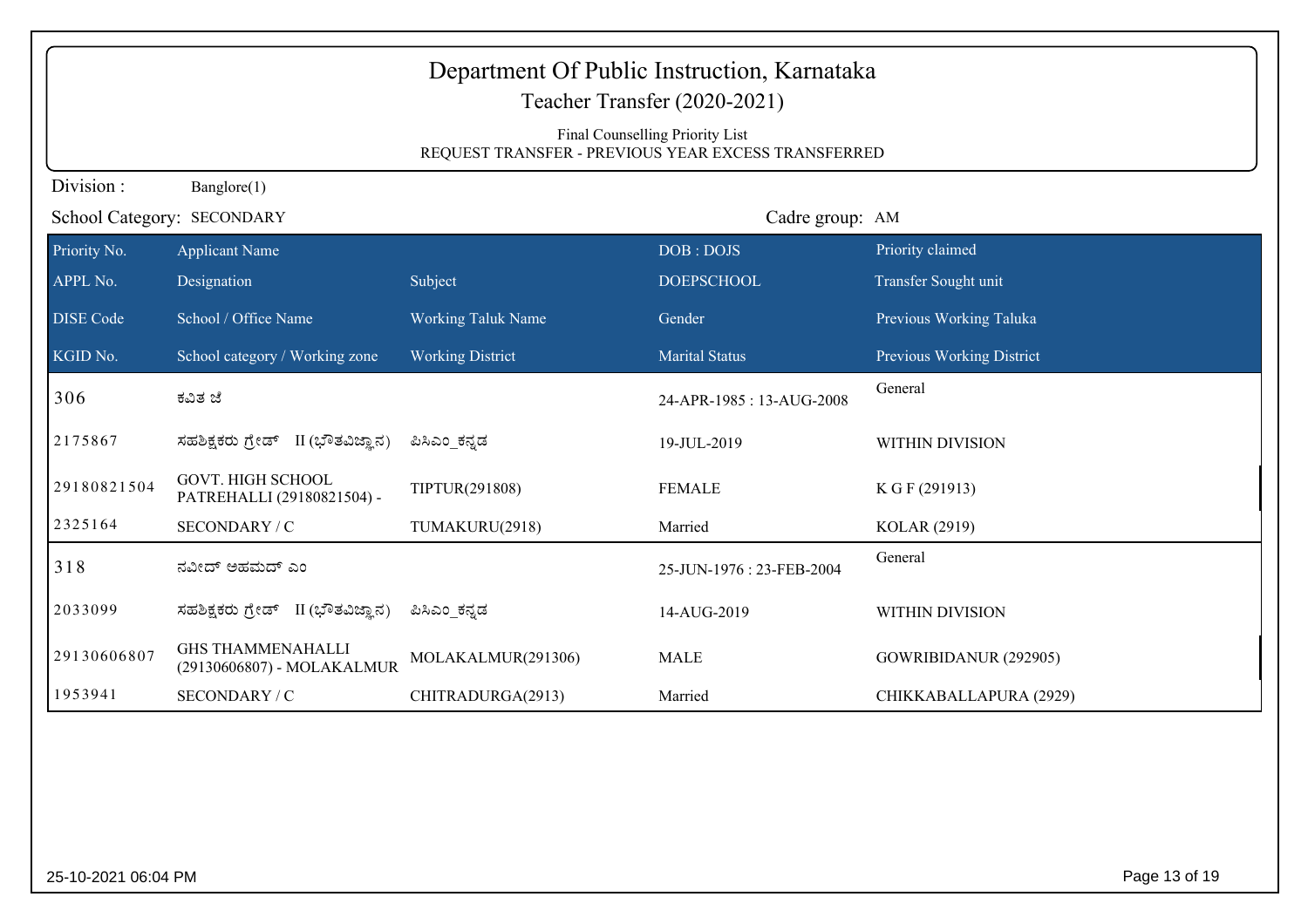# Department Of Public Instruction, Karnataka

## Teacher Transfer (2020-2021)

Final Counselling Priority List
REQUEST TRANSFER - PREVIOUS YEAR EXCESS TRANSFERRED

Division : Banglore(1)

School Category: SECONDARY | Cadre group: AM

| Priority No. / APPL No. / DISE Code / KGID No. | Applicant Name / Designation / School / Office Name / School category / Working zone | Subject / Working Taluk Name / Working District | DOB : DOJS / DOEPSCHOOL / Gender / Marital Status | Priority claimed / Transfer Sought unit / Previous Working Taluka / Previous Working District |
|---|---|---|---|---|
| 306 | ಕವಿತ ಜಿ | | 24-APR-1985 : 13-AUG-2008 | General |
| 2175867 | ಸಹಶಿಕ್ಷಕರು ಗ್ರೇಡ್ II (ಭೌತವಿಜ್ಞಾನ) | ಪಿಸಿಎಂ_ಕನ್ನಡ | 19-JUL-2019 | WITHIN DIVISION |
| 29180821504 | GOVT. HIGH SCHOOL PATREHALLI (29180821504) - | TIPTUR(291808) | FEMALE | K G F (291913) |
| 2325164 | SECONDARY / C | TUMAKURU(2918) | Married | KOLAR (2919) |
| 318 | ನವೀದ್ ಅಹಮದ್ ಎಂ | | 25-JUN-1976 : 23-FEB-2004 | General |
| 2033099 | ಸಹಶಿಕ್ಷಕರು ಗ್ರೇಡ್ II (ಭೌತವಿಜ್ಞಾನ) | ಪಿಸಿಎಂ_ಕನ್ನಡ | 14-AUG-2019 | WITHIN DIVISION |
| 29130606807 | GHS THAMMENAHALLI (29130606807) - MOLAKALMUR | MOLAKALMUR(291306) | MALE | GOWRIBIDANUR (292905) |
| 1953941 | SECONDARY / C | CHITRADURGA(2913) | Married | CHIKKABALLAPURA (2929) |

25-10-2021 06:04 PM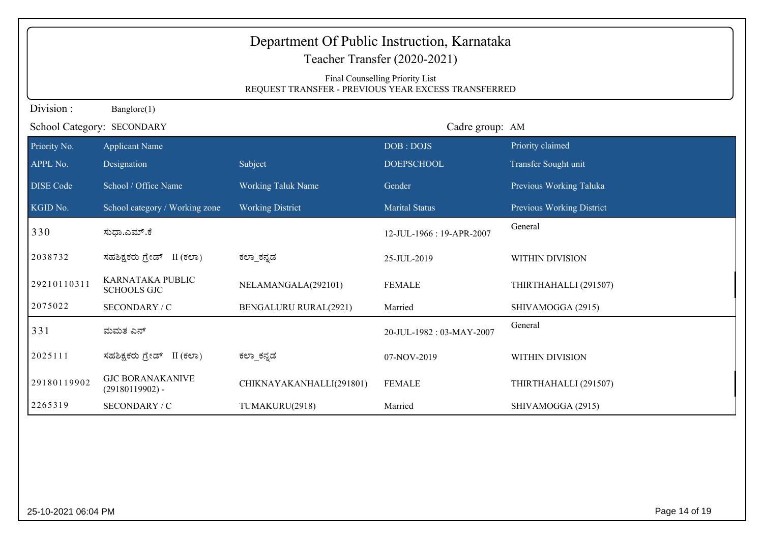# Department Of Public Instruction, Karnataka

## Teacher Transfer (2020-2021)

Final Counselling Priority List

REQUEST TRANSFER - PREVIOUS YEAR EXCESS TRANSFERRED

Division : Banglore(1)

School Category: SECONDARY

Cadre group: AM

| Priority No. / APPL No. / DISE Code / KGID No. | Applicant Name / Designation / School / Office Name / School category / Working zone | Subject / Working Taluk Name / Working District | DOB : DOJS / DOEPSCHOOL / Gender / Marital Status | Priority claimed / Transfer Sought unit / Previous Working Taluka / Previous Working District |
|---|---|---|---|---|
| 330 | ಸುಧಾ.ಎಮ್.ಕೆ | | 12-JUL-1966 : 19-APR-2007 | General |
| 2038732 | ಸಹಶಿಕ್ಷಕರು ಗ್ರೇಡ್ II (ಕಲಾ) | ಕಲಾ_ಕನ್ನಡ | 25-JUL-2019 | WITHIN DIVISION |
| 29210110311 | KARNATAKA PUBLIC SCHOOLS GJC | NELAMANGALA(292101) | FEMALE | THIRTHAHALLI (291507) |
| 2075022 | SECONDARY / C | BENGALURU RURAL(2921) | Married | SHIVAMOGGA (2915) |
| 331 | ಮಮತ ಎನ್ | | 20-JUL-1982 : 03-MAY-2007 | General |
| 2025111 | ಸಹಶಿಕ್ಷಕರು ಗ್ರೇಡ್ II (ಕಲಾ) | ಕಲಾ_ಕನ್ನಡ | 07-NOV-2019 | WITHIN DIVISION |
| 29180119902 | GJC BORANAKANIVE (29180119902) - | CHIKNAYAKANHALLI(291801) | FEMALE | THIRTHAHALLI (291507) |
| 2265319 | SECONDARY / C | TUMAKURU(2918) | Married | SHIVAMOGGA (2915) |

25-10-2021 06:04 PM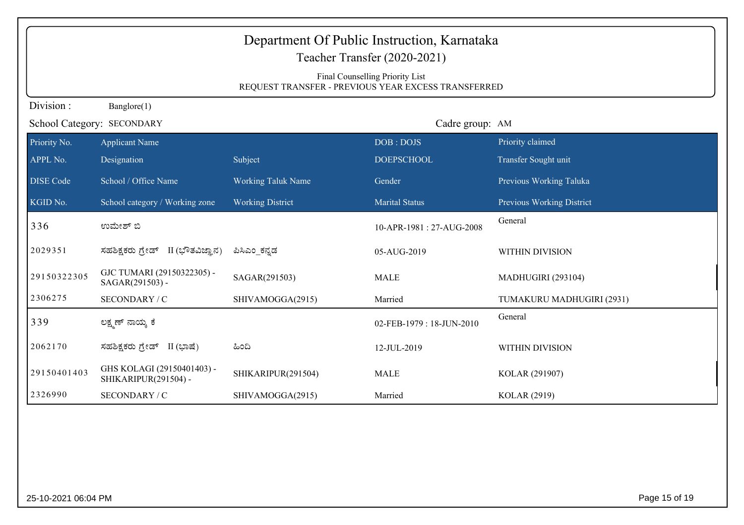# Department Of Public Instruction, Karnataka

## Teacher Transfer (2020-2021)

Final Counselling Priority List

REQUEST TRANSFER - PREVIOUS YEAR EXCESS TRANSFERRED

Division : Banglore(1)

School Category: SECONDARY

Cadre group: AM

| Priority No. / APPL No. / DISE Code / KGID No. | Applicant Name / Designation / School / Office Name / School category / Working zone | Subject / Working Taluk Name / Working District | DOB : DOJS / DOEPSCHOOL / Gender / Marital Status | Priority claimed / Transfer Sought unit / Previous Working Taluka / Previous Working District |
|---|---|---|---|---|
| 336 | ಉಮೇಶ್ ಬಿ | | 10-APR-1981 : 27-AUG-2008 | General |
| 2029351 | ಸಹಶಿಕ್ಷಕರು ಗ್ರೇಡ್ II (ಭೌತವಿಜ್ಞಾನ) | ಪಿಸಿಎಂ_ಕನ್ನಡ | 05-AUG-2019 | WITHIN DIVISION |
| 29150322305 | GJC TUMARI (29150322305) - SAGAR(291503) - | SAGAR(291503) | MALE | MADHUGIRI (293104) |
| 2306275 | SECONDARY / C | SHIVAMOGGA(2915) | Married | TUMAKURU MADHUGIRI (2931) |
| 339 | ಲಕ್ಷ್ಮಣ್ ನಾಯ್ಕ ಕೆ | | 02-FEB-1979 : 18-JUN-2010 | General |
| 2062170 | ಸಹಶಿಕ್ಷಕರು ಗ್ರೇಡ್ II (ಭಾಷೆ) | ಹಿಂದಿ | 12-JUL-2019 | WITHIN DIVISION |
| 29150401403 | GHS KOLAGI (29150401403) - SHIKARIPUR(291504) - | SHIKARIPUR(291504) | MALE | KOLAR (291907) |
| 2326990 | SECONDARY / C | SHIVAMOGGA(2915) | Married | KOLAR (2919) |

25-10-2021 06:04 PM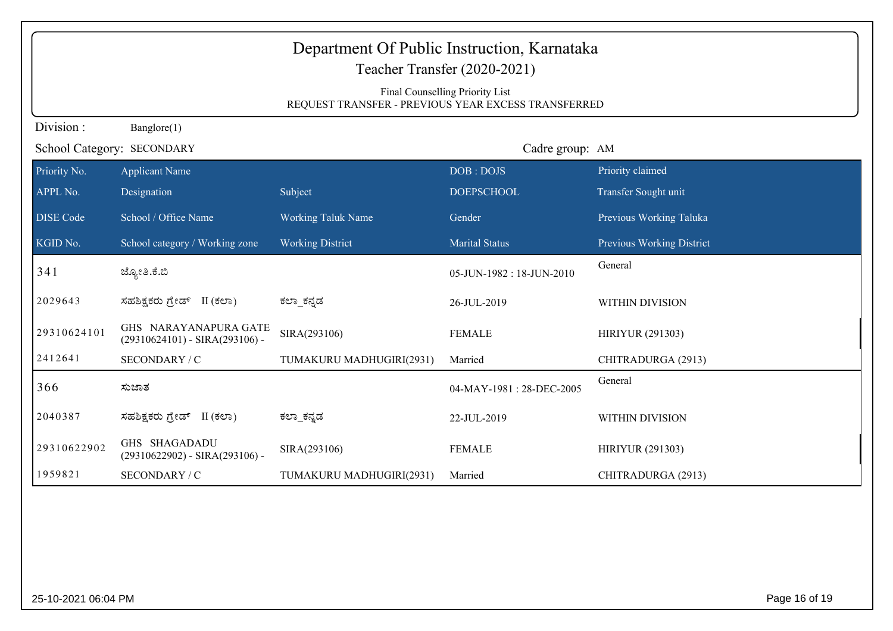# Department Of Public Instruction, Karnataka

## Teacher Transfer (2020-2021)

Final Counselling Priority List
REQUEST TRANSFER - PREVIOUS YEAR EXCESS TRANSFERRED

Division : Banglore(1)

School Category: SECONDARY

Cadre group: AM

| Priority No. / APPL No. / DISE Code / KGID No. | Applicant Name / Designation / School / Office Name / School category / Working zone | Subject / Working Taluk Name / Working District | DOB : DOJS / DOEPSCHOOL / Gender / Marital Status | Priority claimed / Transfer Sought unit / Previous Working Taluka / Previous Working District |
|---|---|---|---|---|
| 341 | ಜ್ಯೋತಿ.ಕೆ.ಬಿ | | 05-JUN-1982 : 18-JUN-2010 | General |
| 2029643 | ಸಹಶಿಕ್ಷಕರು ಗ್ರೇಡ್ II (ಕಲಾ) | ಕಲಾ_ಕನ್ನಡ | 26-JUL-2019 | WITHIN DIVISION |
| 29310624101 | GHS NARAYANAPURA GATE (29310624101) - SIRA(293106) - | SIRA(293106) | FEMALE | HIRIYUR (291303) |
| 2412641 | SECONDARY / C | TUMAKURU MADHUGIRI(2931) | Married | CHITRADURGA (2913) |
| 366 | ಸುಜಾತ | | 04-MAY-1981 : 28-DEC-2005 | General |
| 2040387 | ಸಹಶಿಕ್ಷಕರು ಗ್ರೇಡ್ II (ಕಲಾ) | ಕಲಾ_ಕನ್ನಡ | 22-JUL-2019 | WITHIN DIVISION |
| 29310622902 | GHS SHAGADADU (29310622902) - SIRA(293106) - | SIRA(293106) | FEMALE | HIRIYUR (291303) |
| 1959821 | SECONDARY / C | TUMAKURU MADHUGIRI(2931) | Married | CHITRADURGA (2913) |

25-10-2021 06:04 PM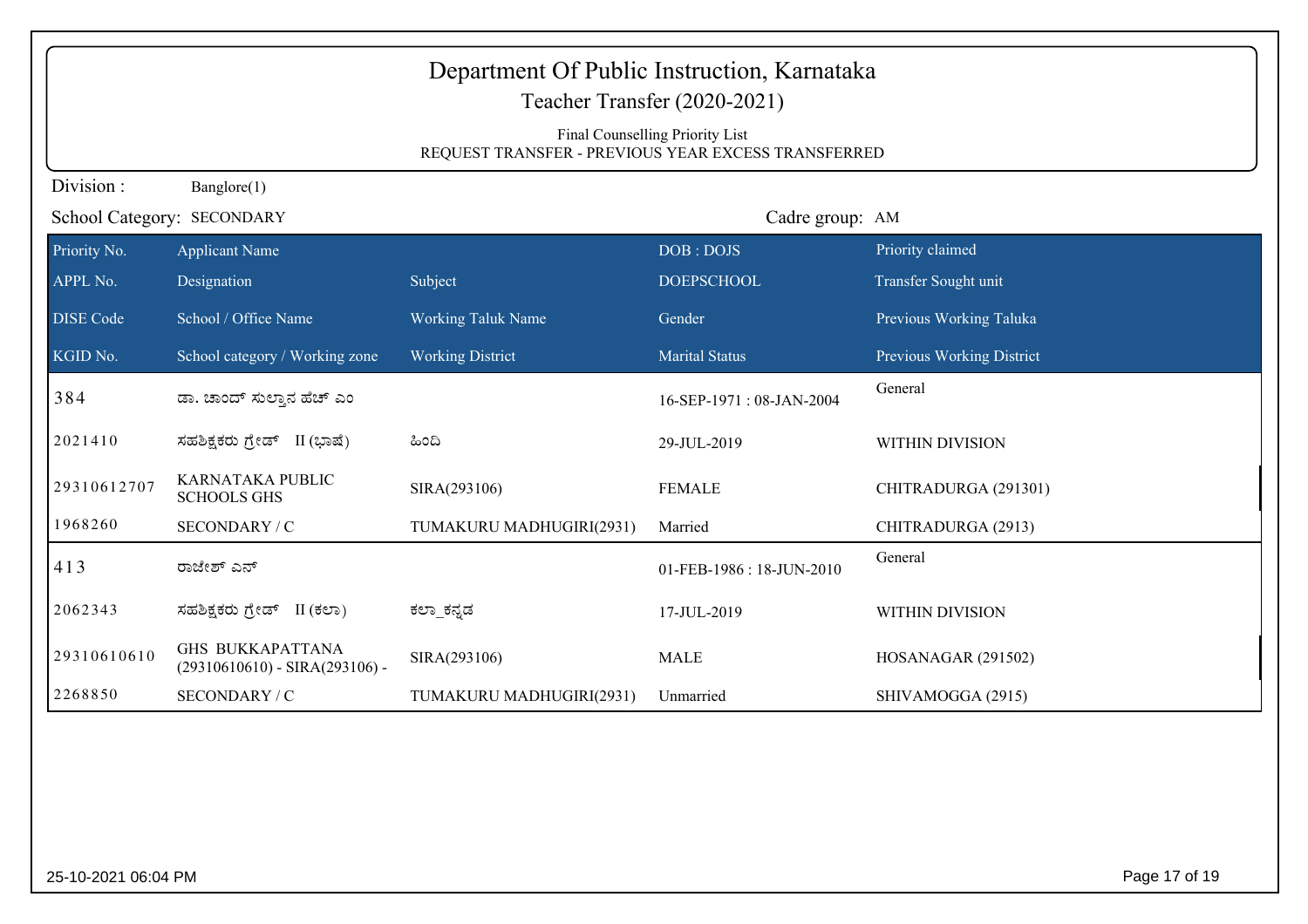# Department Of Public Instruction, Karnataka

Teacher Transfer (2020-2021)

Final Counselling Priority List

REQUEST TRANSFER - PREVIOUS YEAR EXCESS TRANSFERRED

Division : Banglore(1)

School Category: SECONDARY

Cadre group: AM

| Priority No. / APPL No. / DISE Code / KGID No. | Applicant Name / Designation / School / Office Name / School category / Working zone | Subject / Working Taluk Name / Working District | DOB : DOJS / DOEPSCHOOL / Gender / Marital Status | Priority claimed / Transfer Sought unit / Previous Working Taluka / Previous Working District |
|---|---|---|---|---|
| 384 | ಡಾ. ಚಾಂದ್ ಸುಲ್ತಾನ ಹೆಚ್ ಎಂ | | 16-SEP-1971 : 08-JAN-2004 | General |
| 2021410 | ಸಹಶಿಕ್ಷಕರು ಗ್ರೇಡ್ II (ಭಾಷೆ) | ಹಿಂದಿ | 29-JUL-2019 | WITHIN DIVISION |
| 29310612707 | KARNATAKA PUBLIC SCHOOLS GHS | SIRA(293106) | FEMALE | CHITRADURGA (291301) |
| 1968260 | SECONDARY / C | TUMAKURU MADHUGIRI(2931) | Married | CHITRADURGA (2913) |
| 413 | ರಾಜೇಶ್ ಎನ್ | | 01-FEB-1986 : 18-JUN-2010 | General |
| 2062343 | ಸಹಶಿಕ್ಷಕರು ಗ್ರೇಡ್ II (ಕಲಾ) | ಕಲಾ_ಕನ್ನಡ | 17-JUL-2019 | WITHIN DIVISION |
| 29310610610 | GHS BUKKAPATTANA (29310610610) - SIRA(293106) - | SIRA(293106) | MALE | HOSANAGAR (291502) |
| 2268850 | SECONDARY / C | TUMAKURU MADHUGIRI(2931) | Unmarried | SHIVAMOGGA (2915) |

25-10-2021 06:04 PM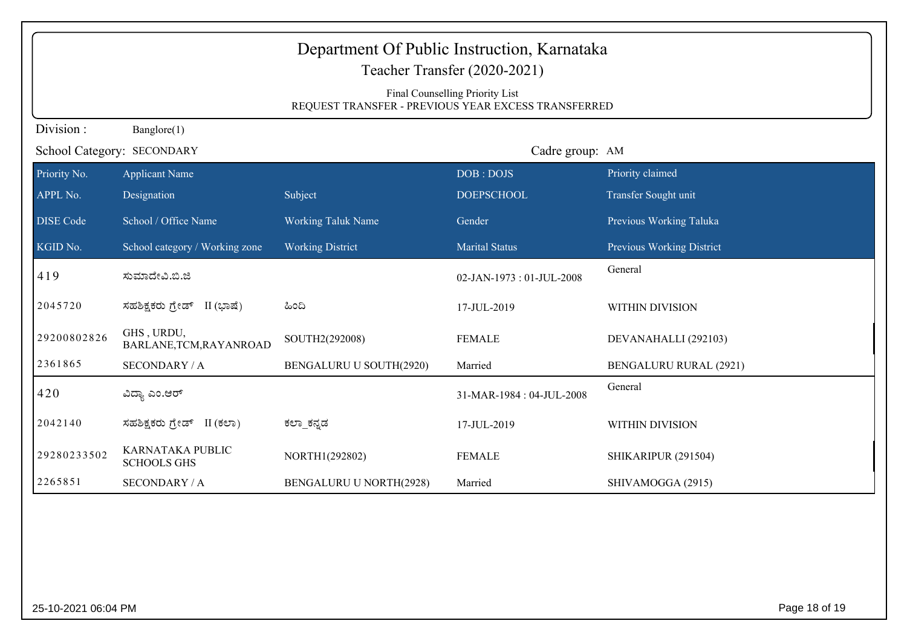# Department Of Public Instruction, Karnataka

## Teacher Transfer (2020-2021)

### Final Counselling Priority List

### REQUEST TRANSFER - PREVIOUS YEAR EXCESS TRANSFERRED

Division : Banglore(1)

School Category: SECONDARY

Cadre group: AM

| Priority No. / APPL No. / DISE Code / KGID No. | Applicant Name / Designation / School / Office Name / School category / Working zone | Subject / Working Taluk Name / Working District | DOB : DOJS / DOEPSCHOOL / Gender / Marital Status | Priority claimed / Transfer Sought unit / Previous Working Taluka / Previous Working District |
|---|---|---|---|---|
| 419 | ಸುಮಾದೇವಿ.ಬಿ.ಜಿ | | 02-JAN-1973 : 01-JUL-2008 | General |
| 2045720 | ಸಹಶಿಕ್ಷಕರು ಗ್ರೇಡ್ II (ಭಾಷೆ) | ಹಿಂದಿ | 17-JUL-2019 | WITHIN DIVISION |
| 29200802826 | GHS , URDU, BARLANE,TCM,RAYANROAD | SOUTH2(292008) | FEMALE | DEVANAHALLI (292103) |
| 2361865 | SECONDARY / A | BENGALURU U SOUTH(2920) | Married | BENGALURU RURAL (2921) |
| 420 | ವಿದ್ಯಾ ಎಂ.ಆರ್ | | 31-MAR-1984 : 04-JUL-2008 | General |
| 2042140 | ಸಹಶಿಕ್ಷಕರು ಗ್ರೇಡ್ II (ಕಲಾ) | ಕಲಾ_ಕನ್ನಡ | 17-JUL-2019 | WITHIN DIVISION |
| 29280233502 | KARNATAKA PUBLIC SCHOOLS GHS | NORTH1(292802) | FEMALE | SHIKARIPUR (291504) |
| 2265851 | SECONDARY / A | BENGALURU U NORTH(2928) | Married | SHIVAMOGGA (2915) |

25-10-2021 06:04 PM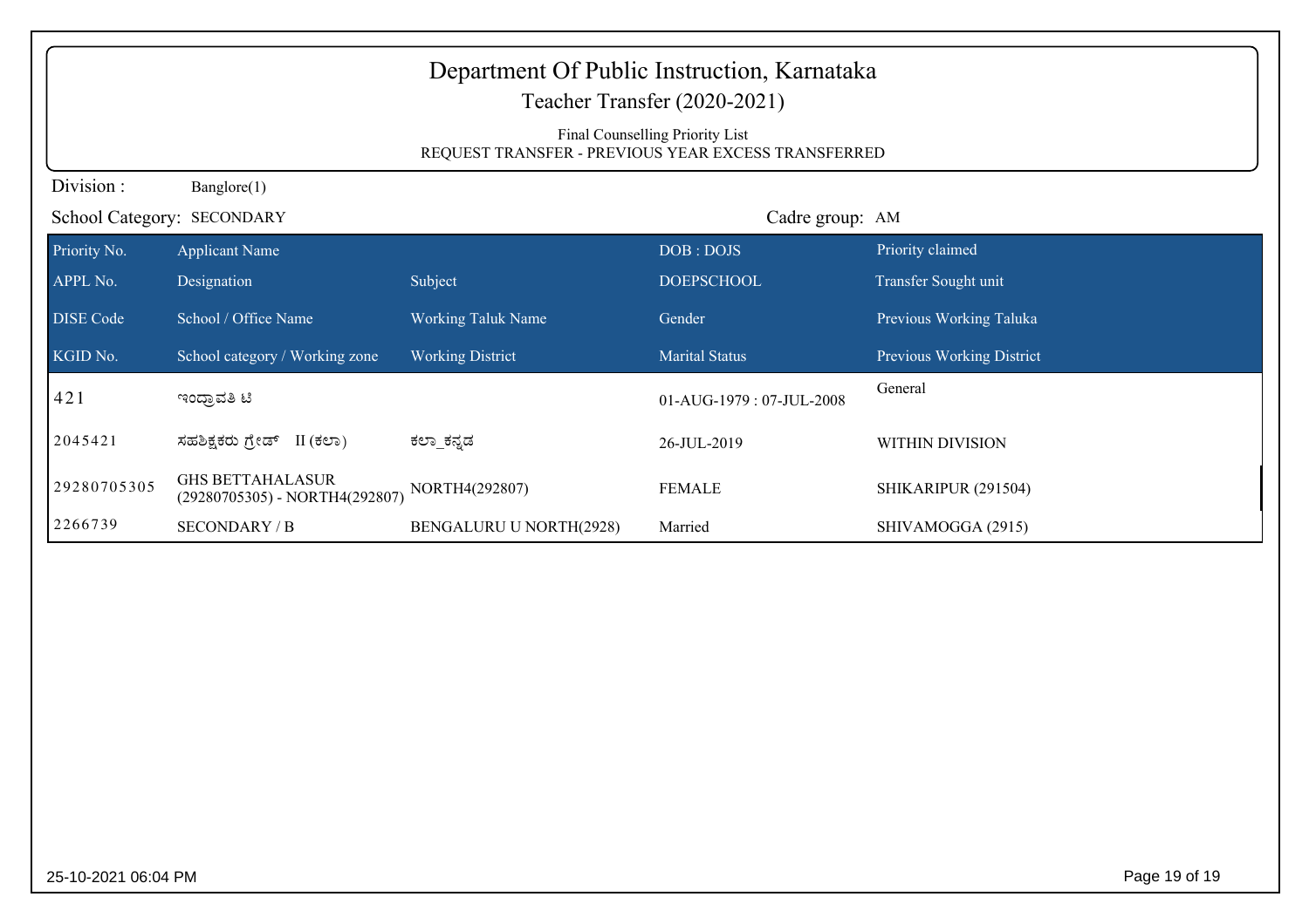# Department Of Public Instruction, Karnataka

## Teacher Transfer (2020-2021)

Final Counselling Priority List
REQUEST TRANSFER - PREVIOUS YEAR EXCESS TRANSFERRED

Division : Banglore(1)

School Category: SECONDARY

Cadre group: AM

| Priority No. / APPL No. / DISE Code / KGID No. | Applicant Name / Designation / School / Office Name / School category / Working zone | Subject / Working Taluk Name / Working District | DOB : DOJS / DOEPSCHOOL / Gender / Marital Status | Priority claimed / Transfer Sought unit / Previous Working Taluka / Previous Working District |
|---|---|---|---|---|
| 421 | ಇಂದ್ರಾವತಿ ಟಿ | | 01-AUG-1979 : 07-JUL-2008 | General |
| 2045421 | ಸಹಶಿಕ್ಷಕರು ಗ್ರೇಡ್ II (ಕಲಾ) | ಕಲಾ_ಕನ್ನಡ | 26-JUL-2019 | WITHIN DIVISION |
| 29280705305 | GHS BETTAHALASUR (29280705305) - NORTH4(292807) | NORTH4(292807) | FEMALE | SHIKARIPUR (291504) |
| 2266739 | SECONDARY / B | BENGALURU U NORTH(2928) | Married | SHIVAMOGGA (2915) |

25-10-2021 06:04 PM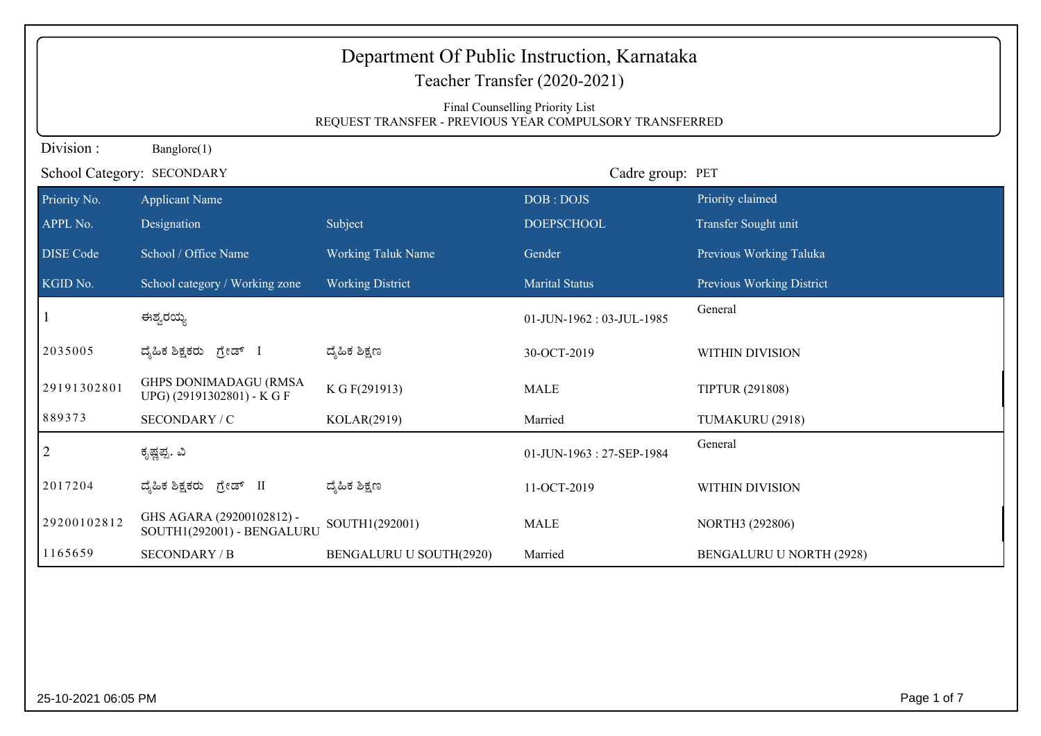# Department Of Public Instruction, Karnataka

## Teacher Transfer (2020-2021)

Final Counselling Priority List
REQUEST TRANSFER - PREVIOUS YEAR COMPULSORY TRANSFERRED

Division : Banglore(1)

School Category: SECONDARY

Cadre group: PET

| Priority No. | Applicant Name | | DOB : DOJS | Priority claimed |
|---|---|---|---|---|
| APPL No. | Designation | Subject | DOEPSCHOOL | Transfer Sought unit |
| DISE Code | School / Office Name | Working Taluk Name | Gender | Previous Working Taluka |
| KGID No. | School category / Working zone | Working District | Marital Status | Previous Working District |
| 1 | ಈಶ್ವರಯ್ಯ | | 01-JUN-1962 : 03-JUL-1985 | General |
| 2035005 | ದೈಹಿಕ ಶಿಕ್ಷಕರು ಗ್ರೇಡ್ I | ದೈಹಿಕ ಶಿಕ್ಷಣ | 30-OCT-2019 | WITHIN DIVISION |
| 29191302801 | GHPS DONIMADAGU (RMSA UPG) (29191302801) - K G F | K G F(291913) | MALE | TIPTUR (291808) |
| 889373 | SECONDARY / C | KOLAR(2919) | Married | TUMAKURU (2918) |
| 2 | ಕೃಷ್ಣಪ್ಪ. ವಿ | | 01-JUN-1963 : 27-SEP-1984 | General |
| 2017204 | ದೈಹಿಕ ಶಿಕ್ಷಕರು ಗ್ರೇಡ್ II | ದೈಹಿಕ ಶಿಕ್ಷಣ | 11-OCT-2019 | WITHIN DIVISION |
| 29200102812 | GHS AGARA (29200102812) - SOUTH1(292001) - BENGALURU | SOUTH1(292001) | MALE | NORTH3 (292806) |
| 1165659 | SECONDARY / B | BENGALURU U SOUTH(2920) | Married | BENGALURU U NORTH (2928) |

25-10-2021 06:05 PM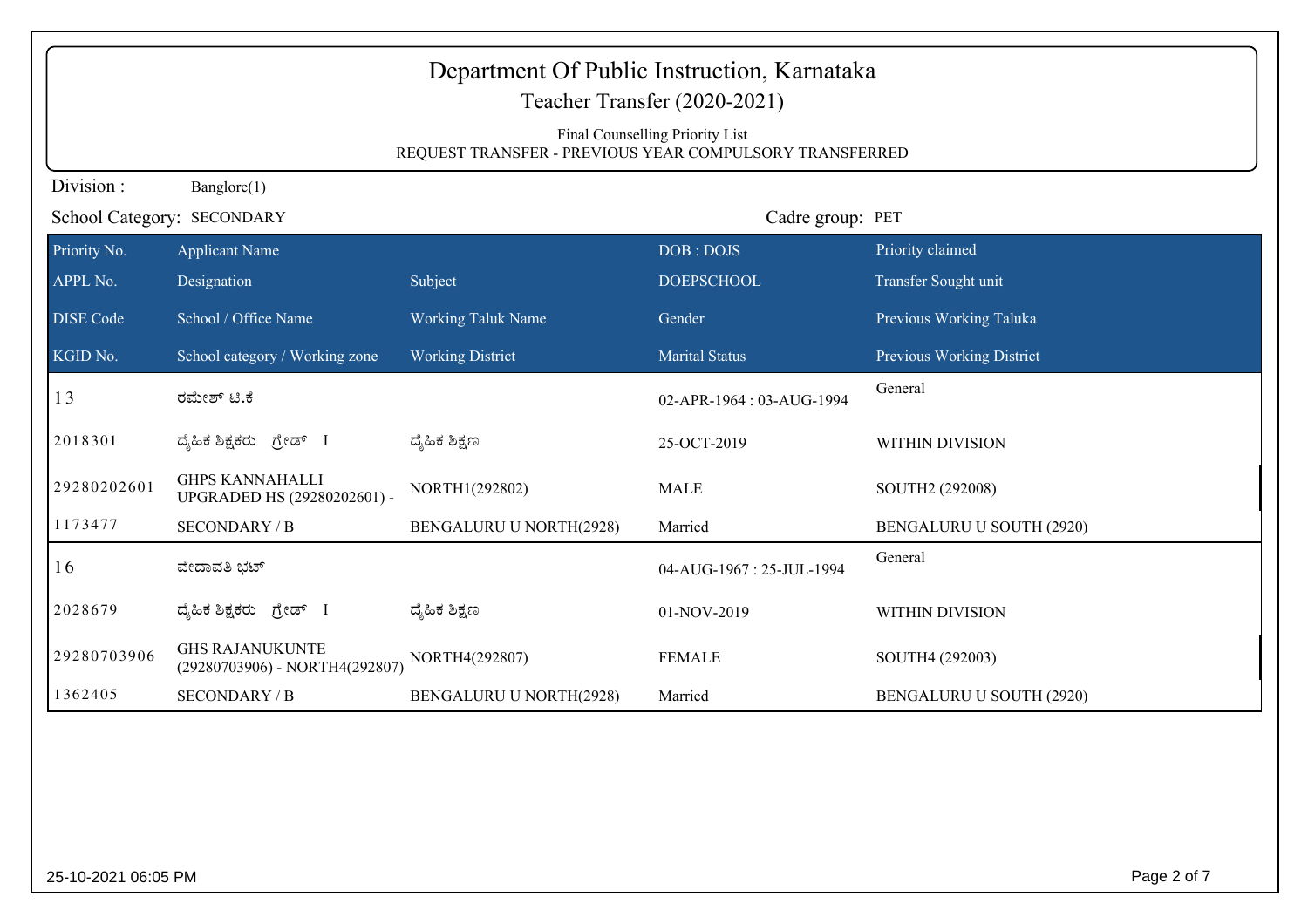# Department Of Public Instruction, Karnataka

## Teacher Transfer (2020-2021)

Final Counselling Priority List

REQUEST TRANSFER - PREVIOUS YEAR COMPULSORY TRANSFERRED

Division : Banglore(1)

School Category: SECONDARY

Cadre group: PET

| Priority No. / APPL No. / DISE Code / KGID No. | Applicant Name / Designation / School / Office Name / School category / Working zone | Subject / Working Taluk Name / Working District | DOB : DOJS / DOEPSCHOOL / Gender / Marital Status | Priority claimed / Transfer Sought unit / Previous Working Taluka / Previous Working District |
|---|---|---|---|---|
| 13 | ರಮೇಶ್ ಟಿ.ಕೆ | | 02-APR-1964 : 03-AUG-1994 | General |
| 2018301 | ದೈಹಿಕ ಶಿಕ್ಷಕರು ಗ್ರೇಡ್ I | ದೈಹಿಕ ಶಿಕ್ಷಣ | 25-OCT-2019 | WITHIN DIVISION |
| 29280202601 | GHPS KANNAHALLI UPGRADED HS (29280202601) - | NORTH1(292802) | MALE | SOUTH2 (292008) |
| 1173477 | SECONDARY / B | BENGALURU U NORTH(2928) | Married | BENGALURU U SOUTH (2920) |
| 16 | ವೇದಾವತಿ ಭಟ್ | | 04-AUG-1967 : 25-JUL-1994 | General |
| 2028679 | ದೈಹಿಕ ಶಿಕ್ಷಕರು ಗ್ರೇಡ್ I | ದೈಹಿಕ ಶಿಕ್ಷಣ | 01-NOV-2019 | WITHIN DIVISION |
| 29280703906 | GHS RAJANUKUNTE (29280703906) - NORTH4(292807) | NORTH4(292807) | FEMALE | SOUTH4 (292003) |
| 1362405 | SECONDARY / B | BENGALURU U NORTH(2928) | Married | BENGALURU U SOUTH (2920) |

25-10-2021 06:05 PM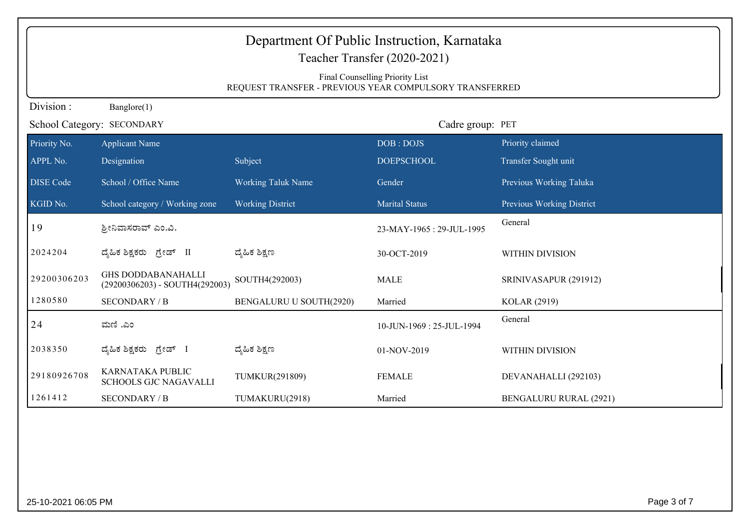# Department Of Public Instruction, Karnataka

## Teacher Transfer (2020-2021)

Final Counselling Priority List

REQUEST TRANSFER - PREVIOUS YEAR COMPULSORY TRANSFERRED

Division : Banglore(1)

School Category: SECONDARY

Cadre group: PET

| Priority No. / APPL No. / DISE Code / KGID No. | Applicant Name / Designation / School / Office Name / School category / Working zone | Subject / Working Taluk Name / Working District | DOB : DOJS / DOEPSCHOOL / Gender / Marital Status | Priority claimed / Transfer Sought unit / Previous Working Taluka / Previous Working District |
|---|---|---|---|---|
| 19 | ಶ್ರೀನಿವಾಸರಾವ್ ಎಂ.ವಿ. | | 23-MAY-1965 : 29-JUL-1995 | General |
| 2024204 | ದೈಹಿಕ ಶಿಕ್ಷಕರು ಗ್ರೇಡ್ II | ದೈಹಿಕ ಶಿಕ್ಷಣ | 30-OCT-2019 | WITHIN DIVISION |
| 29200306203 | GHS DODDABANAHALLI (29200306203) - SOUTH4(292003) | SOUTH4(292003) | MALE | SRINIVASAPUR (291912) |
| 1280580 | SECONDARY / B | BENGALURU U SOUTH(2920) | Married | KOLAR (2919) |
| 24 | ಮಣಿ .ಎಂ | | 10-JUN-1969 : 25-JUL-1994 | General |
| 2038350 | ದೈಹಿಕ ಶಿಕ್ಷಕರು ಗ್ರೇಡ್ I | ದೈಹಿಕ ಶಿಕ್ಷಣ | 01-NOV-2019 | WITHIN DIVISION |
| 29180926708 | KARNATAKA PUBLIC SCHOOLS GJC NAGAVALLI | TUMKUR(291809) | FEMALE | DEVANAHALLI (292103) |
| 1261412 | SECONDARY / B | TUMAKURU(2918) | Married | BENGALURU RURAL (2921) |

25-10-2021 06:05 PM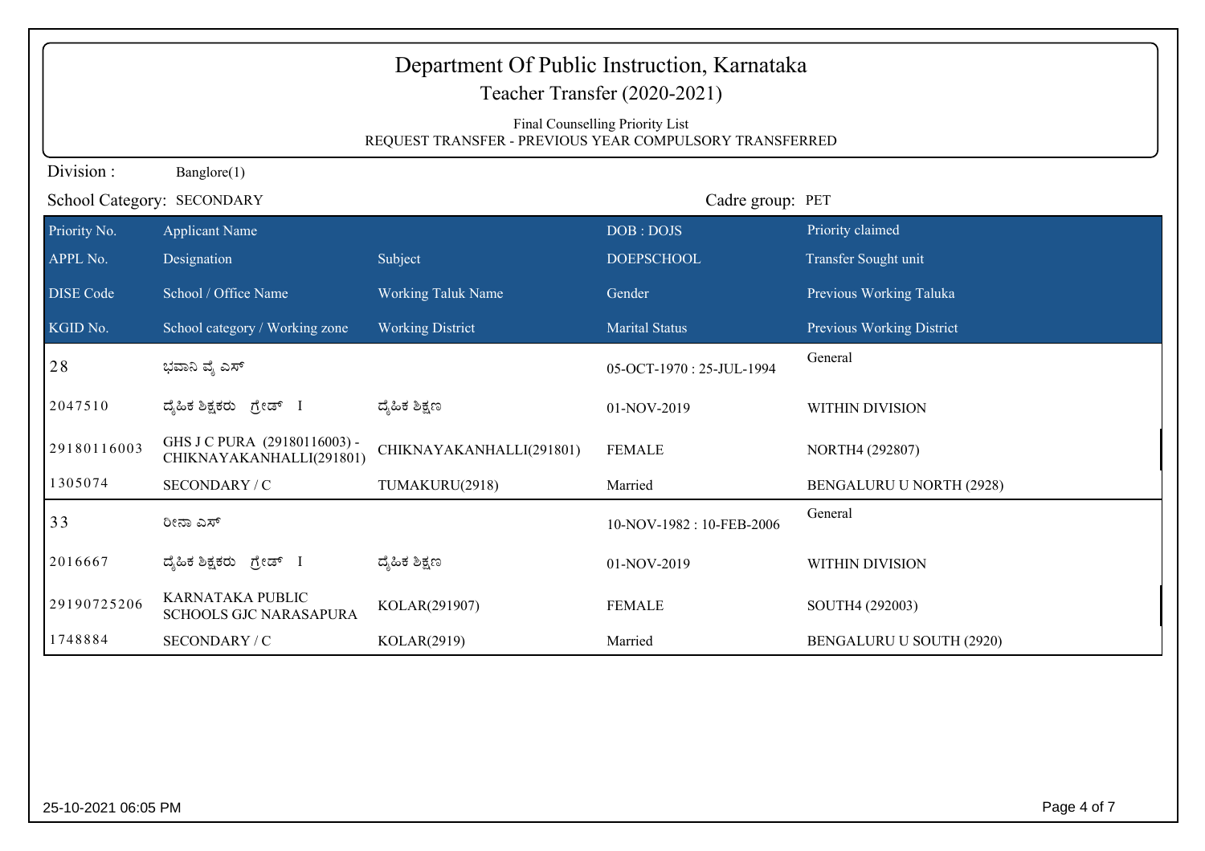# Department Of Public Instruction, Karnataka

## Teacher Transfer (2020-2021)

Final Counselling Priority List

REQUEST TRANSFER - PREVIOUS YEAR COMPULSORY TRANSFERRED

Division : Banglore(1)

School Category: SECONDARY

Cadre group: PET

| Priority No. / APPL No. / DISE Code / KGID No. | Applicant Name / Designation / School / Office Name / School category / Working zone | Subject / Working Taluk Name / Working District | DOB : DOJS / DOEPSCHOOL / Gender / Marital Status | Priority claimed / Transfer Sought unit / Previous Working Taluka / Previous Working District |
|---|---|---|---|---|
| 28 | ಭವಾನಿ ವೈ ಎಸ್ | | 05-OCT-1970 : 25-JUL-1994 | General |
| 2047510 | ದೈಹಿಕ ಶಿಕ್ಷಕರು ಗ್ರೇಡ್ I | ದೈಹಿಕ ಶಿಕ್ಷಣ | 01-NOV-2019 | WITHIN DIVISION |
| 29180116003 | GHS J C PURA (29180116003) - CHIKNAYAKANHALLI(291801) | CHIKNAYAKANHALLI(291801) | FEMALE | NORTH4 (292807) |
| 1305074 | SECONDARY / C | TUMAKURU(2918) | Married | BENGALURU U NORTH (2928) |
| 33 | ರೀನಾ ಎಸ್ | | 10-NOV-1982 : 10-FEB-2006 | General |
| 2016667 | ದೈಹಿಕ ಶಿಕ್ಷಕರು ಗ್ರೇಡ್ I | ದೈಹಿಕ ಶಿಕ್ಷಣ | 01-NOV-2019 | WITHIN DIVISION |
| 29190725206 | KARNATAKA PUBLIC SCHOOLS GJC NARASAPURA | KOLAR(291907) | FEMALE | SOUTH4 (292003) |
| 1748884 | SECONDARY / C | KOLAR(2919) | Married | BENGALURU U SOUTH (2920) |

25-10-2021 06:05 PM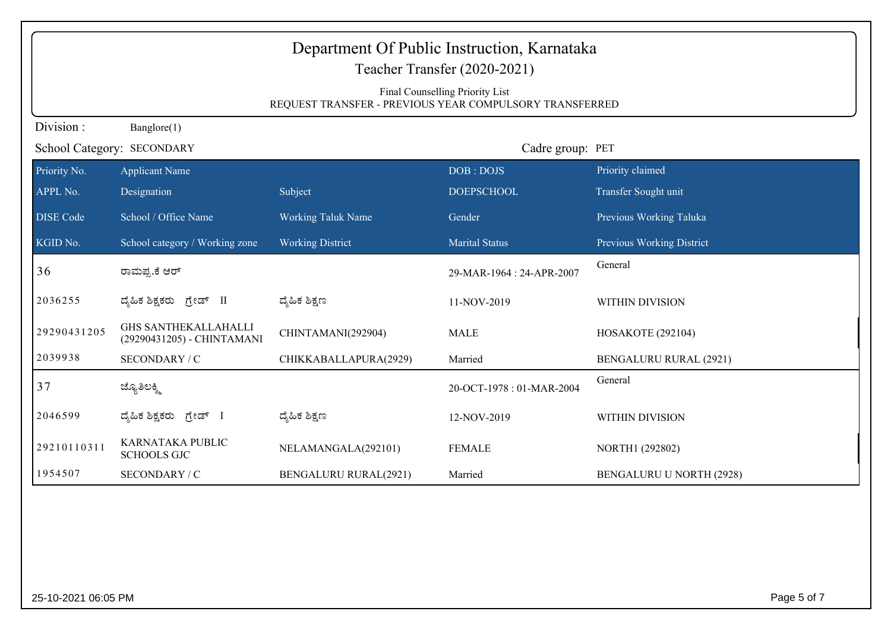# Department Of Public Instruction, Karnataka

Teacher Transfer (2020-2021)

Final Counselling Priority List

REQUEST TRANSFER - PREVIOUS YEAR COMPULSORY TRANSFERRED

Division : Banglore(1)

School Category: SECONDARY

Cadre group: PET

| Priority No. / APPL No. / DISE Code / KGID No. | Applicant Name / Designation / School / Office Name / School category / Working zone | Subject / Working Taluk Name / Working District | DOB : DOJS / DOEPSCHOOL / Gender / Marital Status | Priority claimed / Transfer Sought unit / Previous Working Taluka / Previous Working District |
|---|---|---|---|---|
| 36 | ರಾಮಪ್ಪ.ಕೆ ಆರ್ | | 29-MAR-1964 : 24-APR-2007 | General |
| 2036255 | ದೈಹಿಕ ಶಿಕ್ಷಕರು ಗ್ರೇಡ್ II | ದೈಹಿಕ ಶಿಕ್ಷಣ | 11-NOV-2019 | WITHIN DIVISION |
| 29290431205 | GHS SANTHEKALLAHALLI (29290431205) - CHINTAMANI | CHINTAMANI(292904) | MALE | HOSAKOTE (292104) |
| 2039938 | SECONDARY / C | CHIKKABALLAPURA(2929) | Married | BENGALURU RURAL (2921) |
| 37 | ಜ್ಯೊತಿಲಕ್ಶ್ಮಿ | | 20-OCT-1978 : 01-MAR-2004 | General |
| 2046599 | ದೈಹಿಕ ಶಿಕ್ಷಕರು ಗ್ರೇಡ್ I | ದೈಹಿಕ ಶಿಕ್ಷಣ | 12-NOV-2019 | WITHIN DIVISION |
| 29210110311 | KARNATAKA PUBLIC SCHOOLS GJC | NELAMANGALA(292101) | FEMALE | NORTH1 (292802) |
| 1954507 | SECONDARY / C | BENGALURU RURAL(2921) | Married | BENGALURU U NORTH (2928) |

25-10-2021 06:05 PM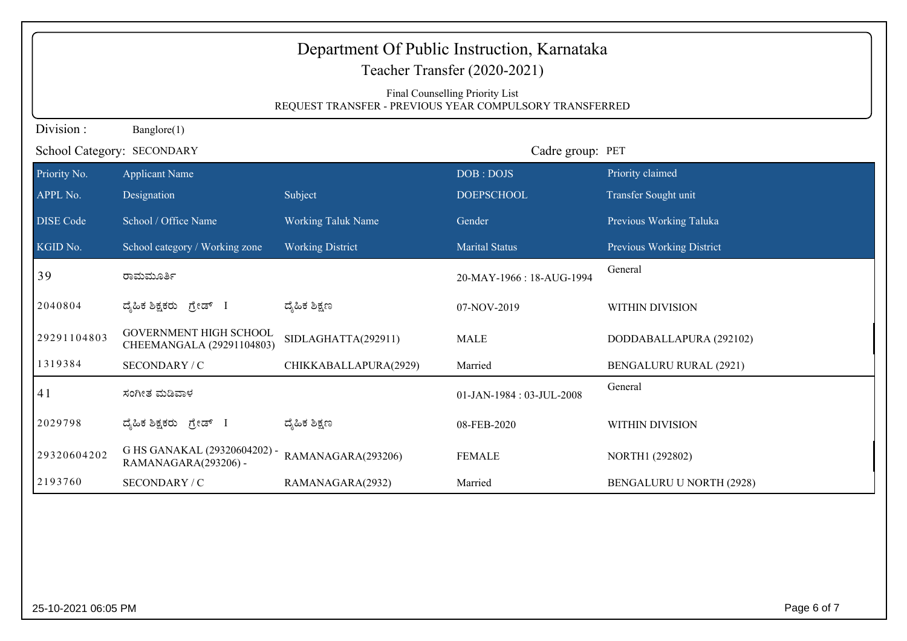# Department Of Public Instruction, Karnataka

Teacher Transfer (2020-2021)

Final Counselling Priority List

REQUEST TRANSFER - PREVIOUS YEAR COMPULSORY TRANSFERRED

Division : Banglore(1)

School Category: SECONDARY

Cadre group: PET

| Priority No. / APPL No. / DISE Code / KGID No. | Applicant Name / Designation / School / Office Name / School category / Working zone | Subject / Working Taluk Name / Working District | DOB : DOJS / DOEPSCHOOL / Gender / Marital Status | Priority claimed / Transfer Sought unit / Previous Working Taluka / Previous Working District |
|---|---|---|---|---|
| 39 | ರಾಮಮೂರ್ತಿ | | 20-MAY-1966 : 18-AUG-1994 | General |
| 2040804 | ದೈಹಿಕ ಶಿಕ್ಷಕರು ಗ್ರೇಡ್ I | ದೈಹಿಕ ಶಿಕ್ಷಣ | 07-NOV-2019 | WITHIN DIVISION |
| 29291104803 | GOVERNMENT HIGH SCHOOL CHEEMANGALA (29291104803) | SIDLAGHATTA(292911) | MALE | DODDABALLAPURA (292102) |
| 1319384 | SECONDARY / C | CHIKKABALLAPURA(2929) | Married | BENGALURU RURAL (2921) |
| 41 | ಸಂಗೀತ ಮಡಿವಾಳ | | 01-JAN-1984 : 03-JUL-2008 | General |
| 2029798 | ದೈಹಿಕ ಶಿಕ್ಷಕರು ಗ್ರೇಡ್ I | ದೈಹಿಕ ಶಿಕ್ಷಣ | 08-FEB-2020 | WITHIN DIVISION |
| 29320604202 | G HS GANAKAL (29320604202) - RAMANAGARA(293206) - | RAMANAGARA(293206) | FEMALE | NORTH1 (292802) |
| 2193760 | SECONDARY / C | RAMANAGARA(2932) | Married | BENGALURU U NORTH (2928) |

25-10-2021 06:05 PM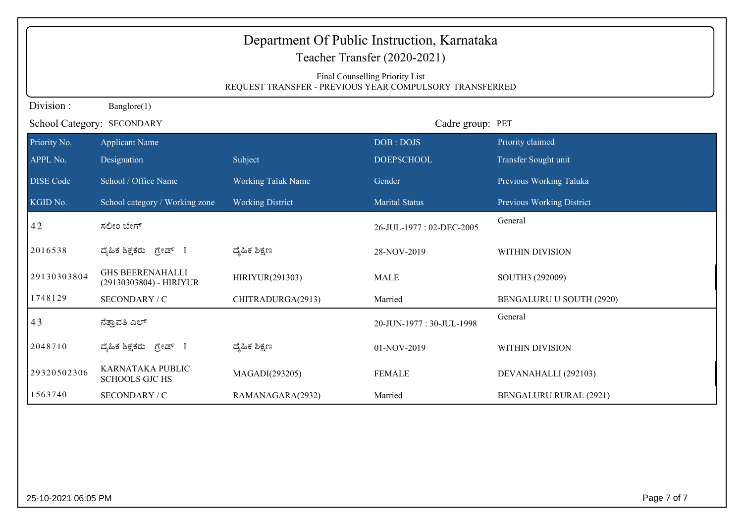# Department Of Public Instruction, Karnataka

## Teacher Transfer (2020-2021)

Final Counselling Priority List
REQUEST TRANSFER - PREVIOUS YEAR COMPULSORY TRANSFERRED

Division : Banglore(1)

School Category: SECONDARY

Cadre group: PET

| Priority No. / APPL No. / DISE Code / KGID No. | Applicant Name / Designation / School / Office Name / School category / Working zone | Subject / Working Taluk Name / Working District | DOB : DOJS / DOEPSCHOOL / Gender / Marital Status | Priority claimed / Transfer Sought unit / Previous Working Taluka / Previous Working District |
|---|---|---|---|---|
| 42 | ಸಲೀಂ ಬೇಗ್ | | 26-JUL-1977 : 02-DEC-2005 | General |
| 2016538 | ದೈಹಿಕ ಶಿಕ್ಷಕರು ಗ್ರೇಡ್ I | ದೈಹಿಕ ಶಿಕ್ಷಣ | 28-NOV-2019 | WITHIN DIVISION |
| 29130303804 | GHS BEERENAHALLI (29130303804) - HIRIYUR | HIRIYUR(291303) | MALE | SOUTH3 (292009) |
| 1748129 | SECONDARY / C | CHITRADURGA(2913) | Married | BENGALURU U SOUTH (2920) |
| 43 | ನೇತ್ರಾವತಿ ಎಲ್ | | 20-JUN-1977 : 30-JUL-1998 | General |
| 2048710 | ದೈಹಿಕ ಶಿಕ್ಷಕರು ಗ್ರೇಡ್ I | ದೈಹಿಕ ಶಿಕ್ಷಣ | 01-NOV-2019 | WITHIN DIVISION |
| 29320502306 | KARNATAKA PUBLIC SCHOOLS GJC HS | MAGADI(293205) | FEMALE | DEVANAHALLI (292103) |
| 1563740 | SECONDARY / C | RAMANAGARA(2932) | Married | BENGALURU RURAL (2921) |

25-10-2021 06:05 PM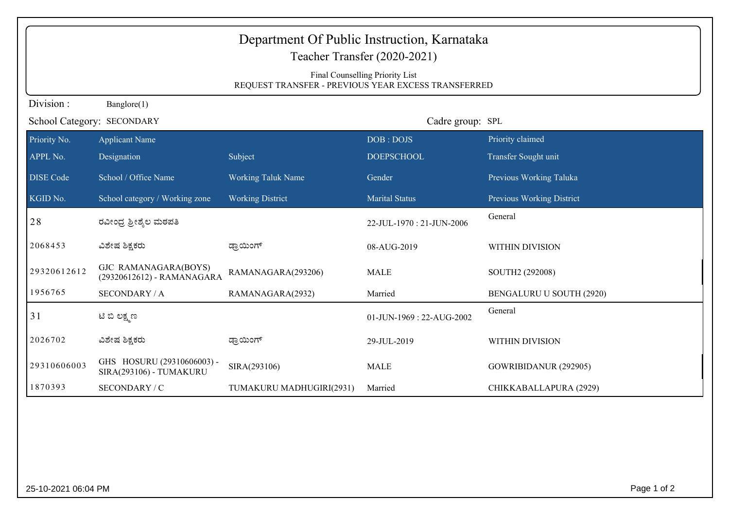# Department Of Public Instruction, Karnataka

## Teacher Transfer (2020-2021)

Final Counselling Priority List

REQUEST TRANSFER - PREVIOUS YEAR EXCESS TRANSFERRED

Division : Banglore(1)

School Category: SECONDARY

Cadre group: SPL

| Priority No. / APPL No. / DISE Code / KGID No. | Applicant Name / Designation / School / Office Name / School category / Working zone | Subject / Working Taluk Name / Working District | DOB : DOJS / DOEPSCHOOL / Gender / Marital Status | Priority claimed / Transfer Sought unit / Previous Working Taluka / Previous Working District |
|---|---|---|---|---|
| 28 | ರವೀಂದ್ರ ಶ್ರೀಶೈಲ ಮಠಪತಿ | | 22-JUL-1970 : 21-JUN-2006 | General |
| 2068453 | ವಿಶೇಷ ಶಿಕ್ಷಕರು | ಡ್ರಾಯಿಂಗ್ | 08-AUG-2019 | WITHIN DIVISION |
| 29320612612 | GJC RAMANAGARA(BOYS) (29320612612) - RAMANAGARA | RAMANAGARA(293206) | MALE | SOUTH2 (292008) |
| 1956765 | SECONDARY / A | RAMANAGARA(2932) | Married | BENGALURU U SOUTH (2920) |
| 31 | ಟಿ ಬಿ ಲಕ್ಷ್ಮಣ | | 01-JUN-1969 : 22-AUG-2002 | General |
| 2026702 | ವಿಶೇಷ ಶಿಕ್ಷಕರು | ಡ್ರಾಯಿಂಗ್ | 29-JUL-2019 | WITHIN DIVISION |
| 29310606003 | GHS HOSURU (29310606003) - SIRA(293106) - TUMAKURU | SIRA(293106) | MALE | GOWRIBIDANUR (292905) |
| 1870393 | SECONDARY / C | TUMAKURU MADHUGIRI(2931) | Married | CHIKKABALLAPURA (2929) |

25-10-2021 06:04 PM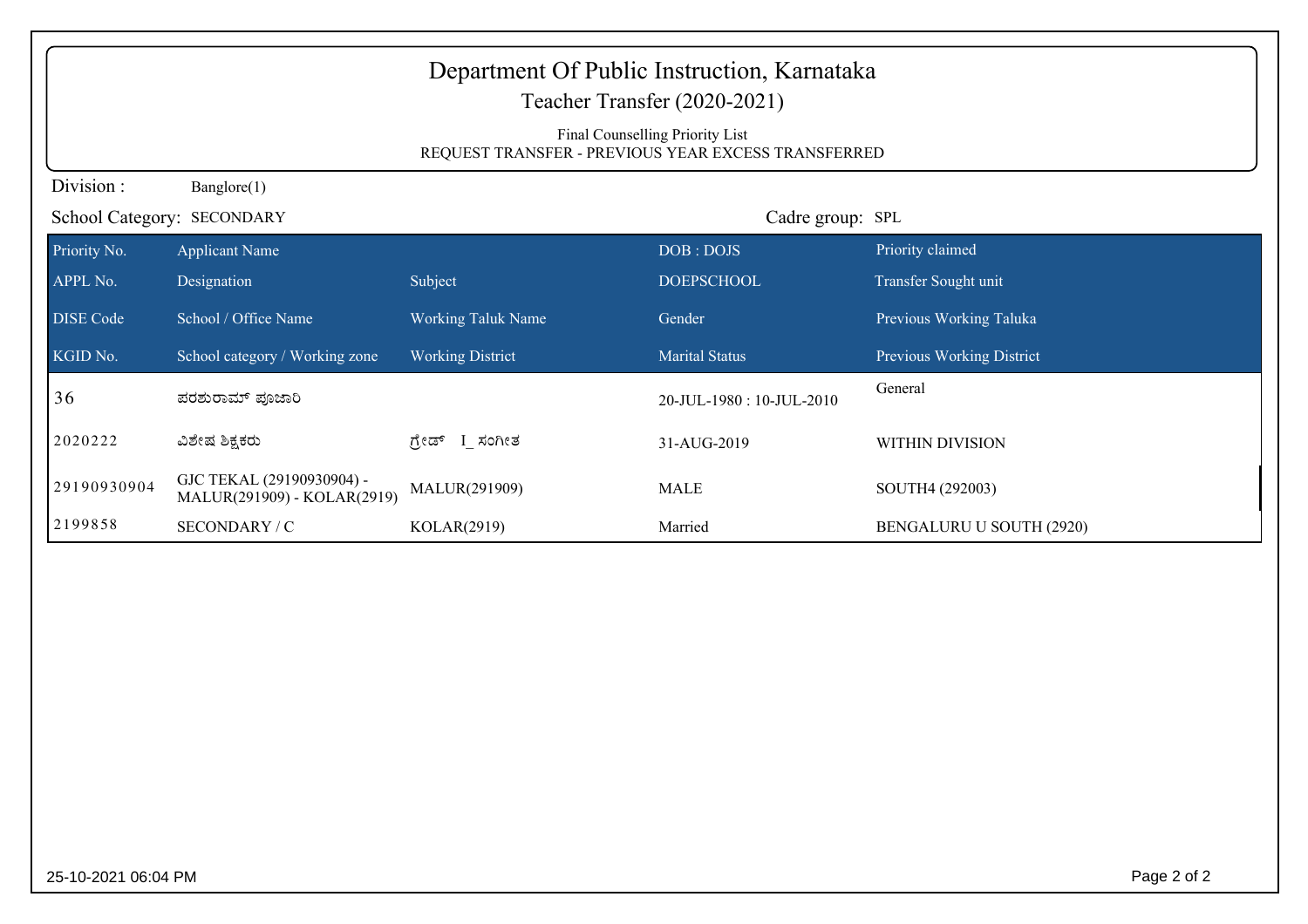# Department Of Public Instruction, Karnataka

Teacher Transfer (2020-2021)

Final Counselling Priority List
REQUEST TRANSFER - PREVIOUS YEAR EXCESS TRANSFERRED

Division : Banglore(1)

School Category: SECONDARY

Cadre group: SPL

| Priority No. / APPL No. / DISE Code / KGID No. | Applicant Name / Designation / School / Office Name / School category / Working zone | Subject / Working Taluk Name / Working District | DOB : DOJS / DOEPSCHOOL / Gender / Marital Status | Priority claimed / Transfer Sought unit / Previous Working Taluka / Previous Working District |
|---|---|---|---|---|
| 36 | ಪರಶುರಾಮ್ ಪೂಜಾರಿ | | 20-JUL-1980 : 10-JUL-2010 | General |
| 2020222 | ವಿಶೇಷ ಶಿಕ್ಷಕರು | ಗ್ರೇಡ್ I_ ಸಂಗೀತ | 31-AUG-2019 | WITHIN DIVISION |
| 29190930904 | GJC TEKAL (29190930904) - MALUR(291909) - KOLAR(2919) | MALUR(291909) | MALE | SOUTH4 (292003) |
| 2199858 | SECONDARY / C | KOLAR(2919) | Married | BENGALURU U SOUTH (2920) |

25-10-2021 06:04 PM